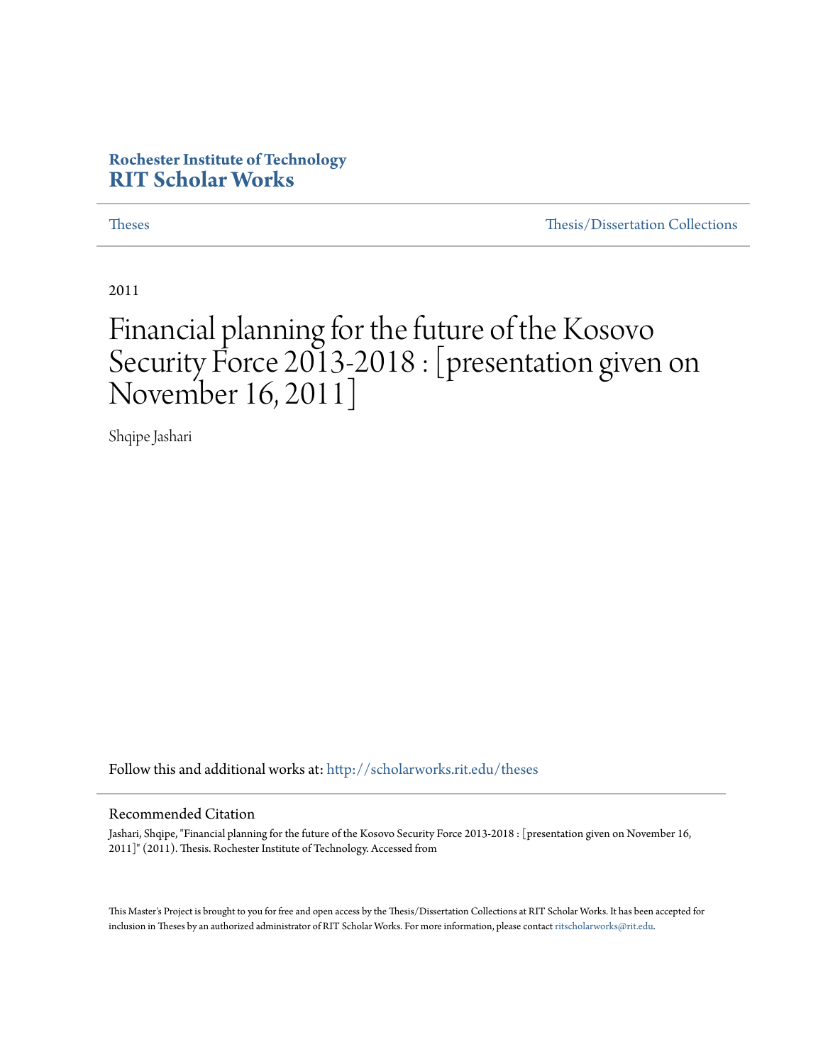**Rochester Institute of Technology**
**RIT Scholar Works**

Theses | Thesis/Dissertation Collections

2011

# Financial planning for the future of the Kosovo Security Force 2013-2018 : [presentation given on November 16, 2011]

Shqipe Jashari

Follow this and additional works at: http://scholarworks.rit.edu/theses

## Recommended Citation

Jashari, Shqipe, "Financial planning for the future of the Kosovo Security Force 2013-2018 : [presentation given on November 16, 2011]" (2011). Thesis. Rochester Institute of Technology. Accessed from

This Master's Project is brought to you for free and open access by the Thesis/Dissertation Collections at RIT Scholar Works. It has been accepted for inclusion in Theses by an authorized administrator of RIT Scholar Works. For more information, please contact ritscholarworks@rit.edu.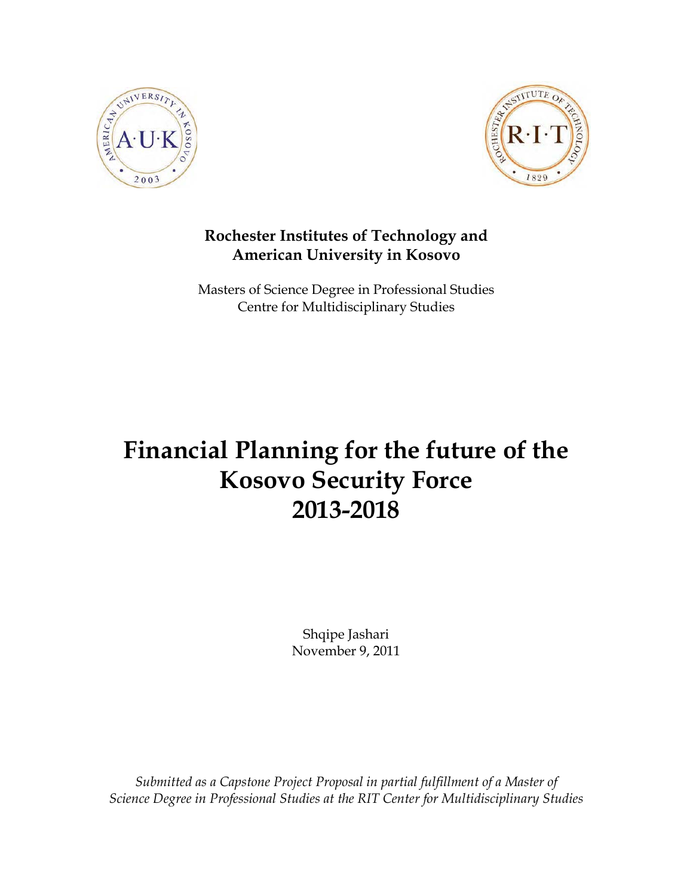**Rochester Institutes of Technology and American University in Kosovo**

Masters of Science Degree in Professional Studies
Centre for Multidisciplinary Studies

# Financial Planning for the future of the Kosovo Security Force 2013-2018

Shqipe Jashari
November 9, 2011

*Submitted as a Capstone Project Proposal in partial fulfillment of a Master of Science Degree in Professional Studies at the RIT Center for Multidisciplinary Studies*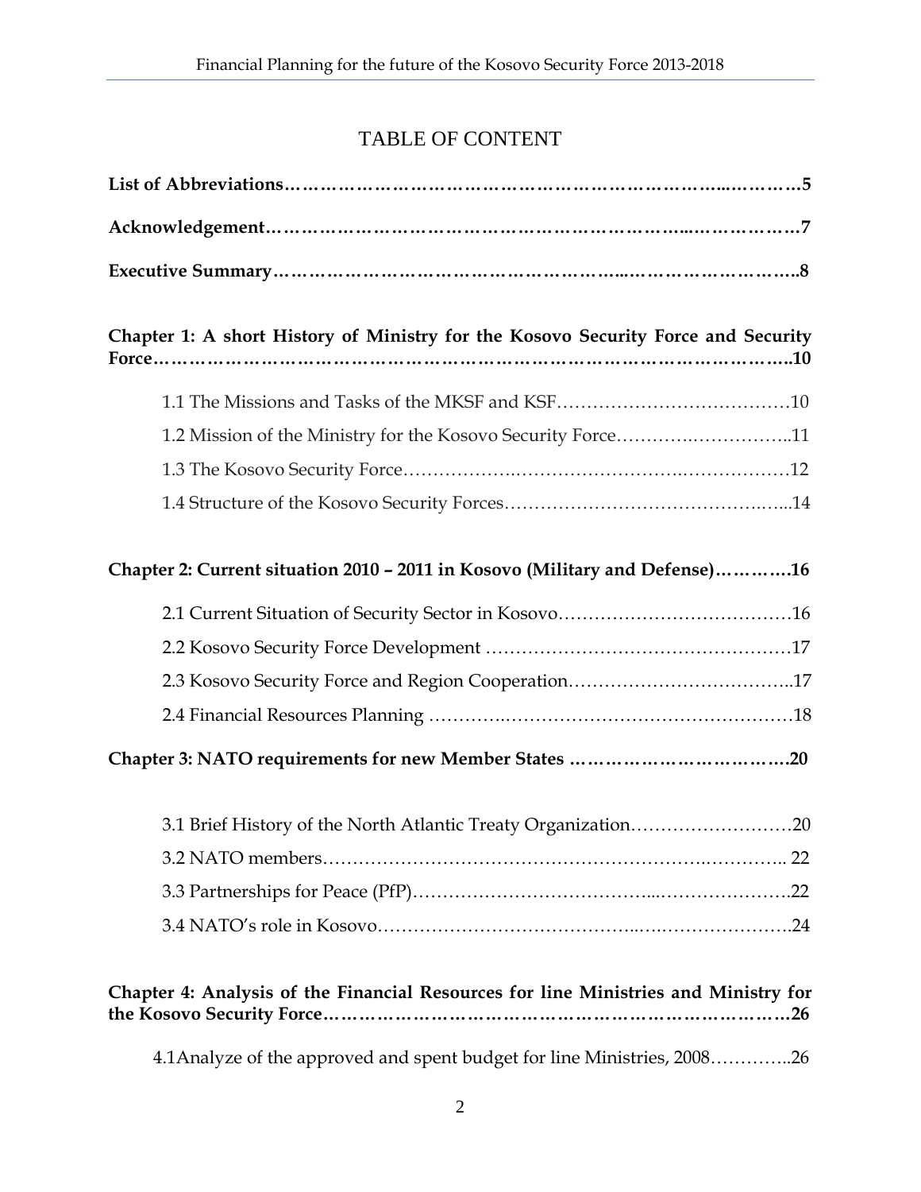# TABLE OF CONTENT

**List of Abbreviations……………………………………………………………..…………5**

**Acknowledgement………………………………………………………..………………7**

**Executive Summary…………………………………………………...………………………..8**

**Chapter 1: A short History of Ministry for the Kosovo Security Force and Security Force……………………………………………………………………………………………..10**

1.1 The Missions and Tasks of the MKSF and KSF…………………………………10

1.2 Mission of the Ministry for the Kosovo Security Force………….……………..11

1.3 The Kosovo Security Force……………….……………………….………….……12

1.4 Structure of the Kosovo Security Forces…………………………………….…...14

**Chapter 2: Current situation 2010 – 2011 in Kosovo (Military and Defense)………….16**

2.1 Current Situation of Security Sector in Kosovo…………………………………16

2.2 Kosovo Security Force Development ……………………………….……………17

2.3 Kosovo Security Force and Region Cooperation……………………….……….17

2.4 Financial Resources Planning ………….……………………………………………18

**Chapter 3: NATO requirements for new Member States ……………………………….20**

3.1 Brief History of the North Atlantic Treaty Organization………………………20

3.2 NATO members…………………………………………………….………….. 22

3.3 Partnerships for Peace (PfP)………………………………...………………….22

3.4 NATO's role in Kosovo…………………………………..……………………..24

**Chapter 4: Analysis of the Financial Resources for line Ministries and Ministry for the Kosovo Security Force………………………………………………………………26**

4.1Analyze of the approved and spent budget for line Ministries, 2008…………..26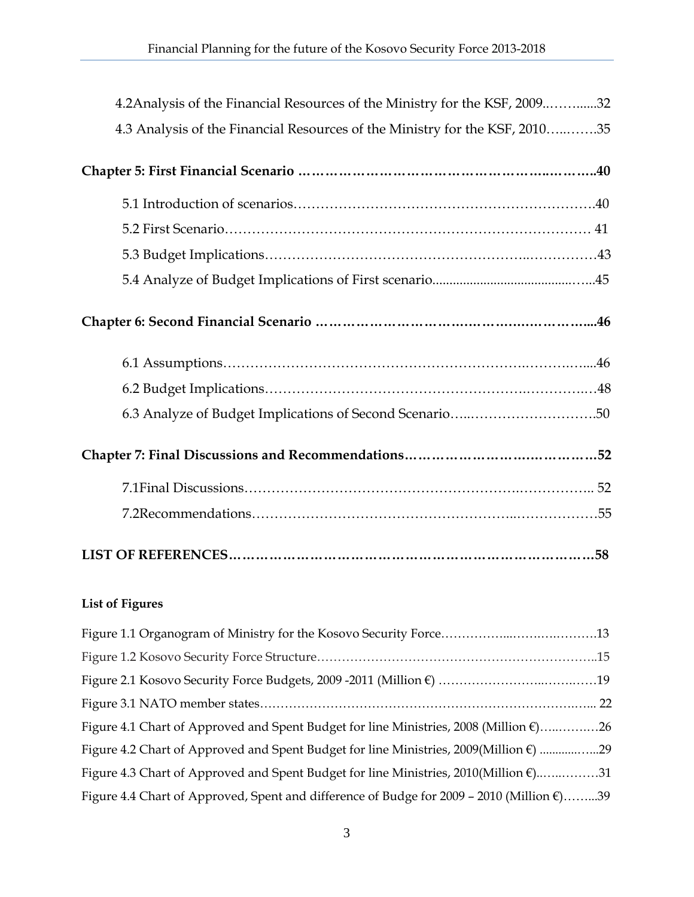4.2Analysis of the Financial Resources of the Ministry for the KSF, 2009..……......32

4.3 Analysis of the Financial Resources of the Ministry for the KSF, 2010…..…….35

**Chapter 5: First Financial Scenario ………………………………………………..………..40**

5.1 Introduction of scenarios……………………………………………………….40

5.2 First Scenario…………………………………………………………………… 41

5.3 Budget Implications………………………………………………..……………43

5.4 Analyze of Budget Implications of First scenario..........................................…...45

**Chapter 6: Second Financial Scenario …………………………….……….……………...46**

6.1 Assumptions……………………………………………………….……….…....46

6.2 Budget Implications…………………………………………….…………..…48

6.3 Analyze of Budget Implications of Second Scenario…...……………………….50

**Chapter 7: Final Discussions and Recommendations…………………….……………52**

7.1Final Discussions………………………………………………….…………….. 52

7.2Recommendations……………………………………………...………………55

**LIST OF REFERENCES……………………………………………………………………58**

**List of Figures**

Figure 1.1 Organogram of Ministry for the Kosovo Security Force……………...…….….……….13

Figure 1.2 Kosovo Security Force Structure………………………………………………………..15

Figure 2.1 Kosovo Security Force Budgets, 2009 -2011 (Million €) …………………...…….……19

Figure 3.1 NATO member states……………………………………………………………..…... 22

Figure 4.1 Chart of Approved and Spent Budget for line Ministries, 2008 (Million €)…..……..…26

Figure 4.2 Chart of Approved and Spent Budget for line Ministries, 2009(Million €) ............…...29

Figure 4.3 Chart of Approved and Spent Budget for line Ministries, 2010(Million €).…….………31

Figure 4.4 Chart of Approved, Spent and difference of Budge for 2009 – 2010 (Million €)……...39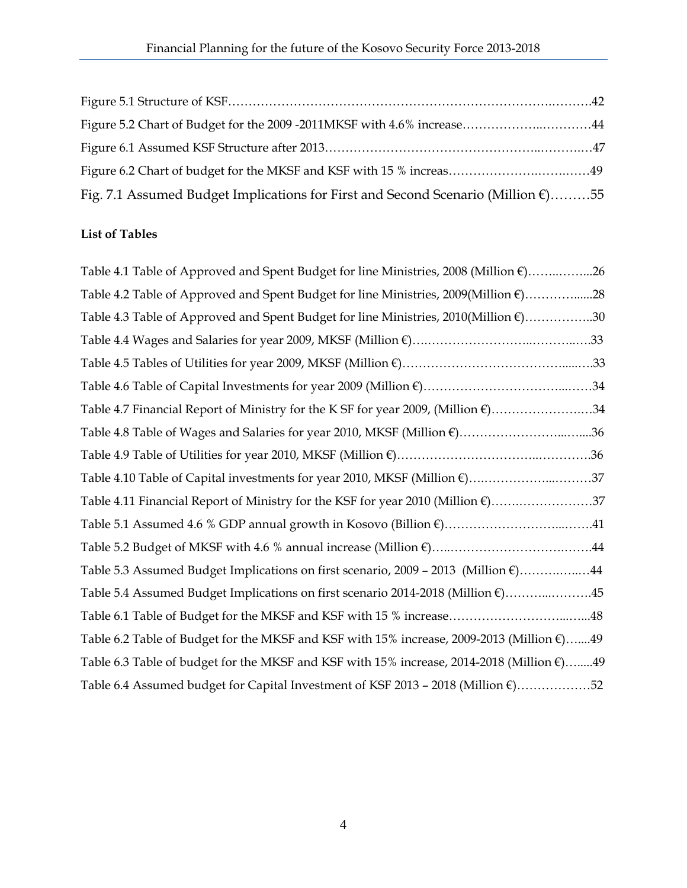Figure 5.1 Structure of KSF……………………………………………………………………….……….42

Figure 5.2 Chart of Budget for the 2009 -2011MKSF with 4.6% increase……………….…………44

Figure 6.1 Assumed KSF Structure after 2013………………………………………..………..…47

Figure 6.2 Chart of budget for the MKSF and KSF with 15 % increas……………….…….……49

Fig. 7.1 Assumed Budget Implications for First and Second Scenario (Million €)………55

**List of Tables**

Table 4.1 Table of Approved and Spent Budget for line Ministries, 2008 (Million €)……..……...26

Table 4.2 Table of Approved and Spent Budget for line Ministries, 2009(Million €)…………......28

Table 4.3 Table of Approved and Spent Budget for line Ministries, 2010(Million €)……………..30

Table 4.4 Wages and Salaries for year 2009, MKSF (Million €)….……………………..………..…33

Table 4.5 Tables of Utilities for year 2009, MKSF (Million €)……………………………………......…33

Table 4.6 Table of Capital Investments for year 2009 (Million €)……………………………...……34

Table 4.7 Financial Report of Ministry for the K SF for year 2009, (Million €)…………………….…34

Table 4.8 Table of Wages and Salaries for year 2010, MKSF (Million €)……………………...…....36

Table 4.9 Table of Utilities for year 2010, MKSF (Million €)…………………………...…………36

Table 4.10 Table of Capital investments for year 2010, MKSF (Million €)….……………...………37

Table 4.11 Financial Report of Ministry for the KSF for year 2010 (Million €)……..………………37

Table 5.1 Assumed 4.6 % GDP annual growth in Kosovo (Billion €)……………………...…….41

Table 5.2 Budget of MKSF with 4.6 % annual increase (Million €)…...…………………….…….44

Table 5.3 Assumed Budget Implications on first scenario, 2009 – 2013 (Million €)……….…..…44

Table 5.4 Assumed Budget Implications on first scenario 2014-2018 (Million €)………..……….45

Table 6.1 Table of Budget for the MKSF and KSF with 15 % increase……………………...…...48

Table 6.2 Table of Budget for the MKSF and KSF with 15% increase, 2009-2013 (Million €)…....49

Table 6.3 Table of budget for the MKSF and KSF with 15% increase, 2014-2018 (Million €)…......49

Table 6.4 Assumed budget for Capital Investment of KSF 2013 – 2018 (Million €)………………52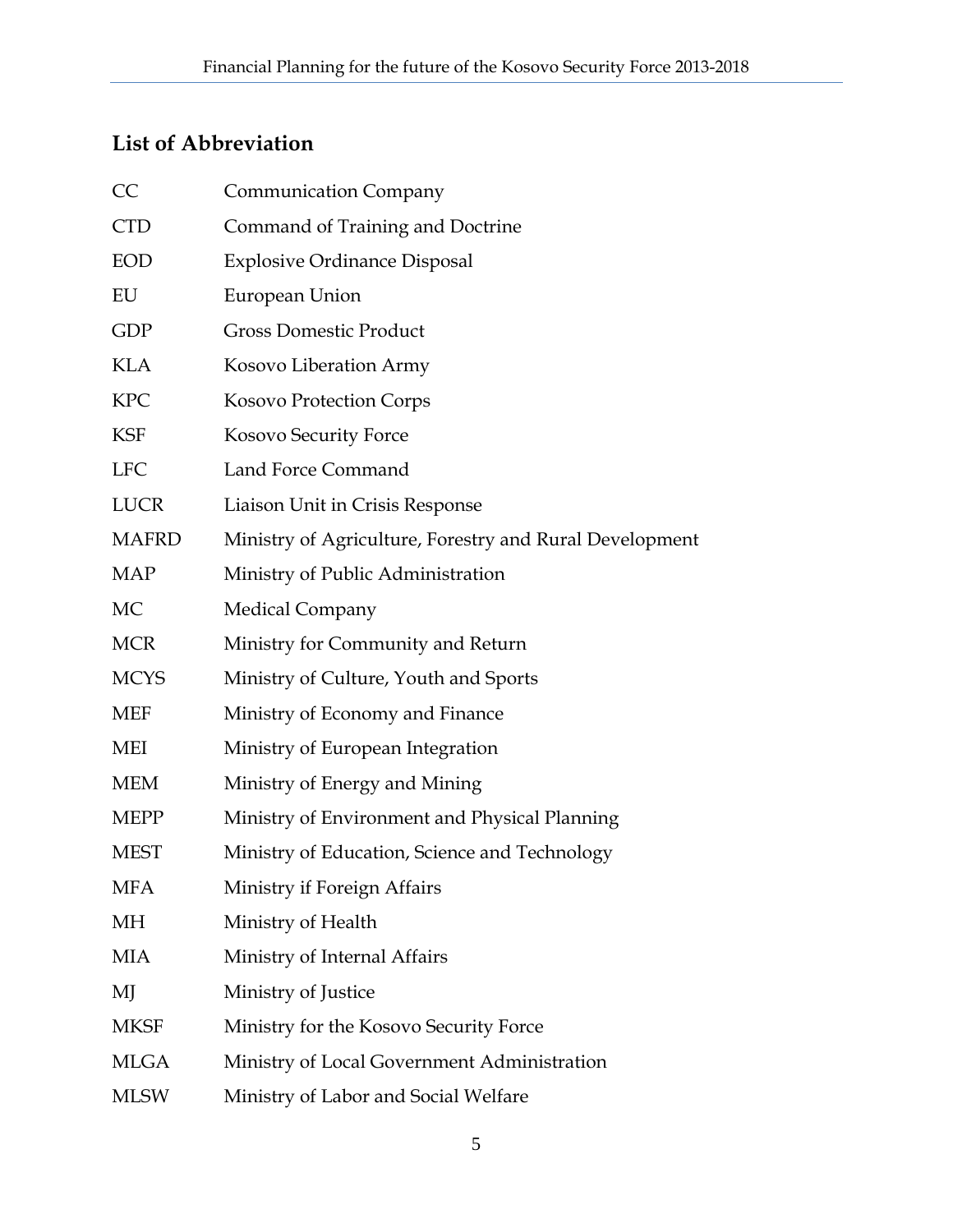## List of Abbreviation

| | |
|---|---|
| CC | Communication Company |
| CTD | Command of Training and Doctrine |
| EOD | Explosive Ordinance Disposal |
| EU | European Union |
| GDP | Gross Domestic Product |
| KLA | Kosovo Liberation Army |
| KPC | Kosovo Protection Corps |
| KSF | Kosovo Security Force |
| LFC | Land Force Command |
| LUCR | Liaison Unit in Crisis Response |
| MAFRD | Ministry of Agriculture, Forestry and Rural Development |
| MAP | Ministry of Public Administration |
| MC | Medical Company |
| MCR | Ministry for Community and Return |
| MCYS | Ministry of Culture, Youth and Sports |
| MEF | Ministry of Economy and Finance |
| MEI | Ministry of European Integration |
| MEM | Ministry of Energy and Mining |
| MEPP | Ministry of Environment and Physical Planning |
| MEST | Ministry of Education, Science and Technology |
| MFA | Ministry if Foreign Affairs |
| MH | Ministry of Health |
| MIA | Ministry of Internal Affairs |
| MJ | Ministry of Justice |
| MKSF | Ministry for the Kosovo Security Force |
| MLGA | Ministry of Local Government Administration |
| MLSW | Ministry of Labor and Social Welfare |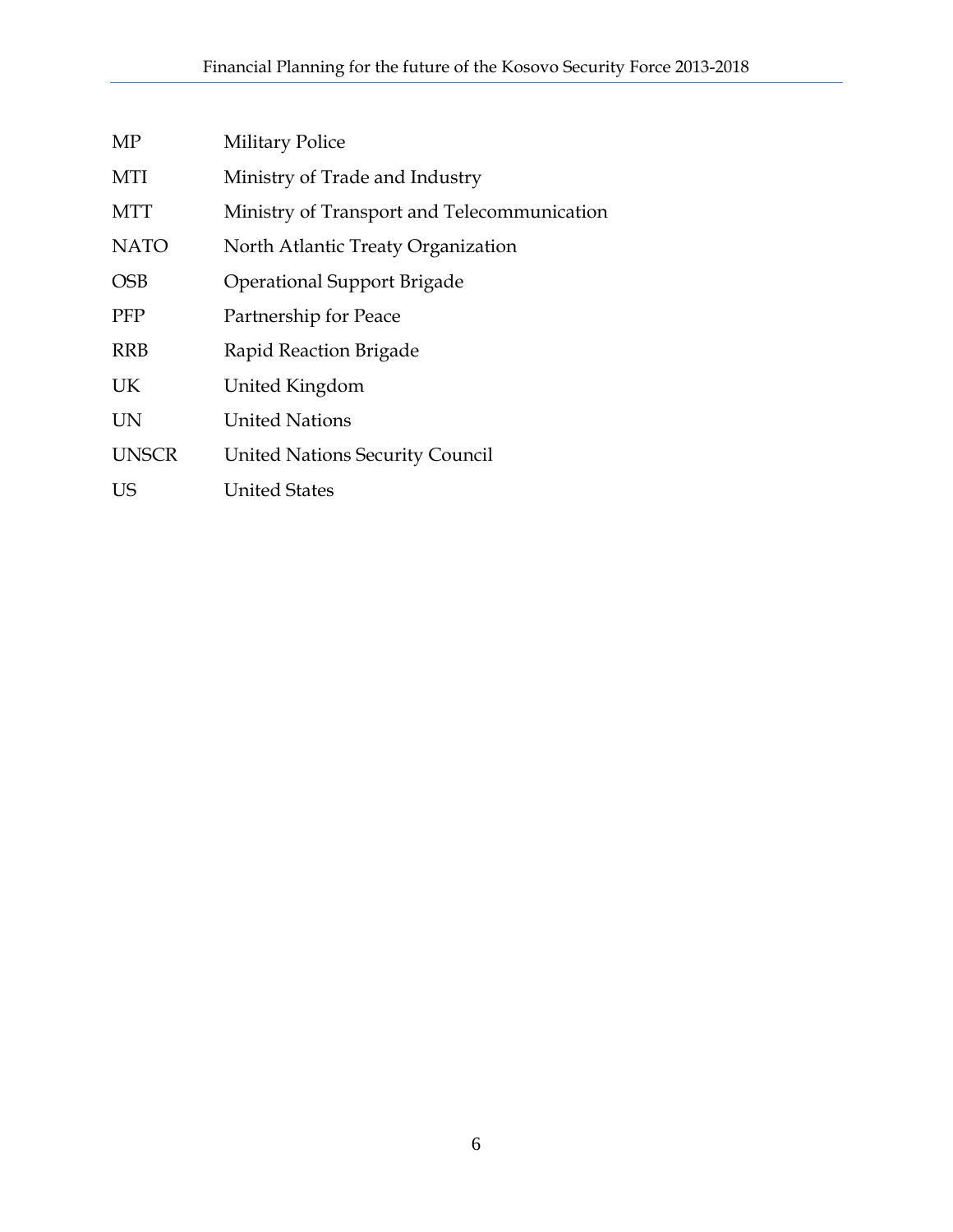| | |
|---|---|
| MP | Military Police |
| MTI | Ministry of Trade and Industry |
| MTT | Ministry of Transport and Telecommunication |
| NATO | North Atlantic Treaty Organization |
| OSB | Operational Support Brigade |
| PFP | Partnership for Peace |
| RRB | Rapid Reaction Brigade |
| UK | United Kingdom |
| UN | United Nations |
| UNSCR | United Nations Security Council |
| US | United States |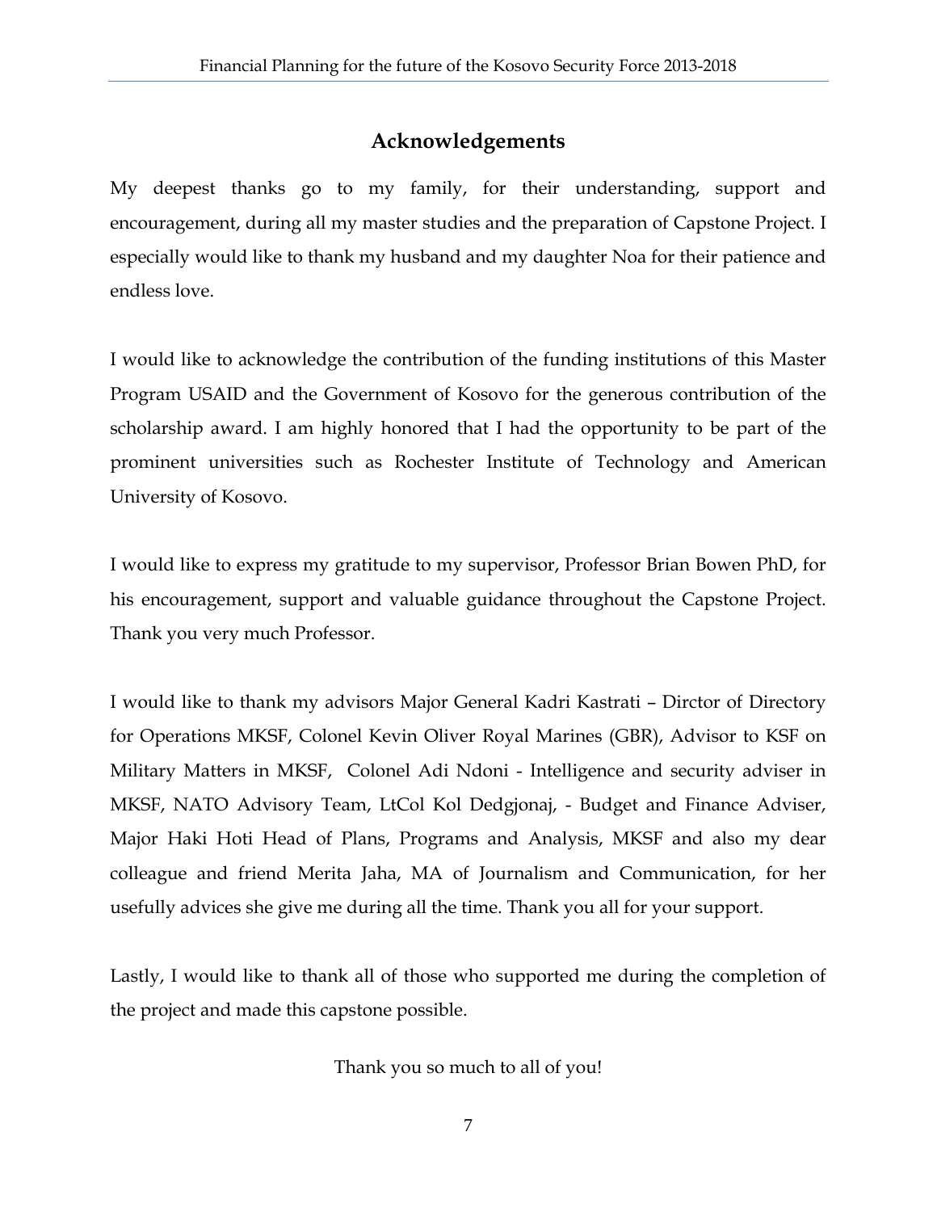## Acknowledgements

My deepest thanks go to my family, for their understanding, support and encouragement, during all my master studies and the preparation of Capstone Project. I especially would like to thank my husband and my daughter Noa for their patience and endless love.

I would like to acknowledge the contribution of the funding institutions of this Master Program USAID and the Government of Kosovo for the generous contribution of the scholarship award. I am highly honored that I had the opportunity to be part of the prominent universities such as Rochester Institute of Technology and American University of Kosovo.

I would like to express my gratitude to my supervisor, Professor Brian Bowen PhD, for his encouragement, support and valuable guidance throughout the Capstone Project. Thank you very much Professor.

I would like to thank my advisors Major General Kadri Kastrati – Dirctor of Directory for Operations MKSF, Colonel Kevin Oliver Royal Marines (GBR), Advisor to KSF on Military Matters in MKSF, Colonel Adi Ndoni - Intelligence and security adviser in MKSF, NATO Advisory Team, LtCol Kol Dedgjonaj, - Budget and Finance Adviser, Major Haki Hoti Head of Plans, Programs and Analysis, MKSF and also my dear colleague and friend Merita Jaha, MA of Journalism and Communication, for her usefully advices she give me during all the time. Thank you all for your support.

Lastly, I would like to thank all of those who supported me during the completion of the project and made this capstone possible.

Thank you so much to all of you!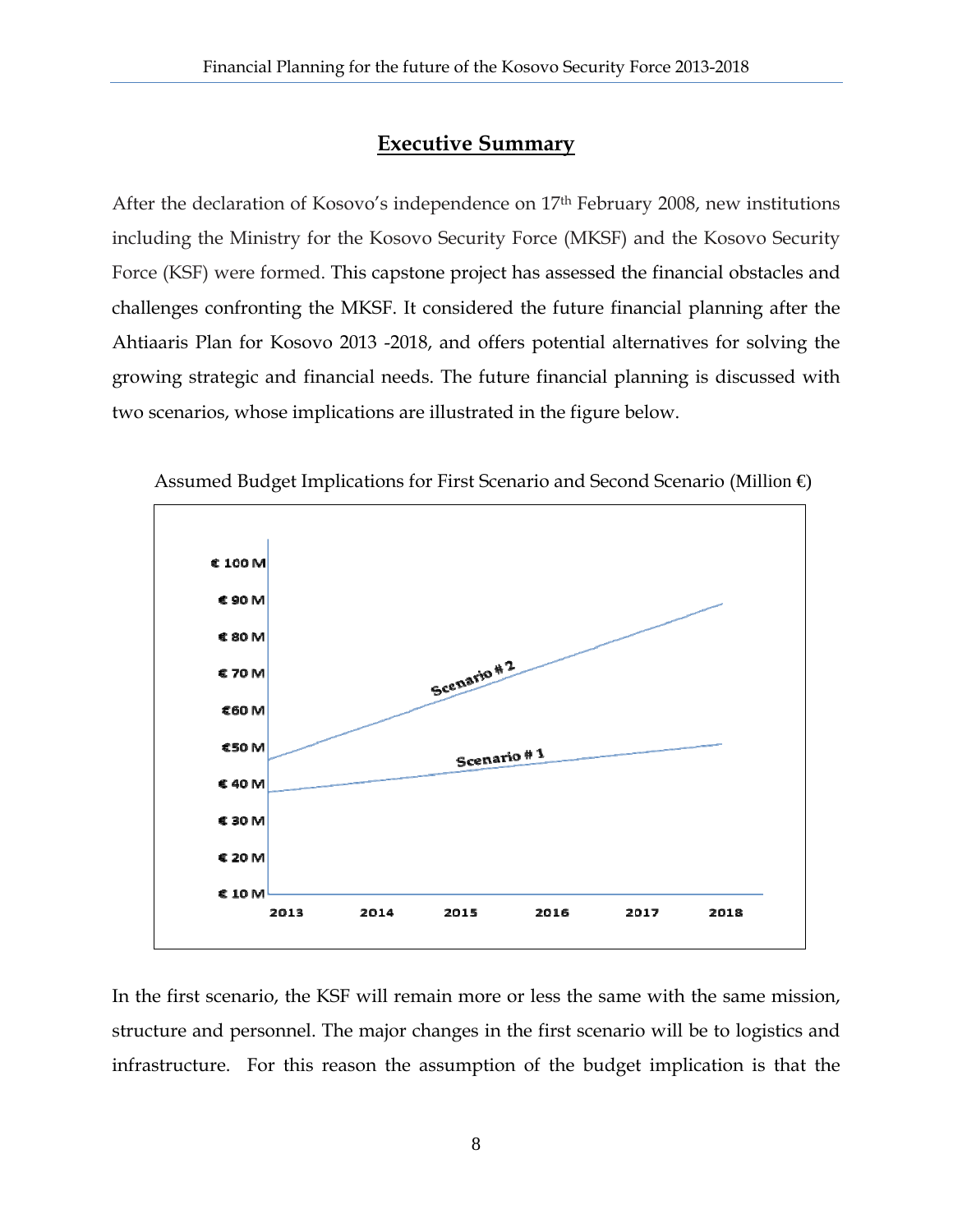## Executive Summary

After the declaration of Kosovo's independence on 17th February 2008, new institutions including the Ministry for the Kosovo Security Force (MKSF) and the Kosovo Security Force (KSF) were formed. This capstone project has assessed the financial obstacles and challenges confronting the MKSF. It considered the future financial planning after the Ahtiaaris Plan for Kosovo 2013 -2018, and offers potential alternatives for solving the growing strategic and financial needs. The future financial planning is discussed with two scenarios, whose implications are illustrated in the figure below.

Assumed Budget Implications for First Scenario and Second Scenario (Million €)

In the first scenario, the KSF will remain more or less the same with the same mission, structure and personnel. The major changes in the first scenario will be to logistics and infrastructure. For this reason the assumption of the budget implication is that the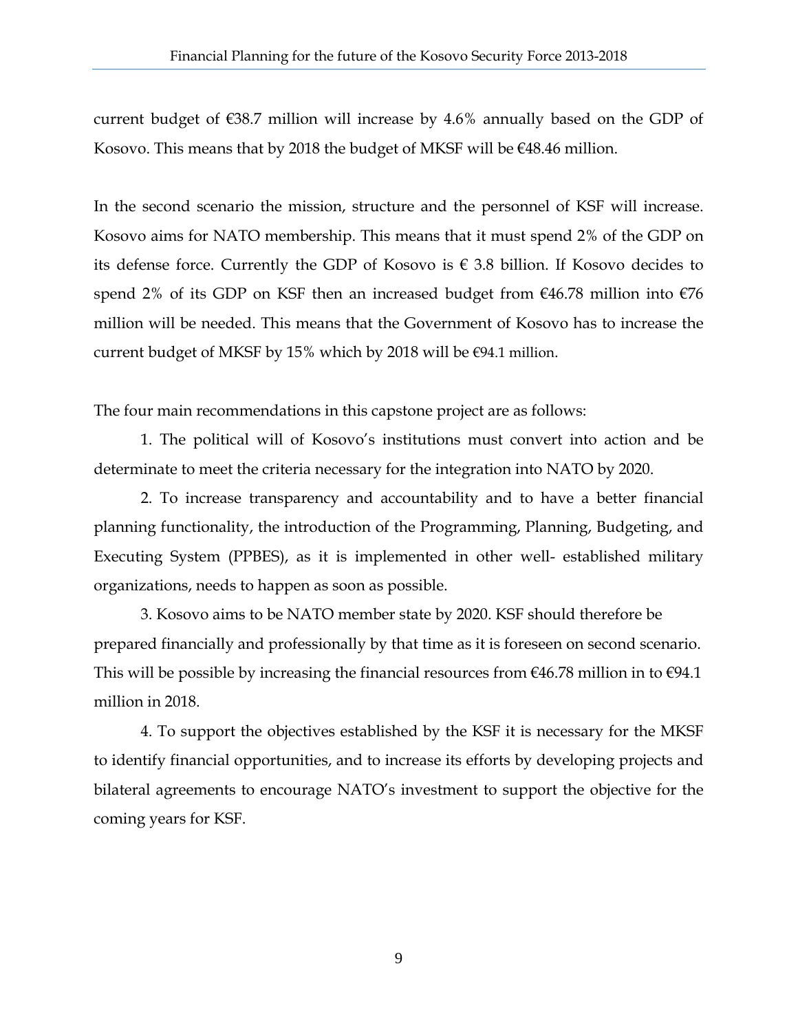current budget of €38.7 million will increase by 4.6% annually based on the GDP of Kosovo. This means that by 2018 the budget of MKSF will be €48.46 million.

In the second scenario the mission, structure and the personnel of KSF will increase. Kosovo aims for NATO membership. This means that it must spend 2% of the GDP on its defense force. Currently the GDP of Kosovo is € 3.8 billion. If Kosovo decides to spend 2% of its GDP on KSF then an increased budget from €46.78 million into €76 million will be needed. This means that the Government of Kosovo has to increase the current budget of MKSF by 15% which by 2018 will be €94.1 million.

The four main recommendations in this capstone project are as follows:

1. The political will of Kosovo's institutions must convert into action and be determinate to meet the criteria necessary for the integration into NATO by 2020.

2. To increase transparency and accountability and to have a better financial planning functionality, the introduction of the Programming, Planning, Budgeting, and Executing System (PPBES), as it is implemented in other well- established military organizations, needs to happen as soon as possible.

3. Kosovo aims to be NATO member state by 2020. KSF should therefore be prepared financially and professionally by that time as it is foreseen on second scenario. This will be possible by increasing the financial resources from €46.78 million in to €94.1 million in 2018.

4. To support the objectives established by the KSF it is necessary for the MKSF to identify financial opportunities, and to increase its efforts by developing projects and bilateral agreements to encourage NATO's investment to support the objective for the coming years for KSF.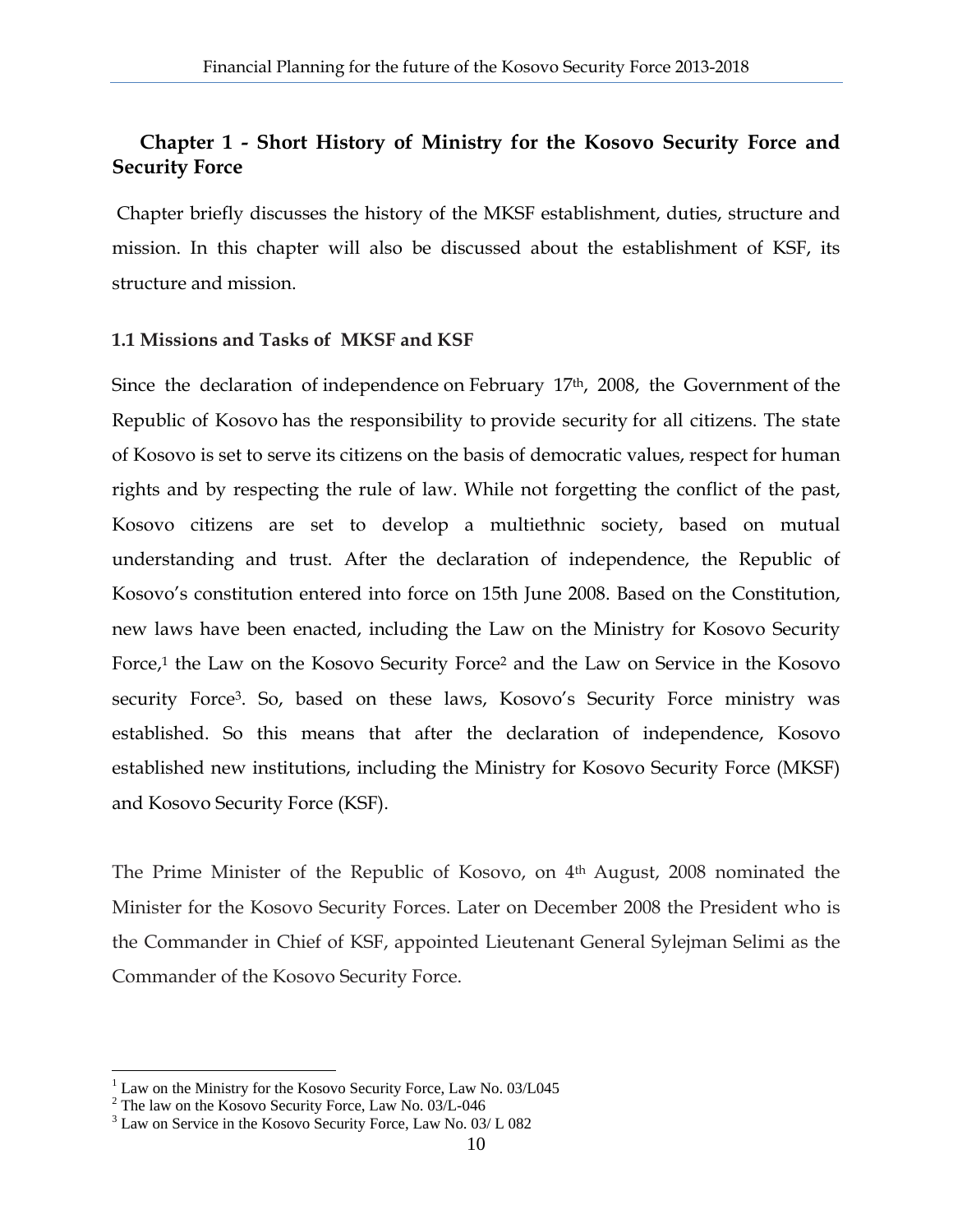# Chapter 1 - Short History of Ministry for the Kosovo Security Force and Security Force

Chapter briefly discusses the history of the MKSF establishment, duties, structure and mission. In this chapter will also be discussed about the establishment of KSF, its structure and mission.

## 1.1 Missions and Tasks of MKSF and KSF

Since the declaration of independence on February 17th, 2008, the Government of the Republic of Kosovo has the responsibility to provide security for all citizens. The state of Kosovo is set to serve its citizens on the basis of democratic values, respect for human rights and by respecting the rule of law. While not forgetting the conflict of the past, Kosovo citizens are set to develop a multiethnic society, based on mutual understanding and trust. After the declaration of independence, the Republic of Kosovo's constitution entered into force on 15th June 2008. Based on the Constitution, new laws have been enacted, including the Law on the Ministry for Kosovo Security Force,[1] the Law on the Kosovo Security Force[2] and the Law on Service in the Kosovo security Force[3]. So, based on these laws, Kosovo's Security Force ministry was established. So this means that after the declaration of independence, Kosovo established new institutions, including the Ministry for Kosovo Security Force (MKSF) and Kosovo Security Force (KSF).

The Prime Minister of the Republic of Kosovo, on 4th August, 2008 nominated the Minister for the Kosovo Security Forces. Later on December 2008 the President who is the Commander in Chief of KSF, appointed Lieutenant General Sylejman Selimi as the Commander of the Kosovo Security Force.

---

[1] Law on the Ministry for the Kosovo Security Force, Law No. 03/L045

[2] The law on the Kosovo Security Force, Law No. 03/L-046

[3] Law on Service in the Kosovo Security Force, Law No. 03/ L 082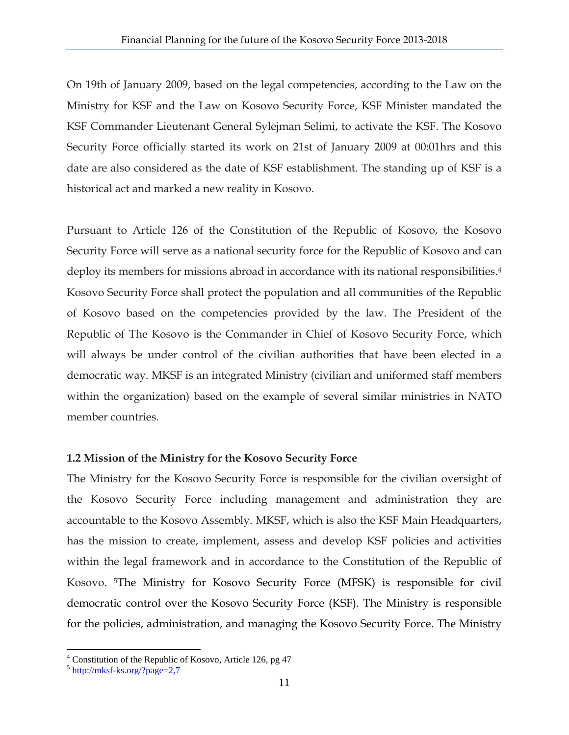On 19th of January 2009, based on the legal competencies, according to the Law on the Ministry for KSF and the Law on Kosovo Security Force, KSF Minister mandated the KSF Commander Lieutenant General Sylejman Selimi, to activate the KSF. The Kosovo Security Force officially started its work on 21st of January 2009 at 00:01hrs and this date are also considered as the date of KSF establishment. The standing up of KSF is a historical act and marked a new reality in Kosovo.

Pursuant to Article 126 of the Constitution of the Republic of Kosovo, the Kosovo Security Force will serve as a national security force for the Republic of Kosovo and can deploy its members for missions abroad in accordance with its national responsibilities.[4] Kosovo Security Force shall protect the population and all communities of the Republic of Kosovo based on the competencies provided by the law. The President of the Republic of The Kosovo is the Commander in Chief of Kosovo Security Force, which will always be under control of the civilian authorities that have been elected in a democratic way. MKSF is an integrated Ministry (civilian and uniformed staff members within the organization) based on the example of several similar ministries in NATO member countries.

### 1.2 Mission of the Ministry for the Kosovo Security Force

The Ministry for the Kosovo Security Force is responsible for the civilian oversight of the Kosovo Security Force including management and administration they are accountable to the Kosovo Assembly. MKSF, which is also the KSF Main Headquarters, has the mission to create, implement, assess and develop KSF policies and activities within the legal framework and in accordance to the Constitution of the Republic of Kosovo. [5]The Ministry for Kosovo Security Force (MFSK) is responsible for civil democratic control over the Kosovo Security Force (KSF). The Ministry is responsible for the policies, administration, and managing the Kosovo Security Force. The Ministry

[4] Constitution of the Republic of Kosovo, Article 126, pg 47

[5] http://mksf-ks.org/?page=2,7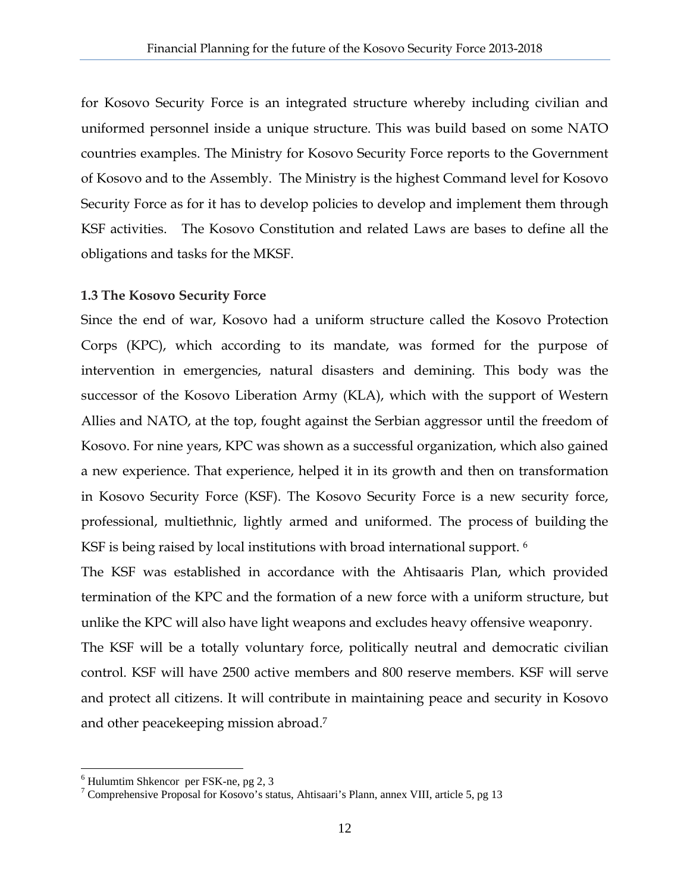for Kosovo Security Force is an integrated structure whereby including civilian and uniformed personnel inside a unique structure. This was build based on some NATO countries examples. The Ministry for Kosovo Security Force reports to the Government of Kosovo and to the Assembly. The Ministry is the highest Command level for Kosovo Security Force as for it has to develop policies to develop and implement them through KSF activities. The Kosovo Constitution and related Laws are bases to define all the obligations and tasks for the MKSF.

### 1.3 The Kosovo Security Force

Since the end of war, Kosovo had a uniform structure called the Kosovo Protection Corps (KPC), which according to its mandate, was formed for the purpose of intervention in emergencies, natural disasters and demining. This body was the successor of the Kosovo Liberation Army (KLA), which with the support of Western Allies and NATO, at the top, fought against the Serbian aggressor until the freedom of Kosovo. For nine years, KPC was shown as a successful organization, which also gained a new experience. That experience, helped it in its growth and then on transformation in Kosovo Security Force (KSF). The Kosovo Security Force is a new security force, professional, multiethnic, lightly armed and uniformed. The process of building the KSF is being raised by local institutions with broad international support. [6]

The KSF was established in accordance with the Ahtisaaris Plan, which provided termination of the KPC and the formation of a new force with a uniform structure, but unlike the KPC will also have light weapons and excludes heavy offensive weaponry.

The KSF will be a totally voluntary force, politically neutral and democratic civilian control. KSF will have 2500 active members and 800 reserve members. KSF will serve and protect all citizens. It will contribute in maintaining peace and security in Kosovo and other peacekeeping mission abroad.[7]

---

[6] Hulumtim Shkencor per FSK-ne, pg 2, 3

[7] Comprehensive Proposal for Kosovo's status, Ahtisaari's Plann, annex VIII, article 5, pg 13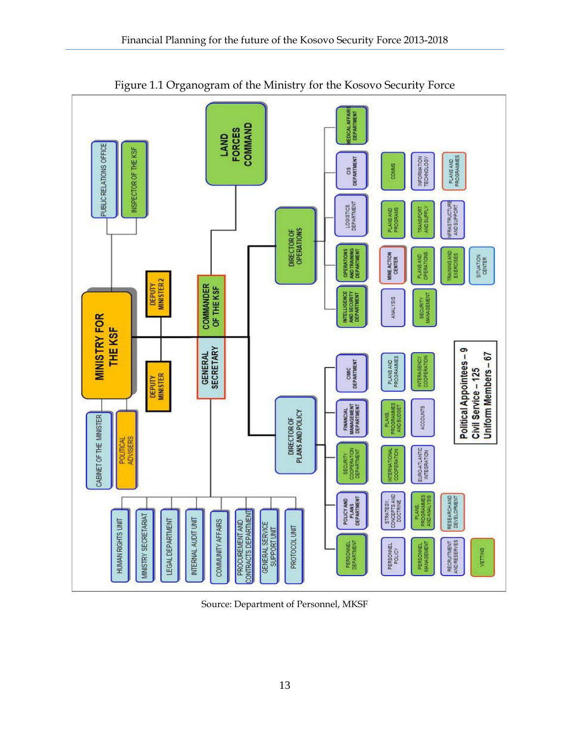Figure 1.1 Organogram of the Ministry for the Kosovo Security Force

MINISTRY FOR THE KSF

- PUBLIC RELATIONS OFFICE
- INSPECTOR OF THE KSF
- CABINET OF THE MINISTER
- POLITICAL ADVISERS
- DEPUTY MINISTER
- DEPUTY MINISTER 2

GENERAL SECRETARY

- HUMAN RIGHTS UNIT
- MINISTRY SECRETARIAT
- LEGAL DEPARTMENT
- INTERNAL AUDIT UNIT
- COMMUNITY AFFAIRS
- PROCUREMENT AND CONTRACTS DEPARTMENT
- GENERAL SERVICE SUPPORT UNIT
- PROTOCOL UNIT

COMMANDER OF THE KSF

- LAND FORCES COMMAND

DIRECTOR OF PLANS AND POLICY

- PERSONNEL DEPARTMENT
  - PERSONNEL POLICY
  - PERSONNEL MANAGEMENT
  - RECRUITMENT AND RESERVES
  - VETTING
- POLICY AND PLANS DEPARTMENT
  - STRATEGY, CONCEPTS AND DOCTRINE
  - PLANS, PROGRAMMES AND ANALYSIS
  - RESEARCH AND DEVELOPMENT
- SECURITY COOPERATION DEPARTMENT
  - INTERNATIONAL COOPERATION
  - EUROATLANTIC INTEGRATION
- FINANCIAL MANAGEMENT DEPARTMENT
  - PLANS, PROGRAMMES AND BUDGET
  - ACCOUNTS
- CIMIC DEPARTMENT
  - PLANS AND PROGRAMMES
  - INTERAGENCY COOPERATION

DIRECTOR OF OPERATIONS

- INTELLIGENCE AND SECURITY DEPARTMENT
  - ANALYSIS
  - SECURITY MANAGEMENT
- OPERATIONS AND TRAINING DEPARTMENT
  - MINE ACTION CENTER
  - PLANS AND OPERATIONS
  - TRAINING AND EXERCISES
  - SITUATION CENTER
- LOGISTICS DEPARTMENT
  - PLANS AND PROGRAMS
  - TRANSPORT AND SUPPLY
  - INFRASTRUCTURE AND SUPPORT
- CIS DEPARTMENT
  - COMMS
  - INFORMATION TECHNOLOGY
  - PLANS AND PROGRAMMES
- MEDICAL AFFAIRS DEPARTMENT

Political Appointees – 9
Civil Service – 125
Uniform Members – 67

Source: Department of Personnel, MKSF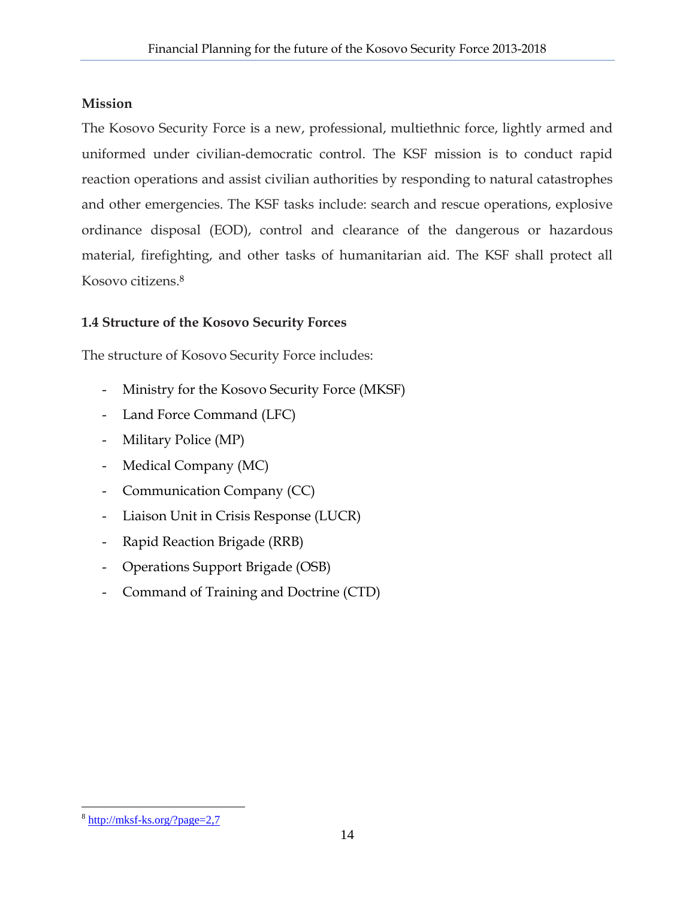**Mission**

The Kosovo Security Force is a new, professional, multiethnic force, lightly armed and uniformed under civilian-democratic control. The KSF mission is to conduct rapid reaction operations and assist civilian authorities by responding to natural catastrophes and other emergencies. The KSF tasks include: search and rescue operations, explosive ordinance disposal (EOD), control and clearance of the dangerous or hazardous material, firefighting, and other tasks of humanitarian aid. The KSF shall protect all Kosovo citizens.[8]

### 1.4 Structure of the Kosovo Security Forces

The structure of Kosovo Security Force includes:

- Ministry for the Kosovo Security Force (MKSF)
- Land Force Command (LFC)
- Military Police (MP)
- Medical Company (MC)
- Communication Company (CC)
- Liaison Unit in Crisis Response (LUCR)
- Rapid Reaction Brigade (RRB)
- Operations Support Brigade (OSB)
- Command of Training and Doctrine (CTD)

---

[8] http://mksf-ks.org/?page=2,7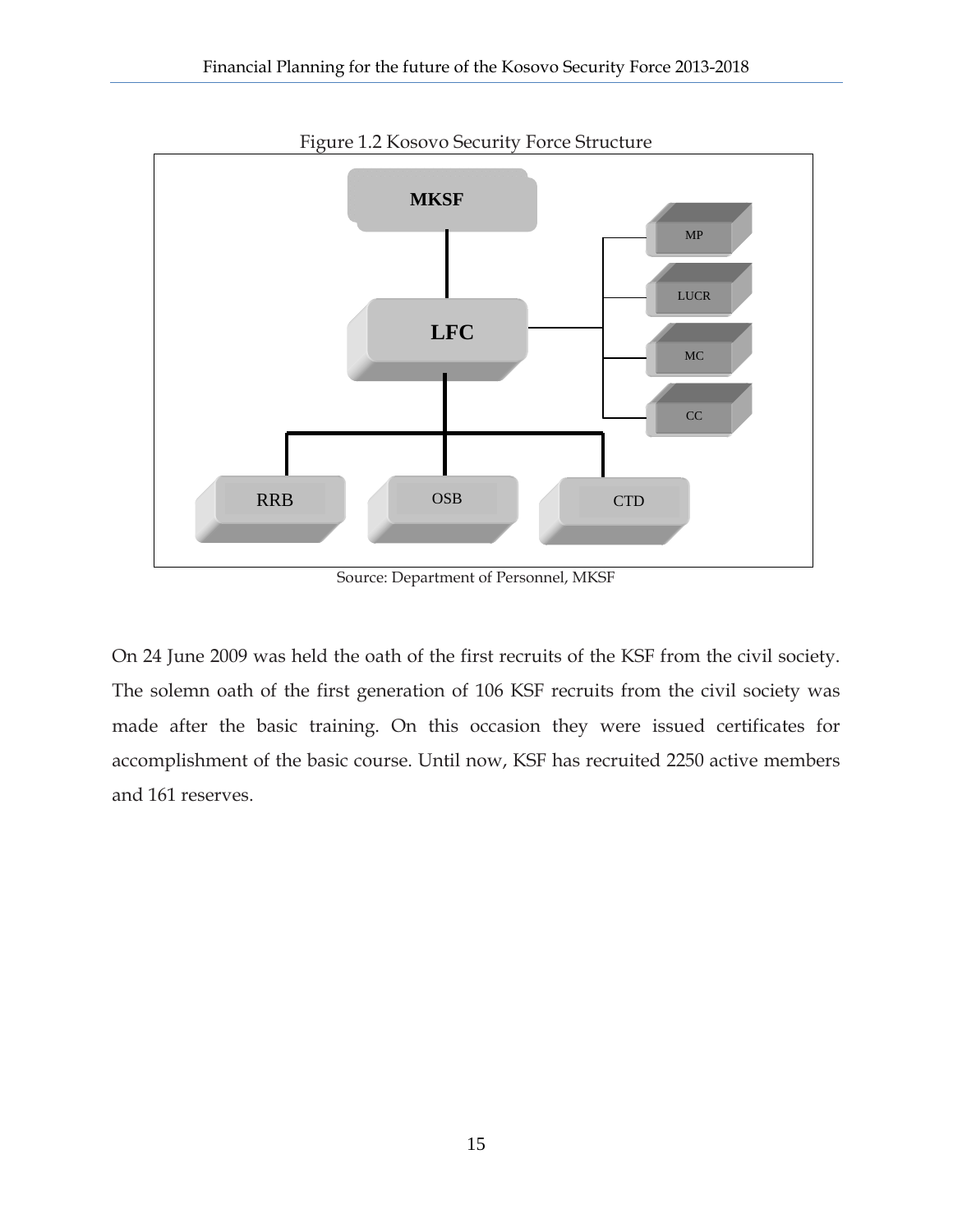Figure 1.2 Kosovo Security Force Structure

Source: Department of Personnel, MKSF

On 24 June 2009 was held the oath of the first recruits of the KSF from the civil society. The solemn oath of the first generation of 106 KSF recruits from the civil society was made after the basic training. On this occasion they were issued certificates for accomplishment of the basic course. Until now, KSF has recruited 2250 active members and 161 reserves.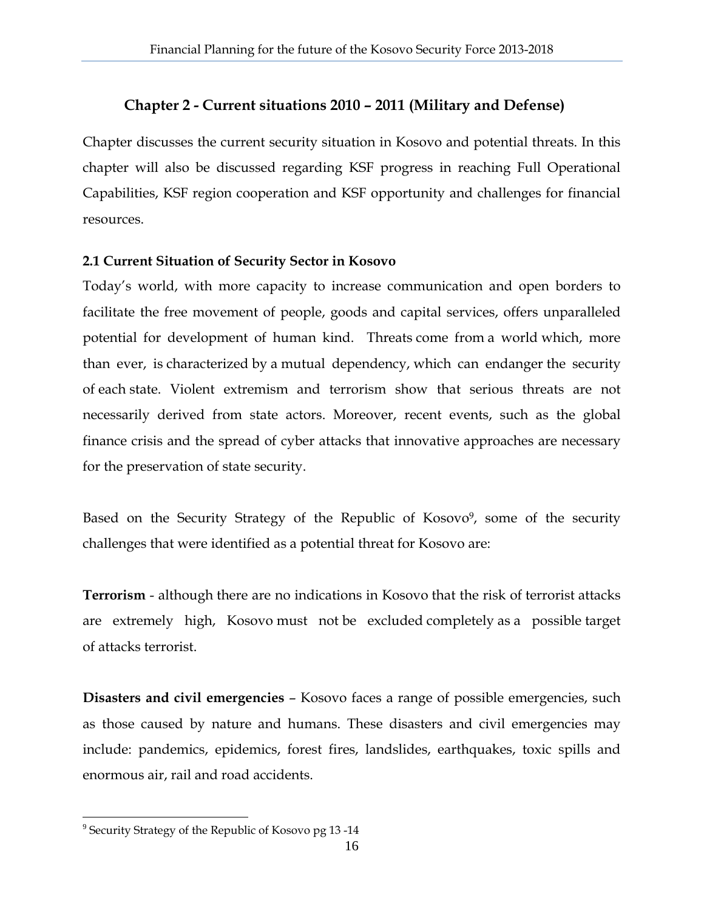# Chapter 2 - Current situations 2010 – 2011 (Military and Defense)

Chapter discusses the current security situation in Kosovo and potential threats. In this chapter will also be discussed regarding KSF progress in reaching Full Operational Capabilities, KSF region cooperation and KSF opportunity and challenges for financial resources.

### 2.1 Current Situation of Security Sector in Kosovo

Today's world, with more capacity to increase communication and open borders to facilitate the free movement of people, goods and capital services, offers unparalleled potential for development of human kind. Threats come from a world which, more than ever, is characterized by a mutual dependency, which can endanger the security of each state. Violent extremism and terrorism show that serious threats are not necessarily derived from state actors. Moreover, recent events, such as the global finance crisis and the spread of cyber attacks that innovative approaches are necessary for the preservation of state security.

Based on the Security Strategy of the Republic of Kosovo[9], some of the security challenges that were identified as a potential threat for Kosovo are:

**Terrorism** - although there are no indications in Kosovo that the risk of terrorist attacks are extremely high, Kosovo must not be excluded completely as a possible target of attacks terrorist.

**Disasters and civil emergencies** – Kosovo faces a range of possible emergencies, such as those caused by nature and humans. These disasters and civil emergencies may include: pandemics, epidemics, forest fires, landslides, earthquakes, toxic spills and enormous air, rail and road accidents.

---

[9] Security Strategy of the Republic of Kosovo pg 13 -14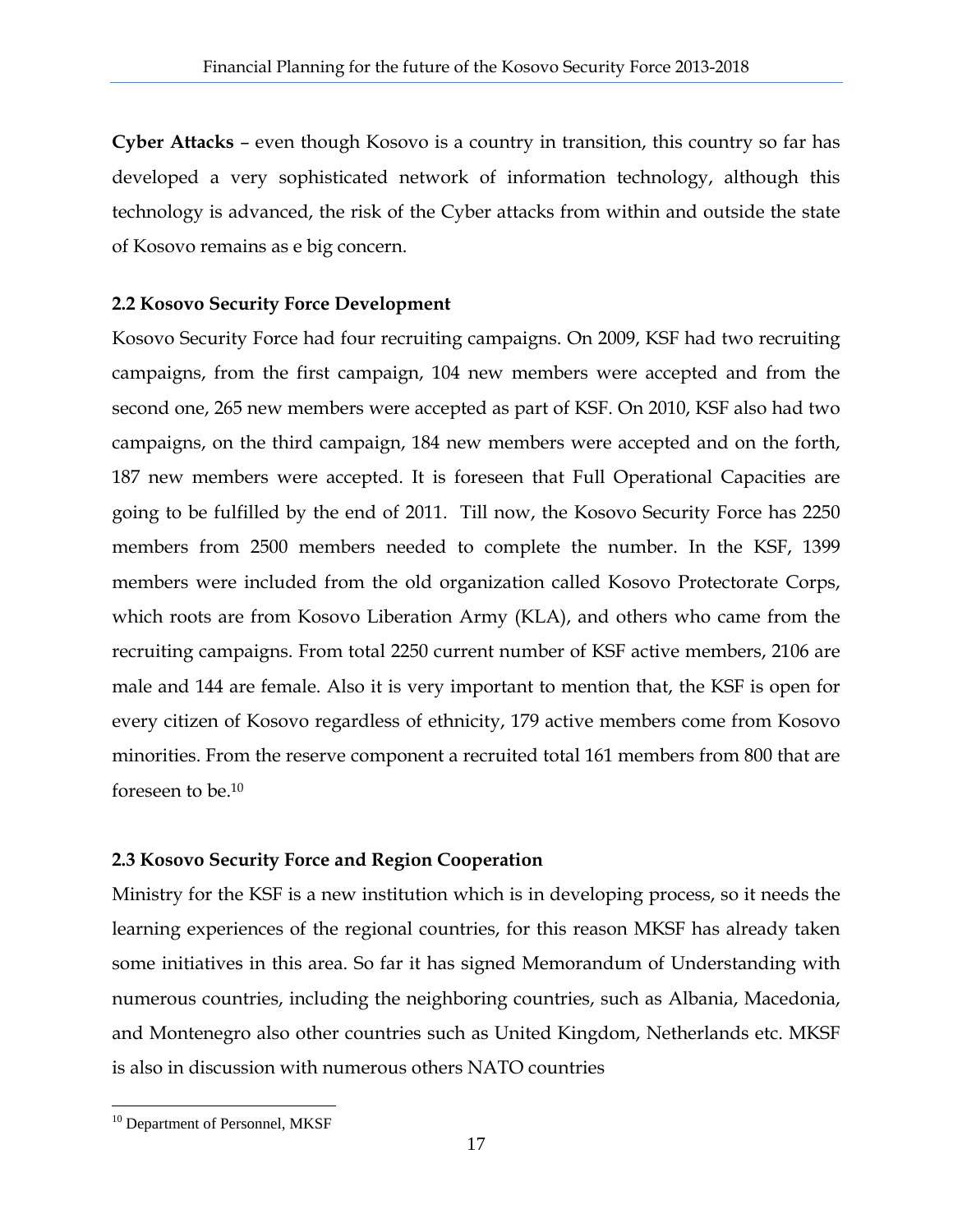**Cyber Attacks** – even though Kosovo is a country in transition, this country so far has developed a very sophisticated network of information technology, although this technology is advanced, the risk of the Cyber attacks from within and outside the state of Kosovo remains as e big concern.

### 2.2 Kosovo Security Force Development

Kosovo Security Force had four recruiting campaigns. On 2009, KSF had two recruiting campaigns, from the first campaign, 104 new members were accepted and from the second one, 265 new members were accepted as part of KSF. On 2010, KSF also had two campaigns, on the third campaign, 184 new members were accepted and on the forth, 187 new members were accepted. It is foreseen that Full Operational Capacities are going to be fulfilled by the end of 2011. Till now, the Kosovo Security Force has 2250 members from 2500 members needed to complete the number. In the KSF, 1399 members were included from the old organization called Kosovo Protectorate Corps, which roots are from Kosovo Liberation Army (KLA), and others who came from the recruiting campaigns. From total 2250 current number of KSF active members, 2106 are male and 144 are female. Also it is very important to mention that, the KSF is open for every citizen of Kosovo regardless of ethnicity, 179 active members come from Kosovo minorities. From the reserve component a recruited total 161 members from 800 that are foreseen to be.[10]

### 2.3 Kosovo Security Force and Region Cooperation

Ministry for the KSF is a new institution which is in developing process, so it needs the learning experiences of the regional countries, for this reason MKSF has already taken some initiatives in this area. So far it has signed Memorandum of Understanding with numerous countries, including the neighboring countries, such as Albania, Macedonia, and Montenegro also other countries such as United Kingdom, Netherlands etc. MKSF is also in discussion with numerous others NATO countries

---

[10] Department of Personnel, MKSF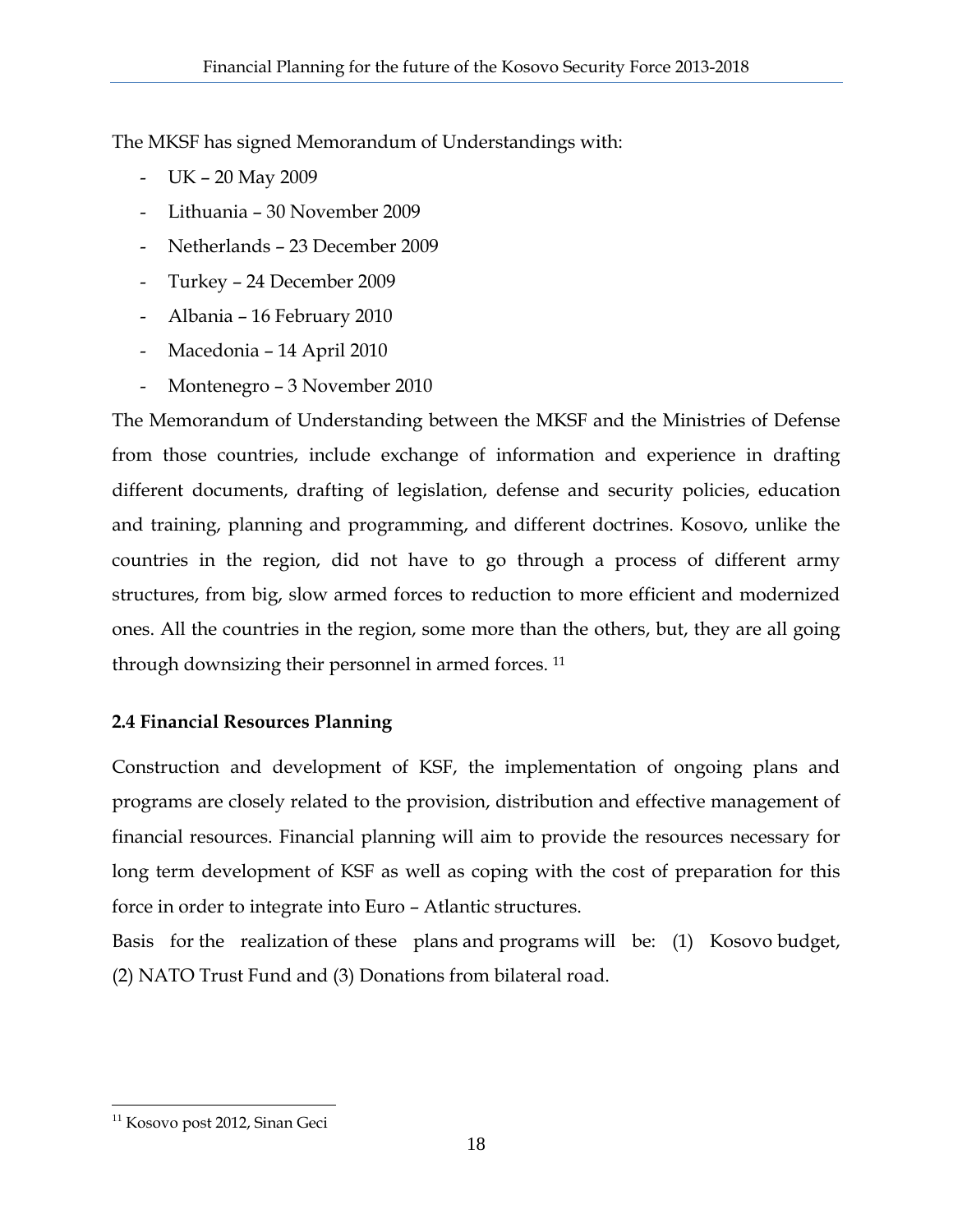The MKSF has signed Memorandum of Understandings with:

- UK – 20 May 2009
- Lithuania – 30 November 2009
- Netherlands – 23 December 2009
- Turkey – 24 December 2009
- Albania – 16 February 2010
- Macedonia – 14 April 2010
- Montenegro – 3 November 2010

The Memorandum of Understanding between the MKSF and the Ministries of Defense from those countries, include exchange of information and experience in drafting different documents, drafting of legislation, defense and security policies, education and training, planning and programming, and different doctrines. Kosovo, unlike the countries in the region, did not have to go through a process of different army structures, from big, slow armed forces to reduction to more efficient and modernized ones. All the countries in the region, some more than the others, but, they are all going through downsizing their personnel in armed forces. [11]

### 2.4 Financial Resources Planning

Construction and development of KSF, the implementation of ongoing plans and programs are closely related to the provision, distribution and effective management of financial resources. Financial planning will aim to provide the resources necessary for long term development of KSF as well as coping with the cost of preparation for this force in order to integrate into Euro – Atlantic structures.

Basis for the realization of these plans and programs will be: (1) Kosovo budget, (2) NATO Trust Fund and (3) Donations from bilateral road.

[11] Kosovo post 2012, Sinan Geci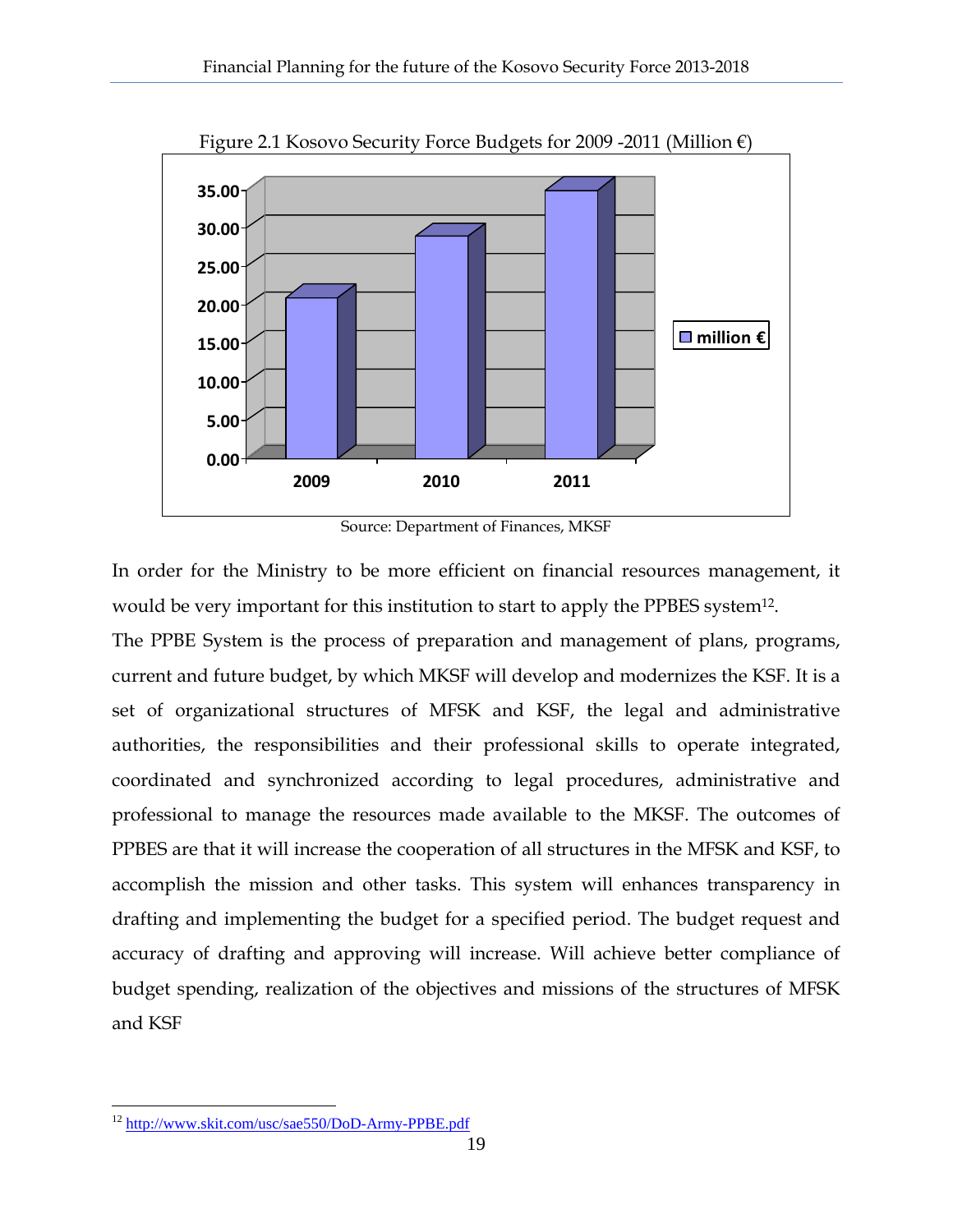Figure 2.1 Kosovo Security Force Budgets for 2009 -2011 (Million €)

Source: Department of Finances, MKSF

In order for the Ministry to be more efficient on financial resources management, it would be very important for this institution to start to apply the PPBES system[12].

The PPBE System is the process of preparation and management of plans, programs, current and future budget, by which MKSF will develop and modernizes the KSF. It is a set of organizational structures of MFSK and KSF, the legal and administrative authorities, the responsibilities and their professional skills to operate integrated, coordinated and synchronized according to legal procedures, administrative and professional to manage the resources made available to the MKSF. The outcomes of PPBES are that it will increase the cooperation of all structures in the MFSK and KSF, to accomplish the mission and other tasks. This system will enhances transparency in drafting and implementing the budget for a specified period. The budget request and accuracy of drafting and approving will increase. Will achieve better compliance of budget spending, realization of the objectives and missions of the structures of MFSK and KSF

[12] http://www.skit.com/usc/sae550/DoD-Army-PPBE.pdf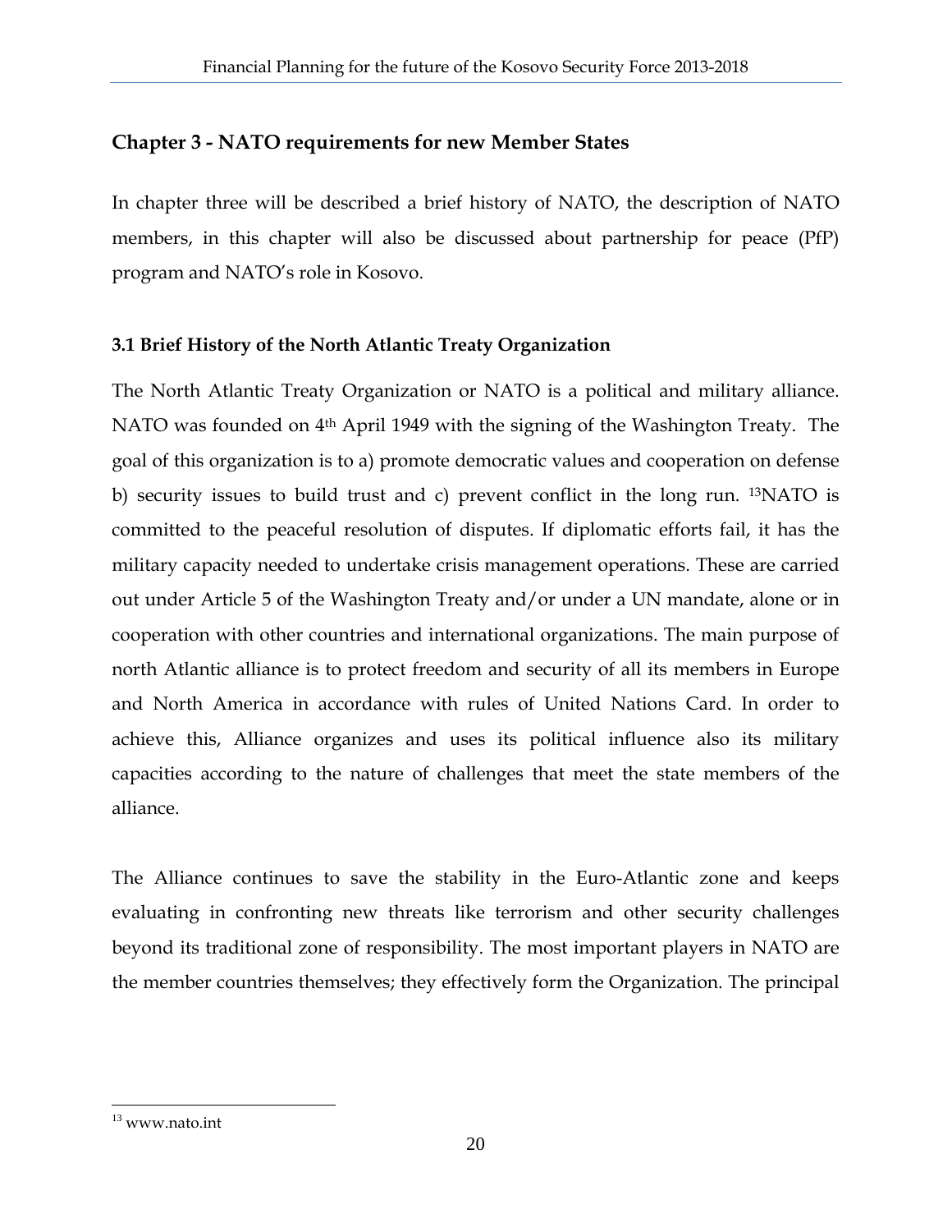## Chapter 3 - NATO requirements for new Member States

In chapter three will be described a brief history of NATO, the description of NATO members, in this chapter will also be discussed about partnership for peace (PfP) program and NATO's role in Kosovo.

### 3.1 Brief History of the North Atlantic Treaty Organization

The North Atlantic Treaty Organization or NATO is a political and military alliance. NATO was founded on 4th April 1949 with the signing of the Washington Treaty. The goal of this organization is to a) promote democratic values and cooperation on defense b) security issues to build trust and c) prevent conflict in the long run. [13]NATO is committed to the peaceful resolution of disputes. If diplomatic efforts fail, it has the military capacity needed to undertake crisis management operations. These are carried out under Article 5 of the Washington Treaty and/or under a UN mandate, alone or in cooperation with other countries and international organizations. The main purpose of north Atlantic alliance is to protect freedom and security of all its members in Europe and North America in accordance with rules of United Nations Card. In order to achieve this, Alliance organizes and uses its political influence also its military capacities according to the nature of challenges that meet the state members of the alliance.

The Alliance continues to save the stability in the Euro-Atlantic zone and keeps evaluating in confronting new threats like terrorism and other security challenges beyond its traditional zone of responsibility. The most important players in NATO are the member countries themselves; they effectively form the Organization. The principal

[13] www.nato.int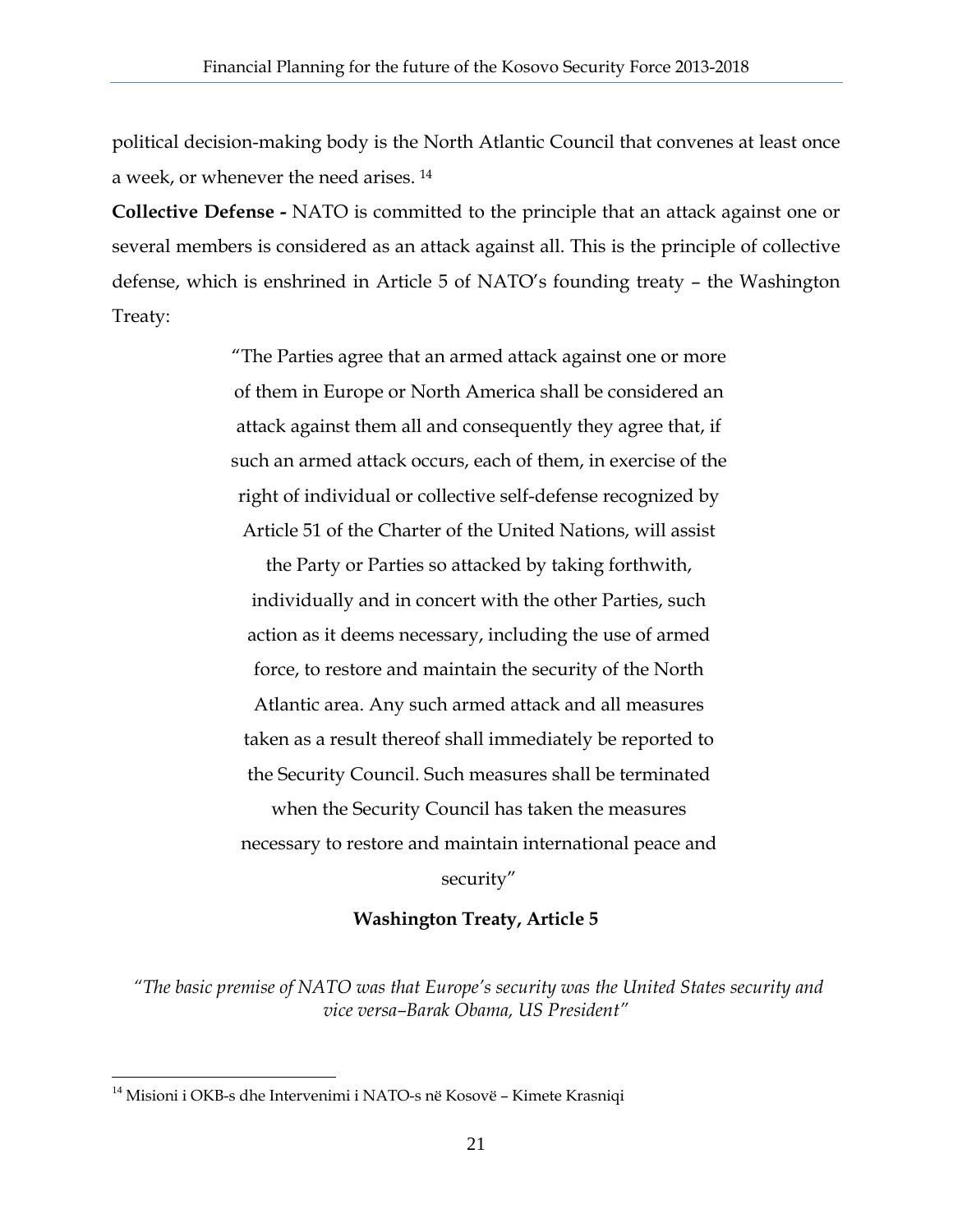political decision-making body is the North Atlantic Council that convenes at least once a week, or whenever the need arises. [14]

**Collective Defense -** NATO is committed to the principle that an attack against one or several members is considered as an attack against all. This is the principle of collective defense, which is enshrined in Article 5 of NATO's founding treaty – the Washington Treaty:

> "The Parties agree that an armed attack against one or more of them in Europe or North America shall be considered an attack against them all and consequently they agree that, if such an armed attack occurs, each of them, in exercise of the right of individual or collective self-defense recognized by Article 51 of the Charter of the United Nations, will assist the Party or Parties so attacked by taking forthwith, individually and in concert with the other Parties, such action as it deems necessary, including the use of armed force, to restore and maintain the security of the North Atlantic area. Any such armed attack and all measures taken as a result thereof shall immediately be reported to the Security Council. Such measures shall be terminated when the Security Council has taken the measures necessary to restore and maintain international peace and security"
>
> **Washington Treaty, Article 5**

*"The basic premise of NATO was that Europe's security was the United States security and vice versa–Barak Obama, US President"*

---

[14] Misioni i OKB-s dhe Intervenimi i NATO-s në Kosovë – Kimete Krasniqi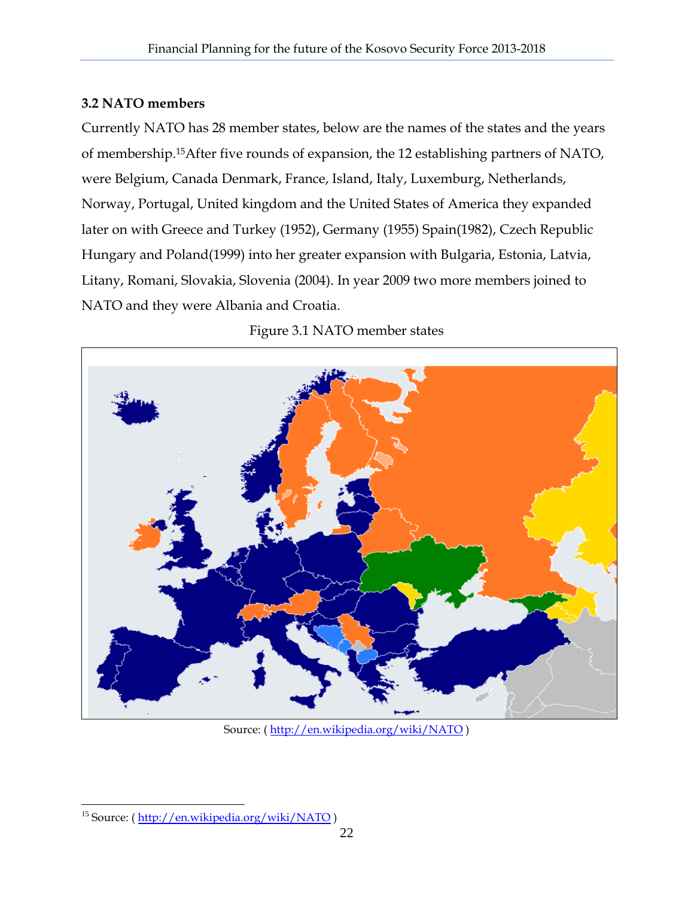### 3.2 NATO members

Currently NATO has 28 member states, below are the names of the states and the years of membership.[15] After five rounds of expansion, the 12 establishing partners of NATO, were Belgium, Canada Denmark, France, Island, Italy, Luxemburg, Netherlands, Norway, Portugal, United kingdom and the United States of America they expanded later on with Greece and Turkey (1952), Germany (1955) Spain(1982), Czech Republic Hungary and Poland(1999) into her greater expansion with Bulgaria, Estonia, Latvia, Litany, Romani, Slovakia, Slovenia (2004). In year 2009 two more members joined to NATO and they were Albania and Croatia.

Figure 3.1 NATO member states

Source: ( http://en.wikipedia.org/wiki/NATO )

[15] Source: ( http://en.wikipedia.org/wiki/NATO )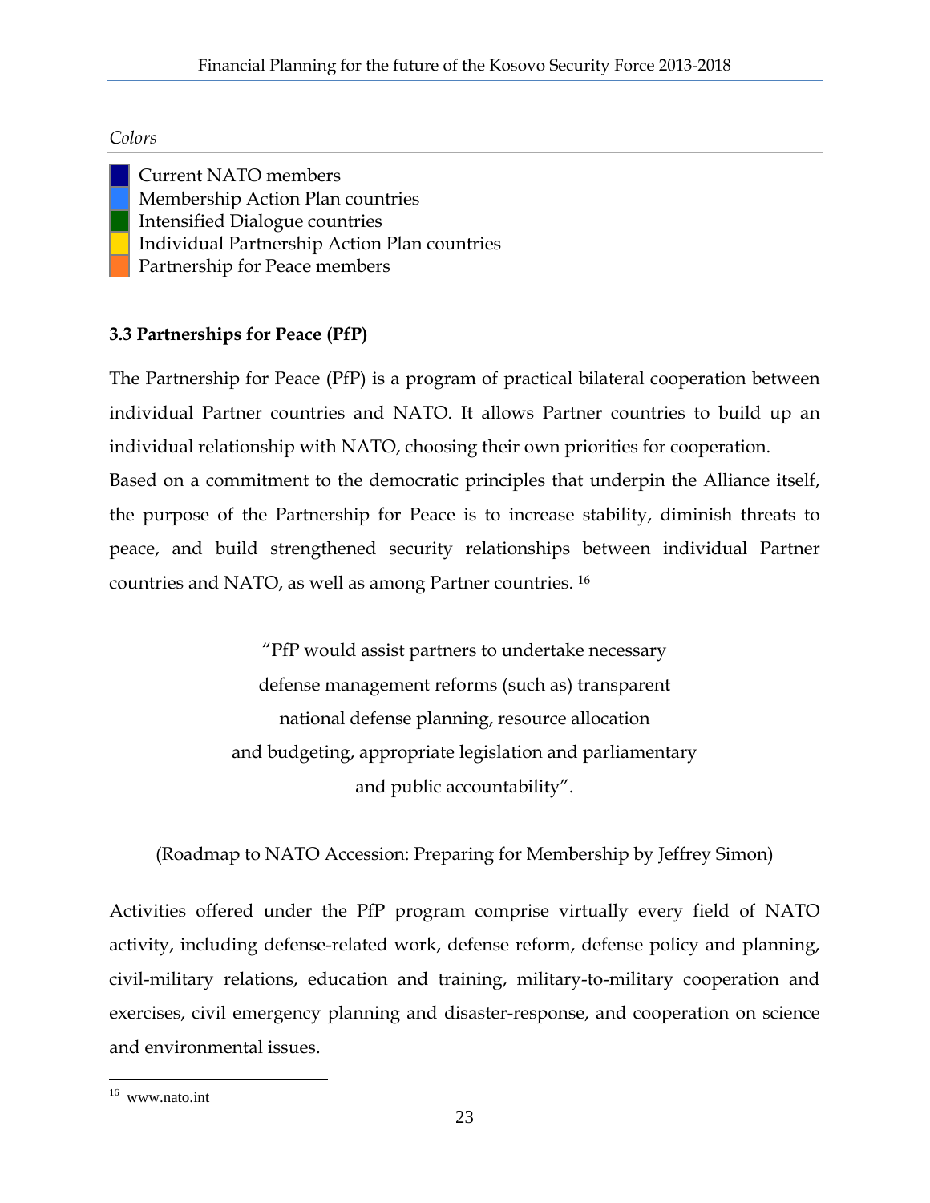*Colors*

- Current NATO members
- Membership Action Plan countries
- Intensified Dialogue countries
- Individual Partnership Action Plan countries
- Partnership for Peace members

### 3.3 Partnerships for Peace (PfP)

The Partnership for Peace (PfP) is a program of practical bilateral cooperation between individual Partner countries and NATO. It allows Partner countries to build up an individual relationship with NATO, choosing their own priorities for cooperation.
Based on a commitment to the democratic principles that underpin the Alliance itself, the purpose of the Partnership for Peace is to increase stability, diminish threats to peace, and build strengthened security relationships between individual Partner countries and NATO, as well as among Partner countries. [16]

> "PfP would assist partners to undertake necessary defense management reforms (such as) transparent national defense planning, resource allocation and budgeting, appropriate legislation and parliamentary and public accountability".
>
> (Roadmap to NATO Accession: Preparing for Membership by Jeffrey Simon)

Activities offered under the PfP program comprise virtually every field of NATO activity, including defense-related work, defense reform, defense policy and planning, civil-military relations, education and training, military-to-military cooperation and exercises, civil emergency planning and disaster-response, and cooperation on science and environmental issues.

[16] www.nato.int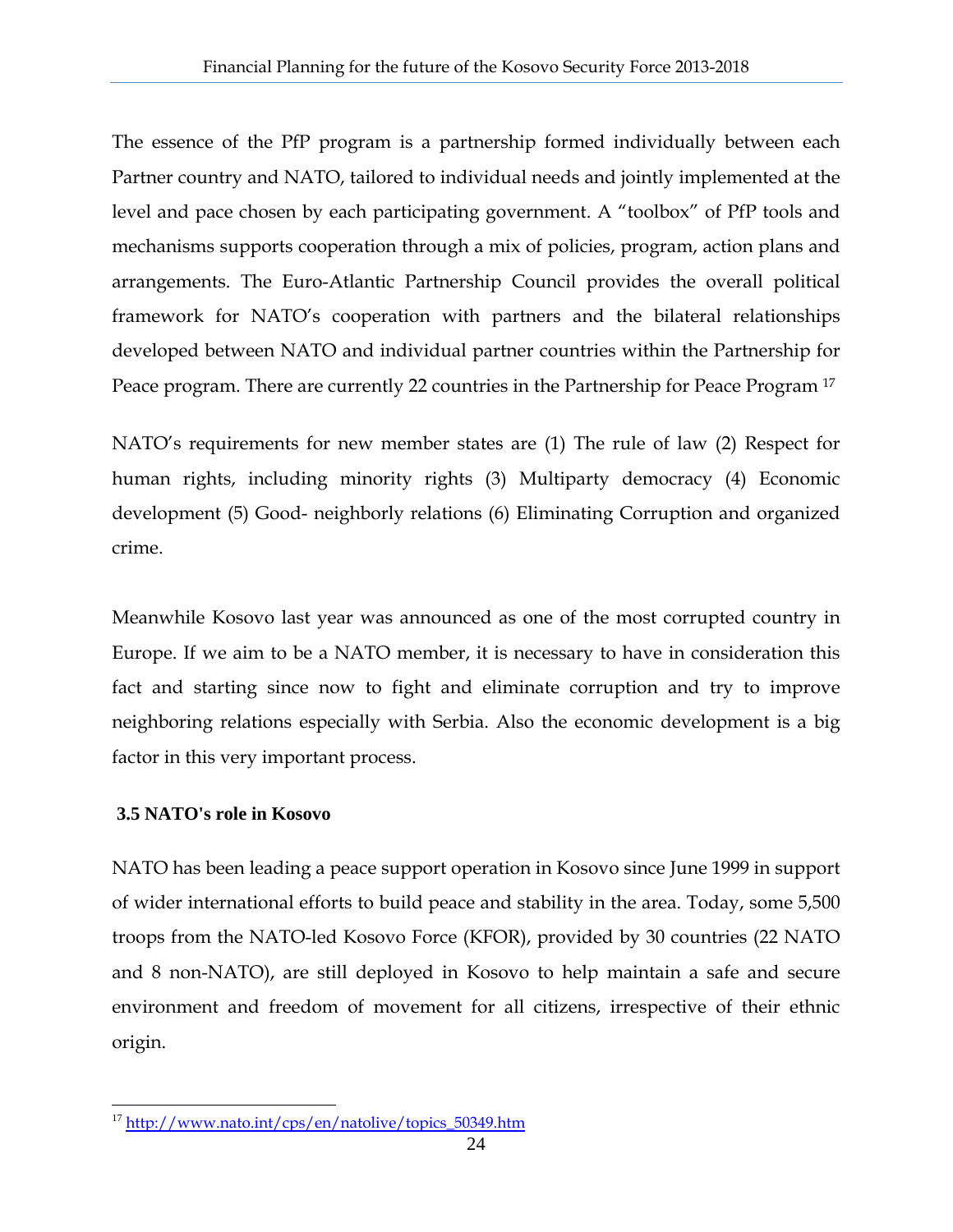The essence of the PfP program is a partnership formed individually between each Partner country and NATO, tailored to individual needs and jointly implemented at the level and pace chosen by each participating government. A "toolbox" of PfP tools and mechanisms supports cooperation through a mix of policies, program, action plans and arrangements. The Euro-Atlantic Partnership Council provides the overall political framework for NATO's cooperation with partners and the bilateral relationships developed between NATO and individual partner countries within the Partnership for Peace program. There are currently 22 countries in the Partnership for Peace Program [17]

NATO's requirements for new member states are (1) The rule of law (2) Respect for human rights, including minority rights (3) Multiparty democracy (4) Economic development (5) Good- neighborly relations (6) Eliminating Corruption and organized crime.

Meanwhile Kosovo last year was announced as one of the most corrupted country in Europe. If we aim to be a NATO member, it is necessary to have in consideration this fact and starting since now to fight and eliminate corruption and try to improve neighboring relations especially with Serbia. Also the economic development is a big factor in this very important process.

### 3.5 NATO's role in Kosovo

NATO has been leading a peace support operation in Kosovo since June 1999 in support of wider international efforts to build peace and stability in the area. Today, some 5,500 troops from the NATO-led Kosovo Force (KFOR), provided by 30 countries (22 NATO and 8 non-NATO), are still deployed in Kosovo to help maintain a safe and secure environment and freedom of movement for all citizens, irrespective of their ethnic origin.

[17] http://www.nato.int/cps/en/natolive/topics_50349.htm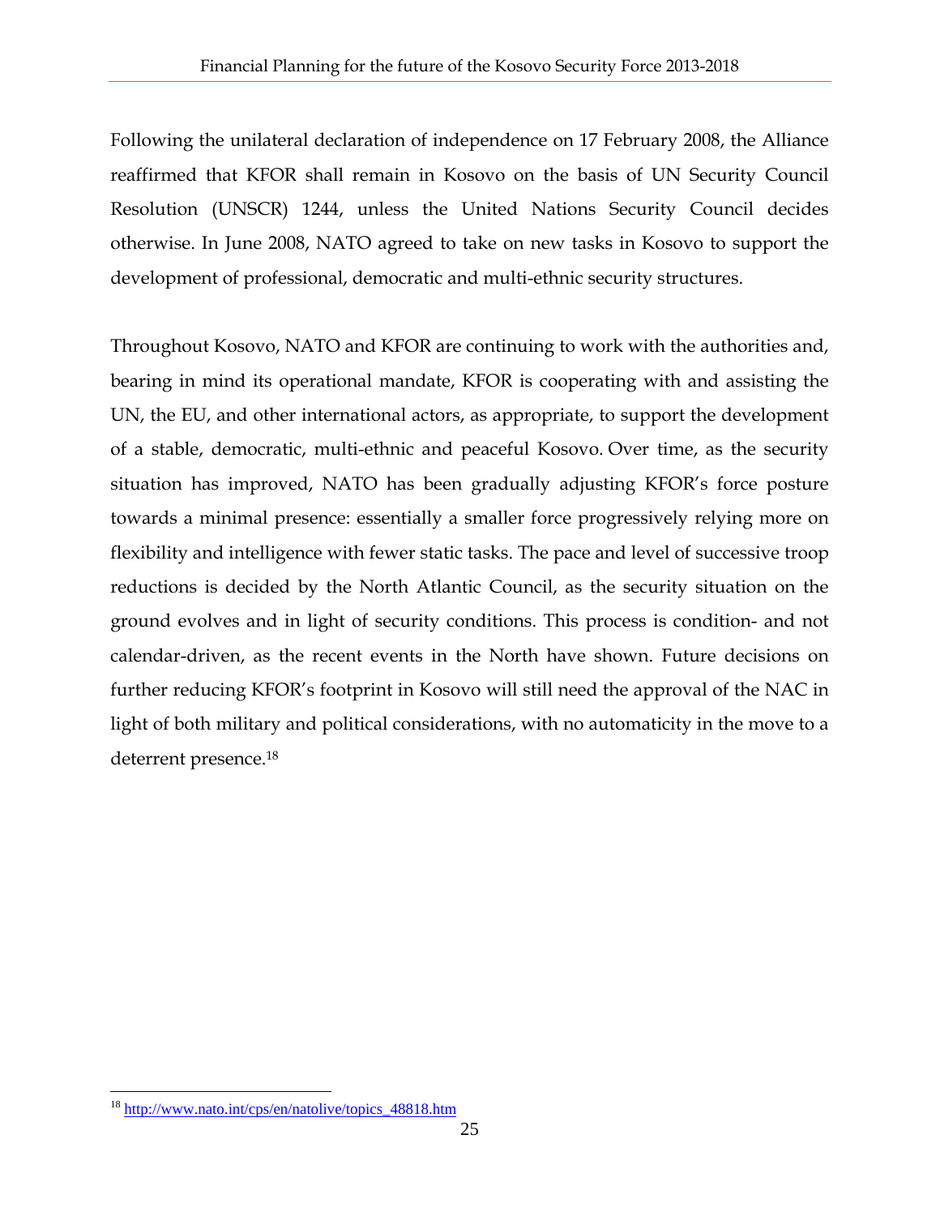Following the unilateral declaration of independence on 17 February 2008, the Alliance reaffirmed that KFOR shall remain in Kosovo on the basis of UN Security Council Resolution (UNSCR) 1244, unless the United Nations Security Council decides otherwise. In June 2008, NATO agreed to take on new tasks in Kosovo to support the development of professional, democratic and multi-ethnic security structures.

Throughout Kosovo, NATO and KFOR are continuing to work with the authorities and, bearing in mind its operational mandate, KFOR is cooperating with and assisting the UN, the EU, and other international actors, as appropriate, to support the development of a stable, democratic, multi-ethnic and peaceful Kosovo. Over time, as the security situation has improved, NATO has been gradually adjusting KFOR's force posture towards a minimal presence: essentially a smaller force progressively relying more on flexibility and intelligence with fewer static tasks. The pace and level of successive troop reductions is decided by the North Atlantic Council, as the security situation on the ground evolves and in light of security conditions. This process is condition- and not calendar-driven, as the recent events in the North have shown. Future decisions on further reducing KFOR's footprint in Kosovo will still need the approval of the NAC in light of both military and political considerations, with no automaticity in the move to a deterrent presence.[18]

---

[18] http://www.nato.int/cps/en/natolive/topics_48818.htm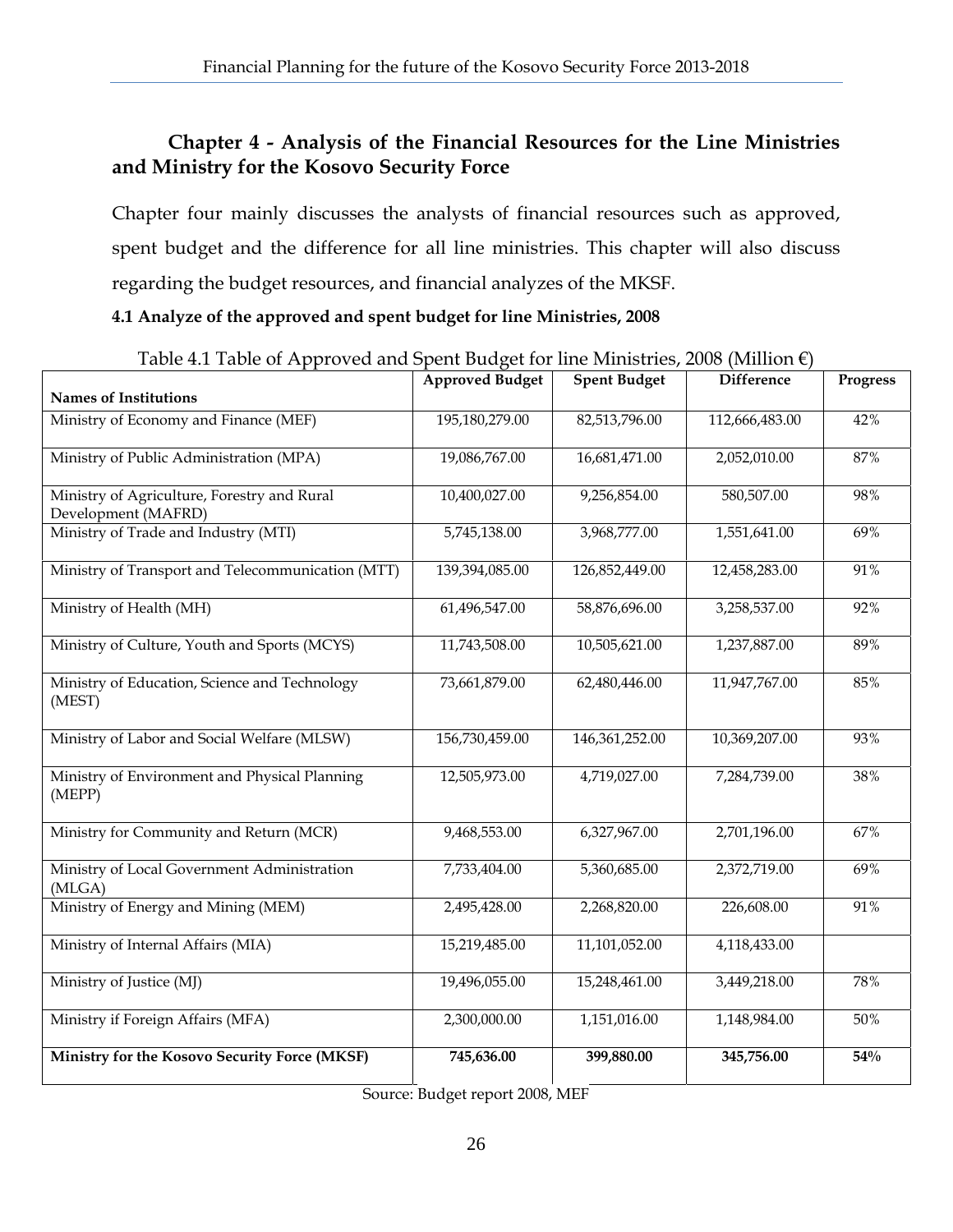## Chapter 4 - Analysis of the Financial Resources for the Line Ministries and Ministry for the Kosovo Security Force

Chapter four mainly discusses the analysts of financial resources such as approved, spent budget and the difference for all line ministries. This chapter will also discuss regarding the budget resources, and financial analyzes of the MKSF.

### 4.1 Analyze of the approved and spent budget for line Ministries, 2008

Table 4.1 Table of Approved and Spent Budget for line Ministries, 2008 (Million €)

| Names of Institutions | Approved Budget | Spent Budget | Difference | Progress |
|---|---|---|---|---|
| Ministry of Economy and Finance (MEF) | 195,180,279.00 | 82,513,796.00 | 112,666,483.00 | 42% |
| Ministry of Public Administration (MPA) | 19,086,767.00 | 16,681,471.00 | 2,052,010.00 | 87% |
| Ministry of Agriculture, Forestry and Rural Development (MAFRD) | 10,400,027.00 | 9,256,854.00 | 580,507.00 | 98% |
| Ministry of Trade and Industry (MTI) | 5,745,138.00 | 3,968,777.00 | 1,551,641.00 | 69% |
| Ministry of Transport and Telecommunication (MTT) | 139,394,085.00 | 126,852,449.00 | 12,458,283.00 | 91% |
| Ministry of Health (MH) | 61,496,547.00 | 58,876,696.00 | 3,258,537.00 | 92% |
| Ministry of Culture, Youth and Sports (MCYS) | 11,743,508.00 | 10,505,621.00 | 1,237,887.00 | 89% |
| Ministry of Education, Science and Technology (MEST) | 73,661,879.00 | 62,480,446.00 | 11,947,767.00 | 85% |
| Ministry of Labor and Social Welfare (MLSW) | 156,730,459.00 | 146,361,252.00 | 10,369,207.00 | 93% |
| Ministry of Environment and Physical Planning (MEPP) | 12,505,973.00 | 4,719,027.00 | 7,284,739.00 | 38% |
| Ministry for Community and Return (MCR) | 9,468,553.00 | 6,327,967.00 | 2,701,196.00 | 67% |
| Ministry of Local Government Administration (MLGA) | 7,733,404.00 | 5,360,685.00 | 2,372,719.00 | 69% |
| Ministry of Energy and Mining (MEM) | 2,495,428.00 | 2,268,820.00 | 226,608.00 | 91% |
| Ministry of Internal Affairs (MIA) | 15,219,485.00 | 11,101,052.00 | 4,118,433.00 | |
| Ministry of Justice (MJ) | 19,496,055.00 | 15,248,461.00 | 3,449,218.00 | 78% |
| Ministry if Foreign Affairs (MFA) | 2,300,000.00 | 1,151,016.00 | 1,148,984.00 | 50% |
| **Ministry for the Kosovo Security Force (MKSF)** | **745,636.00** | **399,880.00** | **345,756.00** | **54%** |

Source: Budget report 2008, MEF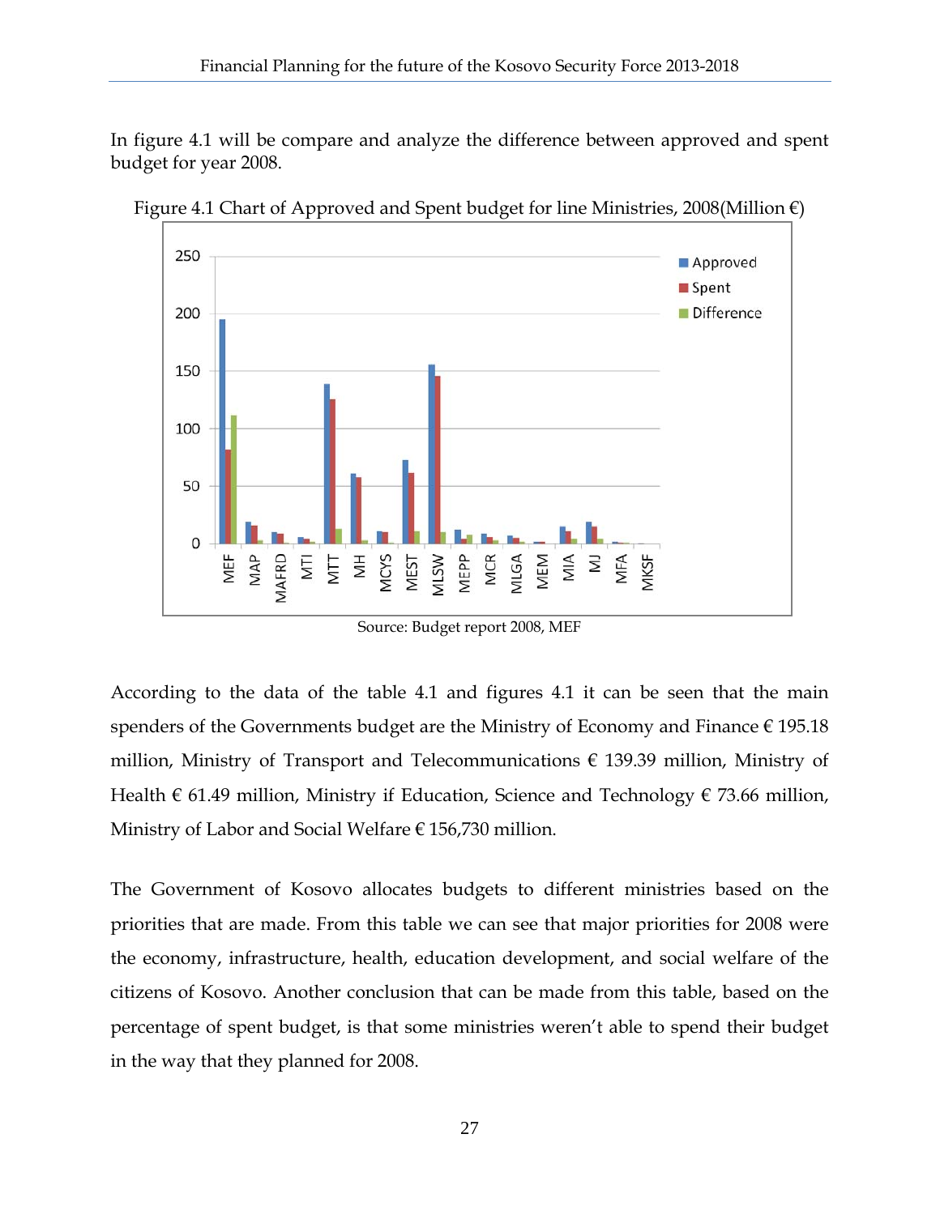In figure 4.1 will be compare and analyze the difference between approved and spent budget for year 2008.

Figure 4.1 Chart of Approved and Spent budget for line Ministries, 2008(Million €)

Source: Budget report 2008, MEF

According to the data of the table 4.1 and figures 4.1 it can be seen that the main spenders of the Governments budget are the Ministry of Economy and Finance € 195.18 million, Ministry of Transport and Telecommunications € 139.39 million, Ministry of Health € 61.49 million, Ministry if Education, Science and Technology € 73.66 million, Ministry of Labor and Social Welfare € 156,730 million.

The Government of Kosovo allocates budgets to different ministries based on the priorities that are made. From this table we can see that major priorities for 2008 were the economy, infrastructure, health, education development, and social welfare of the citizens of Kosovo. Another conclusion that can be made from this table, based on the percentage of spent budget, is that some ministries weren't able to spend their budget in the way that they planned for 2008.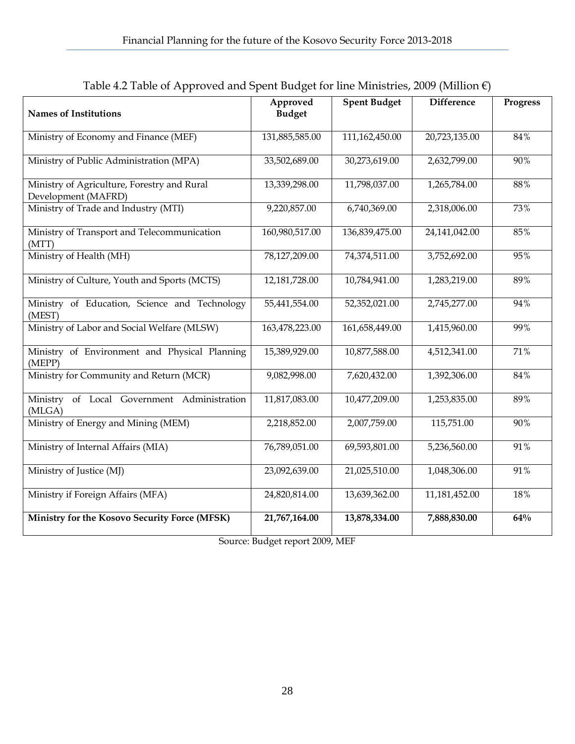Table 4.2 Table of Approved and Spent Budget for line Ministries, 2009 (Million €)

| Names of Institutions | Approved Budget | Spent Budget | Difference | Progress |
|---|---|---|---|---|
| Ministry of Economy and Finance (MEF) | 131,885,585.00 | 111,162,450.00 | 20,723,135.00 | 84% |
| Ministry of Public Administration (MPA) | 33,502,689.00 | 30,273,619.00 | 2,632,799.00 | 90% |
| Ministry of Agriculture, Forestry and Rural Development (MAFRD) | 13,339,298.00 | 11,798,037.00 | 1,265,784.00 | 88% |
| Ministry of Trade and Industry (MTI) | 9,220,857.00 | 6,740,369.00 | 2,318,006.00 | 73% |
| Ministry of Transport and Telecommunication (MTT) | 160,980,517.00 | 136,839,475.00 | 24,141,042.00 | 85% |
| Ministry of Health (MH) | 78,127,209.00 | 74,374,511.00 | 3,752,692.00 | 95% |
| Ministry of Culture, Youth and Sports (MCTS) | 12,181,728.00 | 10,784,941.00 | 1,283,219.00 | 89% |
| Ministry of Education, Science and Technology (MEST) | 55,441,554.00 | 52,352,021.00 | 2,745,277.00 | 94% |
| Ministry of Labor and Social Welfare (MLSW) | 163,478,223.00 | 161,658,449.00 | 1,415,960.00 | 99% |
| Ministry of Environment and Physical Planning (MEPP) | 15,389,929.00 | 10,877,588.00 | 4,512,341.00 | 71% |
| Ministry for Community and Return (MCR) | 9,082,998.00 | 7,620,432.00 | 1,392,306.00 | 84% |
| Ministry of Local Government Administration (MLGA) | 11,817,083.00 | 10,477,209.00 | 1,253,835.00 | 89% |
| Ministry of Energy and Mining (MEM) | 2,218,852.00 | 2,007,759.00 | 115,751.00 | 90% |
| Ministry of Internal Affairs (MIA) | 76,789,051.00 | 69,593,801.00 | 5,236,560.00 | 91% |
| Ministry of Justice (MJ) | 23,092,639.00 | 21,025,510.00 | 1,048,306.00 | 91% |
| Ministry if Foreign Affairs (MFA) | 24,820,814.00 | 13,639,362.00 | 11,181,452.00 | 18% |
| **Ministry for the Kosovo Security Force (MFSK)** | **21,767,164.00** | **13,878,334.00** | **7,888,830.00** | **64%** |

Source: Budget report 2009, MEF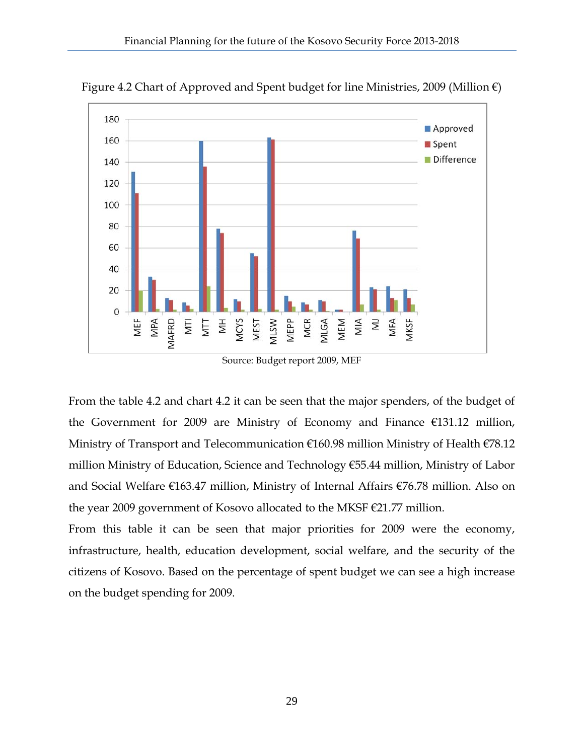Figure 4.2 Chart of Approved and Spent budget for line Ministries, 2009 (Million €)

Source: Budget report 2009, MEF

From the table 4.2 and chart 4.2 it can be seen that the major spenders, of the budget of the Government for 2009 are Ministry of Economy and Finance €131.12 million, Ministry of Transport and Telecommunication €160.98 million Ministry of Health €78.12 million Ministry of Education, Science and Technology €55.44 million, Ministry of Labor and Social Welfare €163.47 million, Ministry of Internal Affairs €76.78 million. Also on the year 2009 government of Kosovo allocated to the MKSF €21.77 million.

From this table it can be seen that major priorities for 2009 were the economy, infrastructure, health, education development, social welfare, and the security of the citizens of Kosovo. Based on the percentage of spent budget we can see a high increase on the budget spending for 2009.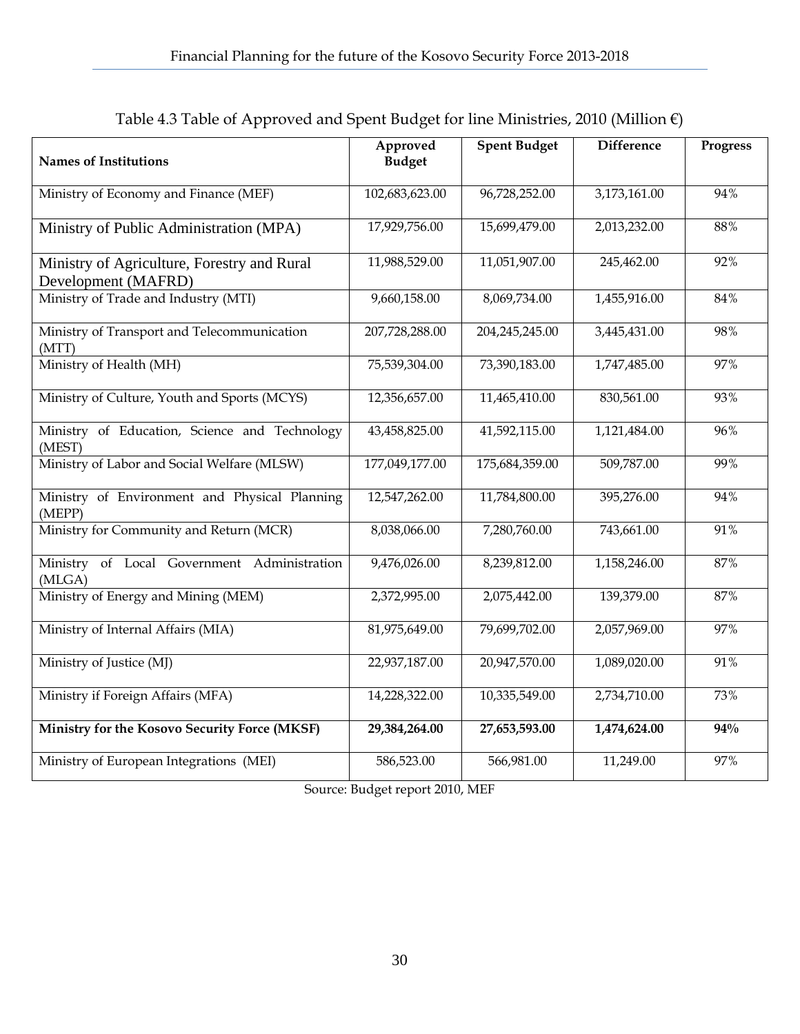Table 4.3 Table of Approved and Spent Budget for line Ministries, 2010 (Million €)

| Names of Institutions | Approved Budget | Spent Budget | Difference | Progress |
|---|---|---|---|---|
| Ministry of Economy and Finance (MEF) | 102,683,623.00 | 96,728,252.00 | 3,173,161.00 | 94% |
| Ministry of Public Administration (MPA) | 17,929,756.00 | 15,699,479.00 | 2,013,232.00 | 88% |
| Ministry of Agriculture, Forestry and Rural Development (MAFRD) | 11,988,529.00 | 11,051,907.00 | 245,462.00 | 92% |
| Ministry of Trade and Industry (MTI) | 9,660,158.00 | 8,069,734.00 | 1,455,916.00 | 84% |
| Ministry of Transport and Telecommunication (MTT) | 207,728,288.00 | 204,245,245.00 | 3,445,431.00 | 98% |
| Ministry of Health (MH) | 75,539,304.00 | 73,390,183.00 | 1,747,485.00 | 97% |
| Ministry of Culture, Youth and Sports (MCYS) | 12,356,657.00 | 11,465,410.00 | 830,561.00 | 93% |
| Ministry of Education, Science and Technology (MEST) | 43,458,825.00 | 41,592,115.00 | 1,121,484.00 | 96% |
| Ministry of Labor and Social Welfare (MLSW) | 177,049,177.00 | 175,684,359.00 | 509,787.00 | 99% |
| Ministry of Environment and Physical Planning (MEPP) | 12,547,262.00 | 11,784,800.00 | 395,276.00 | 94% |
| Ministry for Community and Return (MCR) | 8,038,066.00 | 7,280,760.00 | 743,661.00 | 91% |
| Ministry of Local Government Administration (MLGA) | 9,476,026.00 | 8,239,812.00 | 1,158,246.00 | 87% |
| Ministry of Energy and Mining (MEM) | 2,372,995.00 | 2,075,442.00 | 139,379.00 | 87% |
| Ministry of Internal Affairs (MIA) | 81,975,649.00 | 79,699,702.00 | 2,057,969.00 | 97% |
| Ministry of Justice (MJ) | 22,937,187.00 | 20,947,570.00 | 1,089,020.00 | 91% |
| Ministry if Foreign Affairs (MFA) | 14,228,322.00 | 10,335,549.00 | 2,734,710.00 | 73% |
| **Ministry for the Kosovo Security Force (MKSF)** | **29,384,264.00** | **27,653,593.00** | **1,474,624.00** | **94%** |
| Ministry of European Integrations (MEI) | 586,523.00 | 566,981.00 | 11,249.00 | 97% |

Source: Budget report 2010, MEF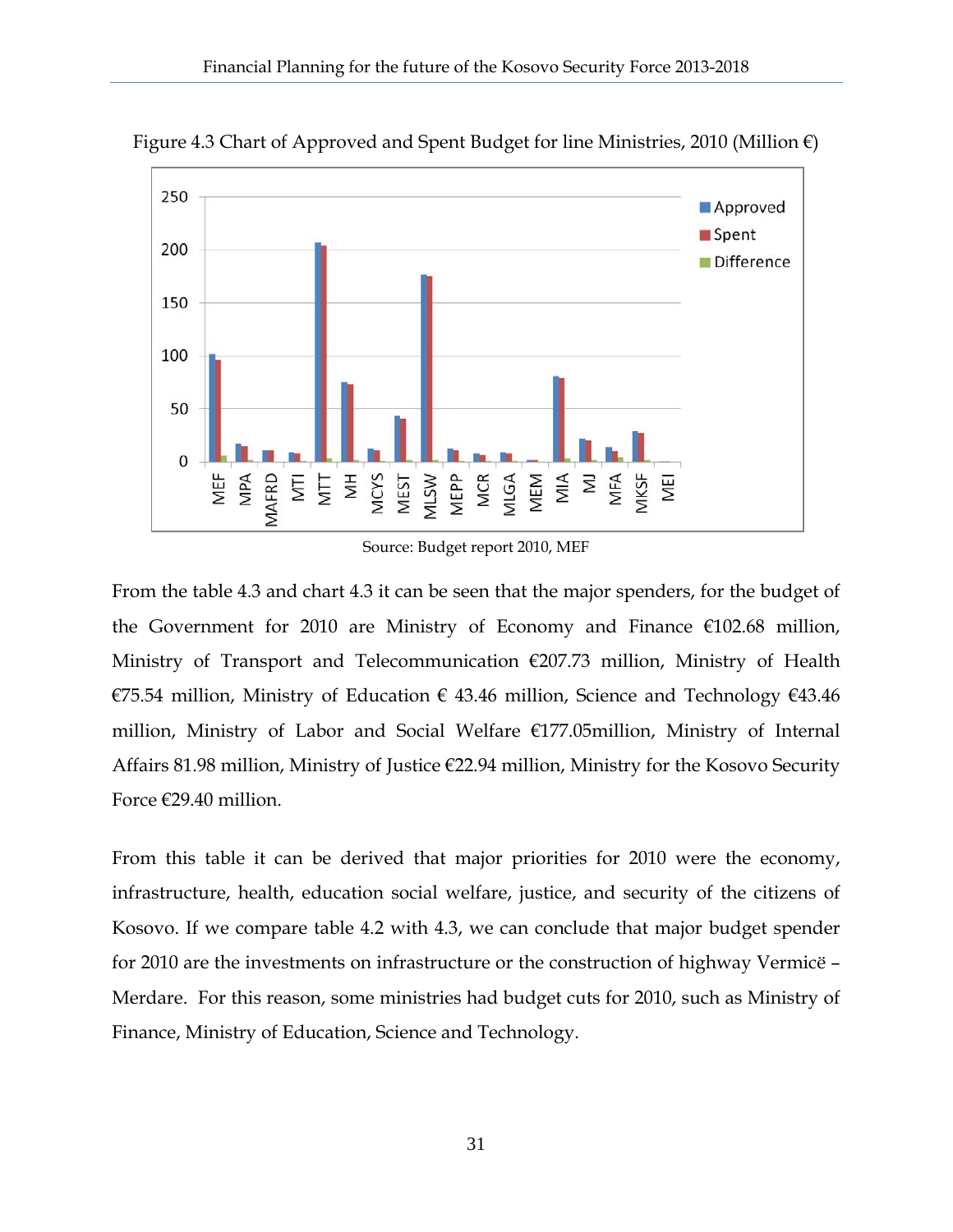Figure 4.3 Chart of Approved and Spent Budget for line Ministries, 2010 (Million €)

Source: Budget report 2010, MEF

From the table 4.3 and chart 4.3 it can be seen that the major spenders, for the budget of the Government for 2010 are Ministry of Economy and Finance €102.68 million, Ministry of Transport and Telecommunication €207.73 million, Ministry of Health €75.54 million, Ministry of Education € 43.46 million, Science and Technology €43.46 million, Ministry of Labor and Social Welfare €177.05million, Ministry of Internal Affairs 81.98 million, Ministry of Justice €22.94 million, Ministry for the Kosovo Security Force €29.40 million.

From this table it can be derived that major priorities for 2010 were the economy, infrastructure, health, education social welfare, justice, and security of the citizens of Kosovo. If we compare table 4.2 with 4.3, we can conclude that major budget spender for 2010 are the investments on infrastructure or the construction of highway Vermicë – Merdare. For this reason, some ministries had budget cuts for 2010, such as Ministry of Finance, Ministry of Education, Science and Technology.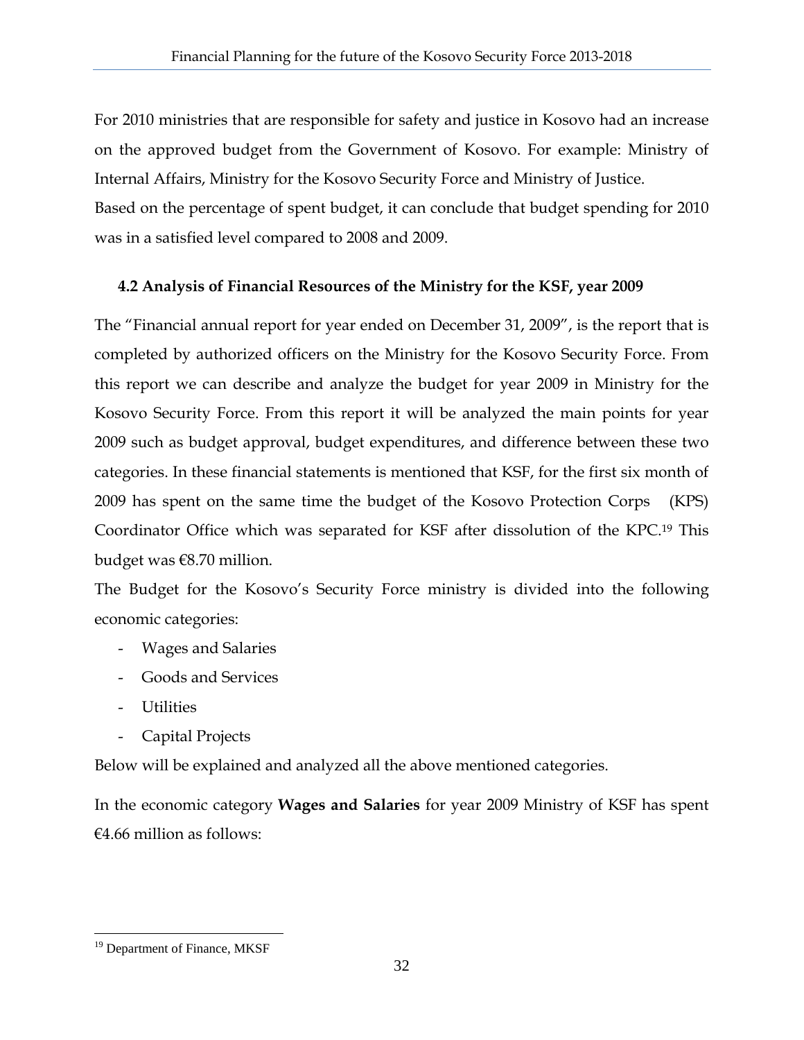For 2010 ministries that are responsible for safety and justice in Kosovo had an increase on the approved budget from the Government of Kosovo. For example: Ministry of Internal Affairs, Ministry for the Kosovo Security Force and Ministry of Justice.
Based on the percentage of spent budget, it can conclude that budget spending for 2010 was in a satisfied level compared to 2008 and 2009.

### 4.2 Analysis of Financial Resources of the Ministry for the KSF, year 2009

The “Financial annual report for year ended on December 31, 2009”, is the report that is completed by authorized officers on the Ministry for the Kosovo Security Force. From this report we can describe and analyze the budget for year 2009 in Ministry for the Kosovo Security Force. From this report it will be analyzed the main points for year 2009 such as budget approval, budget expenditures, and difference between these two categories. In these financial statements is mentioned that KSF, for the first six month of 2009 has spent on the same time the budget of the Kosovo Protection Corps (KPS) Coordinator Office which was separated for KSF after dissolution of the KPC.[19] This budget was €8.70 million.
The Budget for the Kosovo’s Security Force ministry is divided into the following economic categories:

- Wages and Salaries
- Goods and Services
- Utilities
- Capital Projects

Below will be explained and analyzed all the above mentioned categories.

In the economic category **Wages and Salaries** for year 2009 Ministry of KSF has spent €4.66 million as follows:

[19] Department of Finance, MKSF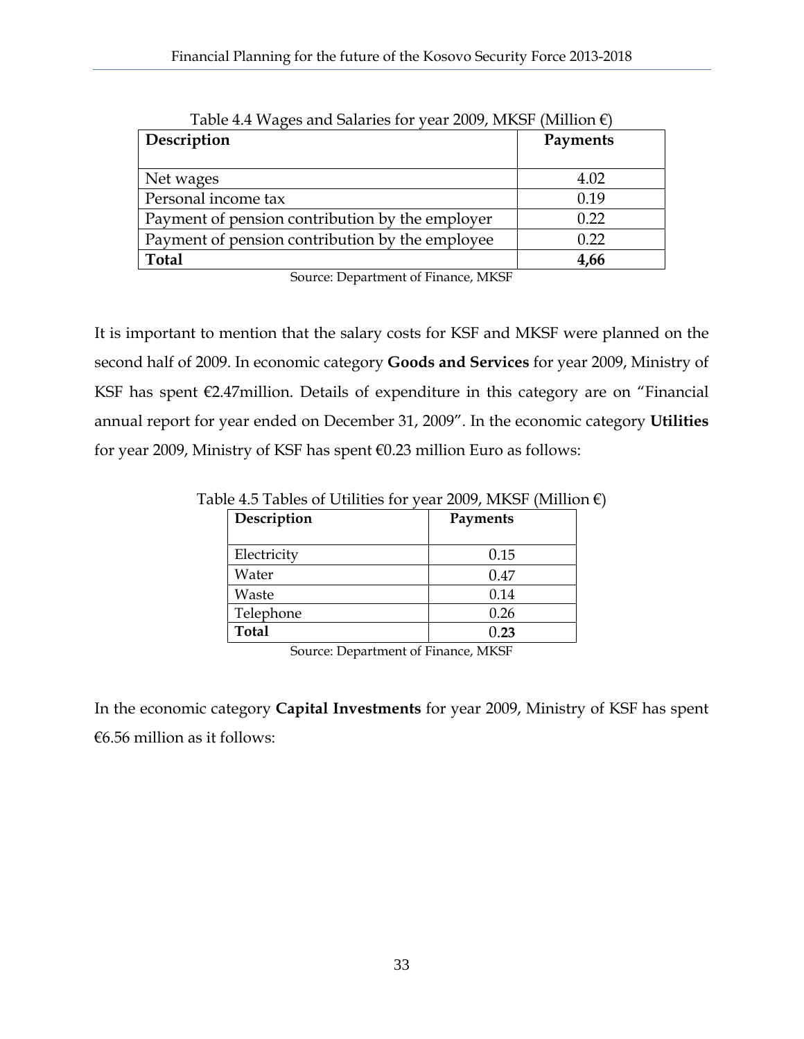Table 4.4 Wages and Salaries for year 2009, MKSF (Million €)

| Description | Payments |
|---|---|
| Net wages | 4.02 |
| Personal income tax | 0.19 |
| Payment of pension contribution by the employer | 0.22 |
| Payment of pension contribution by the employee | 0.22 |
| **Total** | **4,66** |

Source: Department of Finance, MKSF

It is important to mention that the salary costs for KSF and MKSF were planned on the second half of 2009. In economic category **Goods and Services** for year 2009, Ministry of KSF has spent €2.47million. Details of expenditure in this category are on "Financial annual report for year ended on December 31, 2009". In the economic category **Utilities** for year 2009, Ministry of KSF has spent €0.23 million Euro as follows:

Table 4.5 Tables of Utilities for year 2009, MKSF (Million €)

| Description | Payments |
|---|---|
| Electricity | 0.15 |
| Water | 0.47 |
| Waste | 0.14 |
| Telephone | 0.26 |
| **Total** | 0.**23** |

Source: Department of Finance, MKSF

In the economic category **Capital Investments** for year 2009, Ministry of KSF has spent €6.56 million as it follows: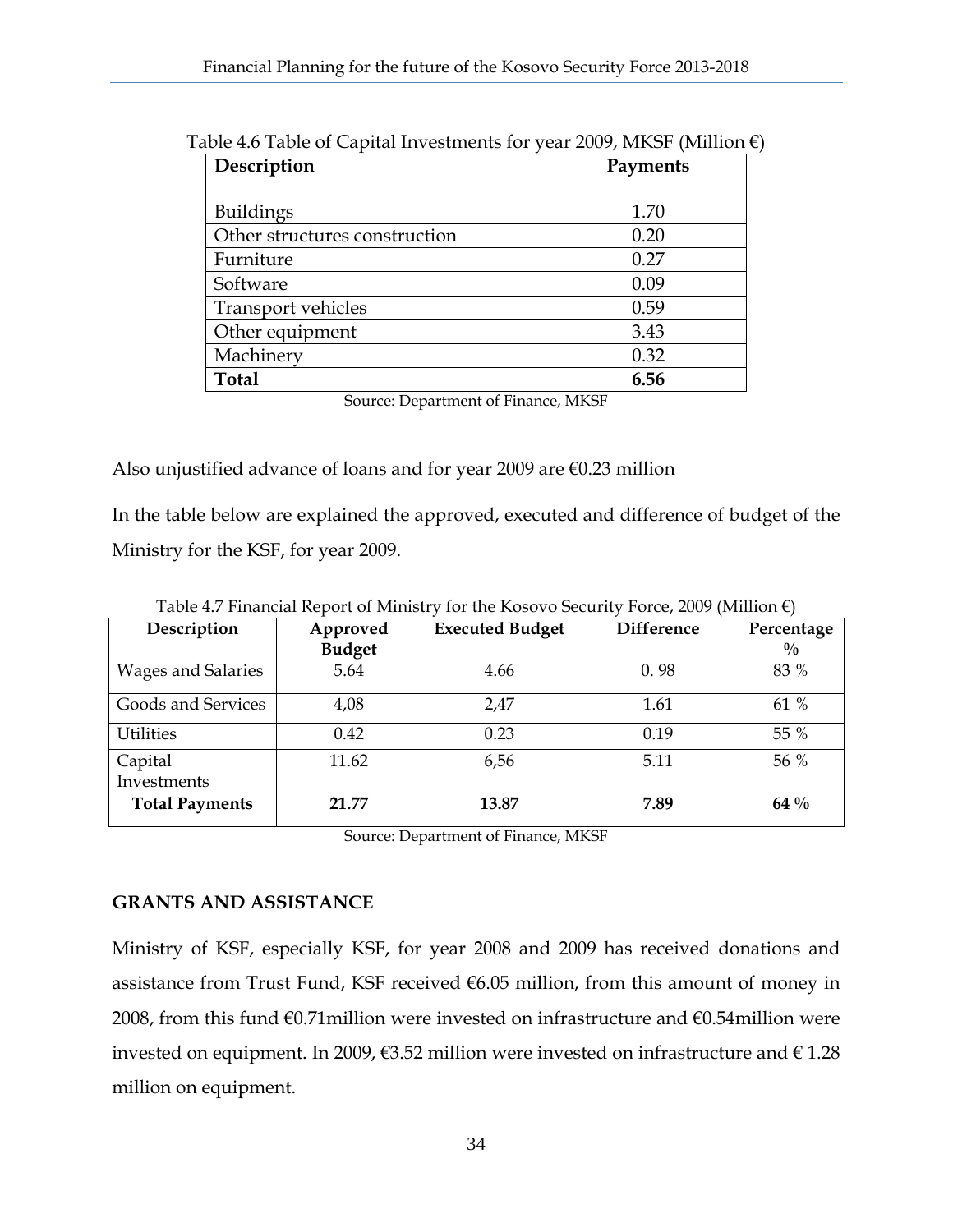Table 4.6 Table of Capital Investments for year 2009, MKSF (Million €)

| Description | Payments |
|---|---|
| Buildings | 1.70 |
| Other structures construction | 0.20 |
| Furniture | 0.27 |
| Software | 0.09 |
| Transport vehicles | 0.59 |
| Other equipment | 3.43 |
| Machinery | 0.32 |
| **Total** | **6.56** |

Source: Department of Finance, MKSF

Also unjustified advance of loans and for year 2009 are €0.23 million

In the table below are explained the approved, executed and difference of budget of the Ministry for the KSF, for year 2009.

Table 4.7 Financial Report of Ministry for the Kosovo Security Force, 2009 (Million €)

| Description | Approved Budget | Executed Budget | Difference | Percentage % |
|---|---|---|---|---|
| Wages and Salaries | 5.64 | 4.66 | 0. 98 | 83 % |
| Goods and Services | 4,08 | 2,47 | 1.61 | 61 % |
| Utilities | 0.42 | 0.23 | 0.19 | 55 % |
| Capital Investments | 11.62 | 6,56 | 5.11 | 56 % |
| **Total Payments** | **21.77** | **13.87** | **7.89** | **64 %** |

Source: Department of Finance, MKSF

## GRANTS AND ASSISTANCE

Ministry of KSF, especially KSF, for year 2008 and 2009 has received donations and assistance from Trust Fund, KSF received €6.05 million, from this amount of money in 2008, from this fund €0.71million were invested on infrastructure and €0.54million were invested on equipment. In 2009, €3.52 million were invested on infrastructure and € 1.28 million on equipment.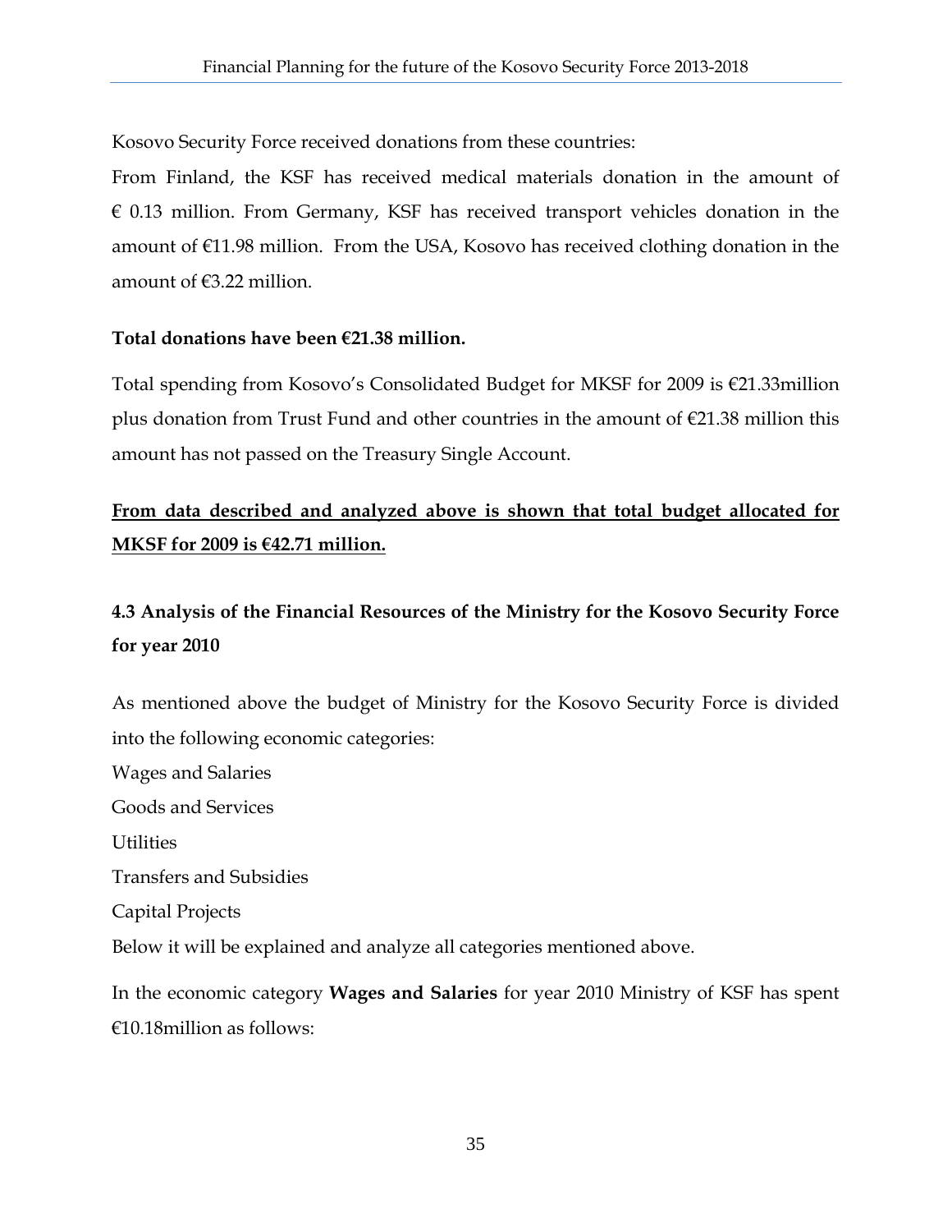Kosovo Security Force received donations from these countries:

From Finland, the KSF has received medical materials donation in the amount of € 0.13 million. From Germany, KSF has received transport vehicles donation in the amount of €11.98 million. From the USA, Kosovo has received clothing donation in the amount of €3.22 million.

**Total donations have been €21.38 million.**

Total spending from Kosovo's Consolidated Budget for MKSF for 2009 is €21.33million plus donation from Trust Fund and other countries in the amount of €21.38 million this amount has not passed on the Treasury Single Account.

<u>**From data described and analyzed above is shown that total budget allocated for MKSF for 2009 is €42.71 million.**</u>

### 4.3 Analysis of the Financial Resources of the Ministry for the Kosovo Security Force for year 2010

As mentioned above the budget of Ministry for the Kosovo Security Force is divided into the following economic categories:

Wages and Salaries

Goods and Services

Utilities

Transfers and Subsidies

Capital Projects

Below it will be explained and analyze all categories mentioned above.

In the economic category **Wages and Salaries** for year 2010 Ministry of KSF has spent €10.18million as follows: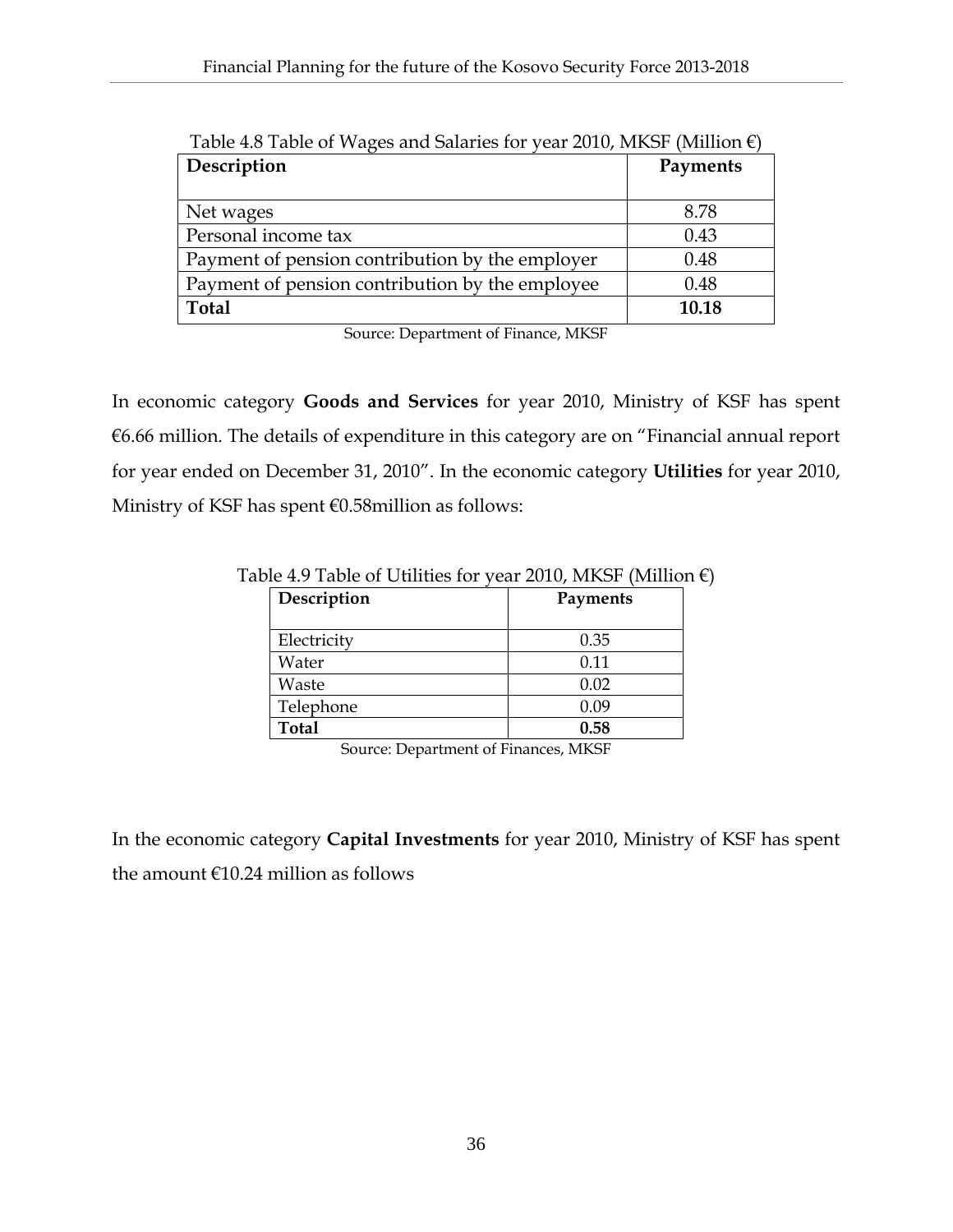Table 4.8 Table of Wages and Salaries for year 2010, MKSF (Million €)

| Description | Payments |
|---|---|
| Net wages | 8.78 |
| Personal income tax | 0.43 |
| Payment of pension contribution by the employer | 0.48 |
| Payment of pension contribution by the employee | 0.48 |
| **Total** | **10.18** |

Source: Department of Finance, MKSF

In economic category **Goods and Services** for year 2010, Ministry of KSF has spent €6.66 million. The details of expenditure in this category are on "Financial annual report for year ended on December 31, 2010". In the economic category **Utilities** for year 2010, Ministry of KSF has spent €0.58million as follows:

Table 4.9 Table of Utilities for year 2010, MKSF (Million €)

| Description | Payments |
|---|---|
| Electricity | 0.35 |
| Water | 0.11 |
| Waste | 0.02 |
| Telephone | 0.09 |
| **Total** | **0.58** |

Source: Department of Finances, MKSF

In the economic category **Capital Investments** for year 2010, Ministry of KSF has spent the amount €10.24 million as follows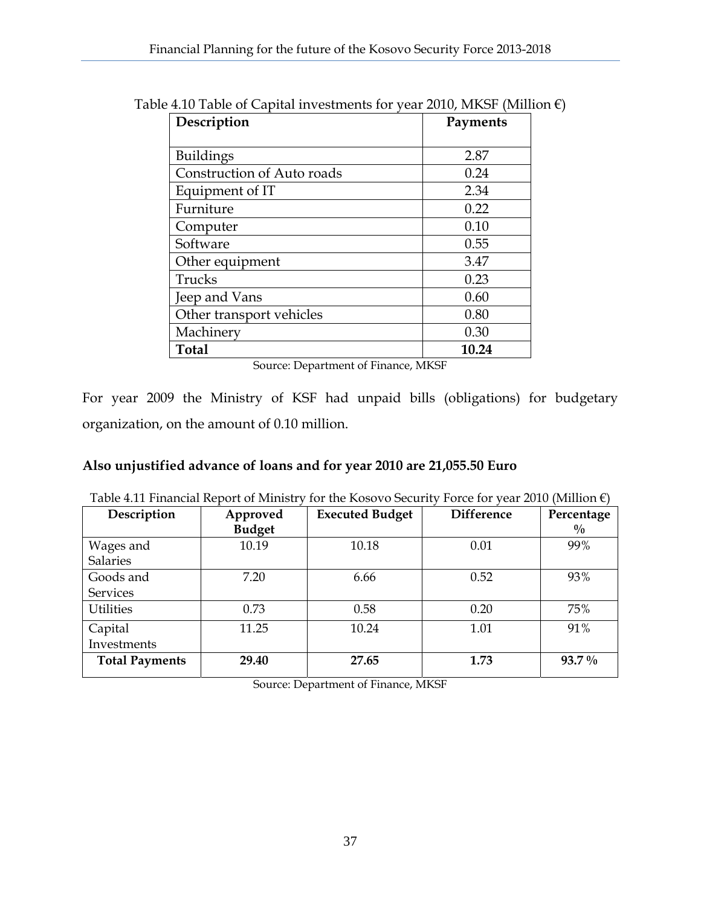Table 4.10 Table of Capital investments for year 2010, MKSF (Million €)

| Description | Payments |
|---|---|
| Buildings | 2.87 |
| Construction of Auto roads | 0.24 |
| Equipment of IT | 2.34 |
| Furniture | 0.22 |
| Computer | 0.10 |
| Software | 0.55 |
| Other equipment | 3.47 |
| Trucks | 0.23 |
| Jeep and Vans | 0.60 |
| Other transport vehicles | 0.80 |
| Machinery | 0.30 |
| **Total** | **10.24** |

Source: Department of Finance, MKSF

For year 2009 the Ministry of KSF had unpaid bills (obligations) for budgetary organization, on the amount of 0.10 million.

**Also unjustified advance of loans and for year 2010 are 21,055.50 Euro**

Table 4.11 Financial Report of Ministry for the Kosovo Security Force for year 2010 (Million €)

| Description | Approved Budget | Executed Budget | Difference | Percentage % |
|---|---|---|---|---|
| Wages and Salaries | 10.19 | 10.18 | 0.01 | 99% |
| Goods and Services | 7.20 | 6.66 | 0.52 | 93% |
| Utilities | 0.73 | 0.58 | 0.20 | 75% |
| Capital Investments | 11.25 | 10.24 | 1.01 | 91% |
| **Total Payments** | **29.40** | **27.65** | **1.73** | **93.7 %** |

Source: Department of Finance, MKSF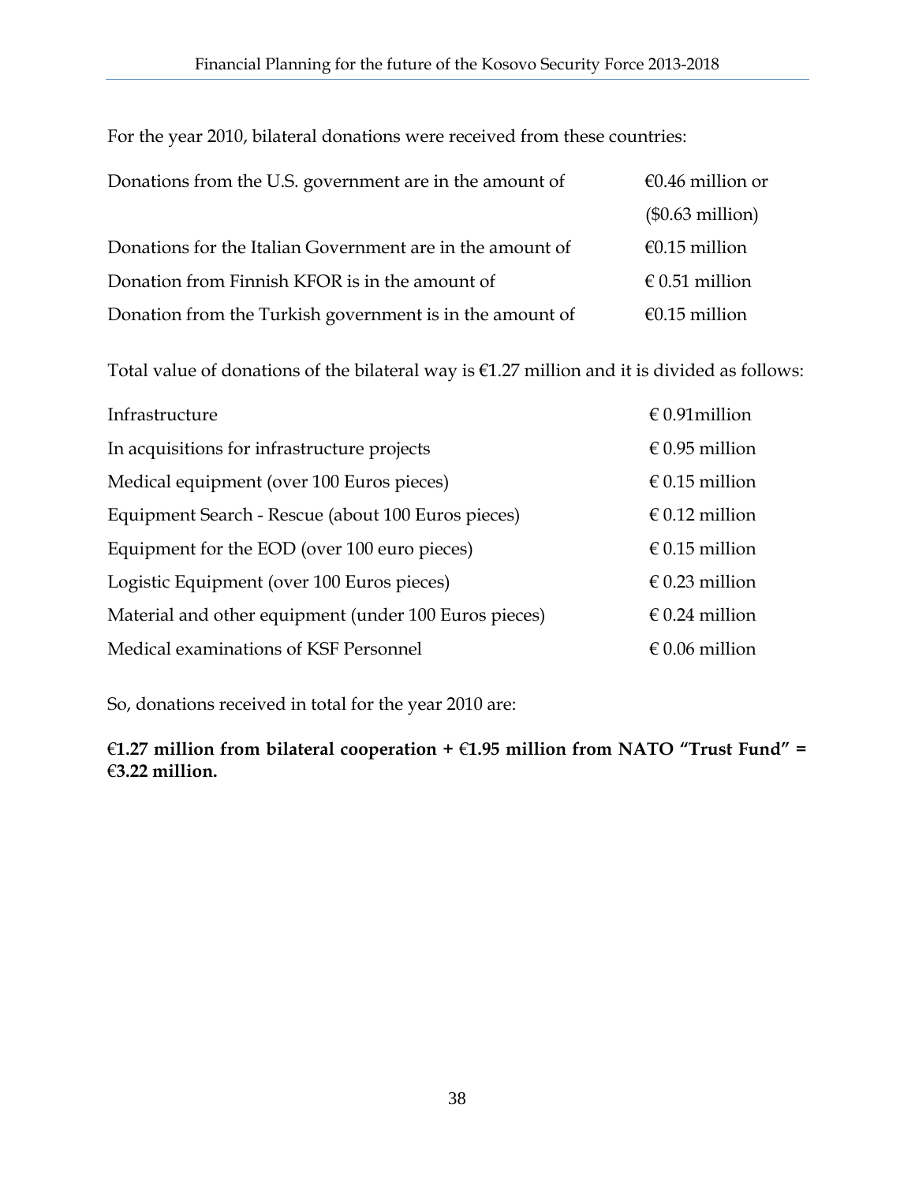For the year 2010, bilateral donations were received from these countries:

| | |
|---|---|
| Donations from the U.S. government are in the amount of | €0.46 million or ($0.63 million) |
| Donations for the Italian Government are in the amount of | €0.15 million |
| Donation from Finnish KFOR is in the amount of | € 0.51 million |
| Donation from the Turkish government is in the amount of | €0.15 million |

Total value of donations of the bilateral way is €1.27 million and it is divided as follows:

| | |
|---|---|
| Infrastructure | € 0.91million |
| In acquisitions for infrastructure projects | € 0.95 million |
| Medical equipment (over 100 Euros pieces) | € 0.15 million |
| Equipment Search - Rescue (about 100 Euros pieces) | € 0.12 million |
| Equipment for the EOD (over 100 euro pieces) | € 0.15 million |
| Logistic Equipment (over 100 Euros pieces) | € 0.23 million |
| Material and other equipment (under 100 Euros pieces) | € 0.24 million |
| Medical examinations of KSF Personnel | € 0.06 million |

So, donations received in total for the year 2010 are:

**€1.27 million from bilateral cooperation + €1.95 million from NATO "Trust Fund" = €3.22 million.**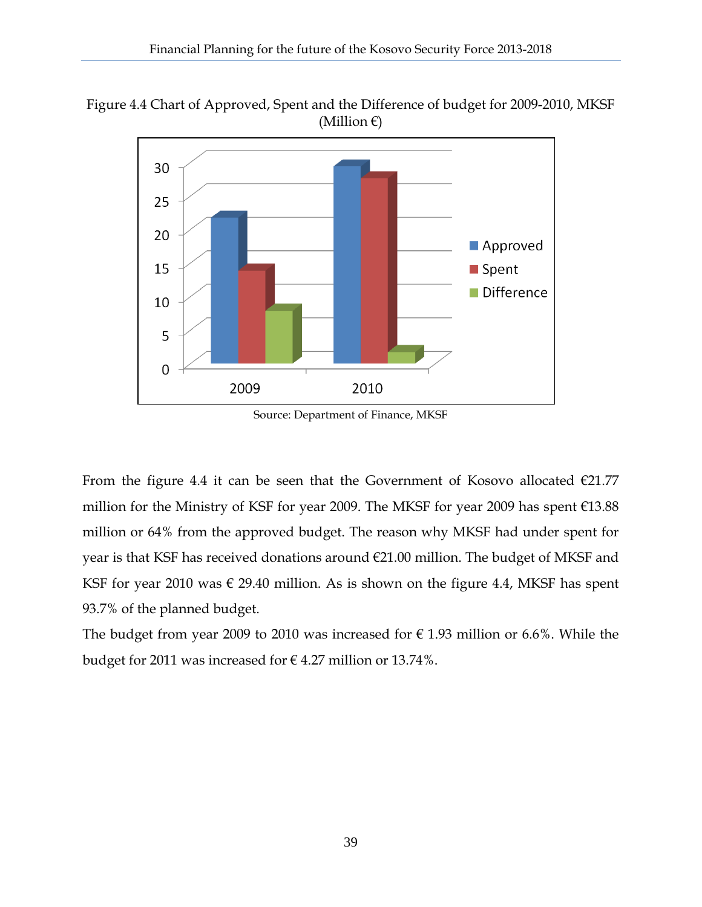Figure 4.4 Chart of Approved, Spent and the Difference of budget for 2009-2010, MKSF (Million €)

Source: Department of Finance, MKSF

From the figure 4.4 it can be seen that the Government of Kosovo allocated €21.77 million for the Ministry of KSF for year 2009. The MKSF for year 2009 has spent €13.88 million or 64% from the approved budget. The reason why MKSF had under spent for year is that KSF has received donations around €21.00 million. The budget of MKSF and KSF for year 2010 was € 29.40 million. As is shown on the figure 4.4, MKSF has spent 93.7% of the planned budget.

The budget from year 2009 to 2010 was increased for € 1.93 million or 6.6%. While the budget for 2011 was increased for € 4.27 million or 13.74%.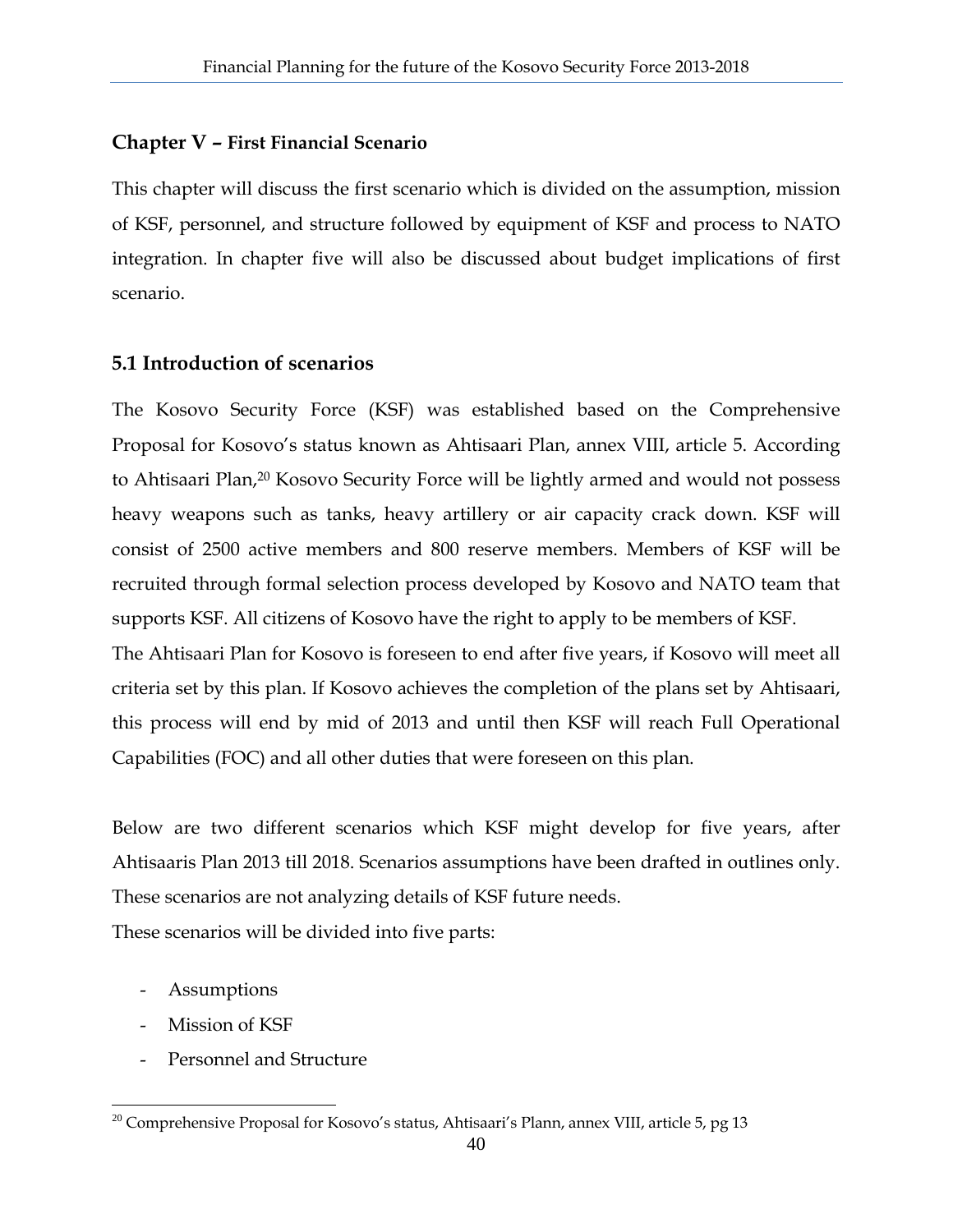## Chapter V – First Financial Scenario

This chapter will discuss the first scenario which is divided on the assumption, mission of KSF, personnel, and structure followed by equipment of KSF and process to NATO integration. In chapter five will also be discussed about budget implications of first scenario.

### 5.1 Introduction of scenarios

The Kosovo Security Force (KSF) was established based on the Comprehensive Proposal for Kosovo's status known as Ahtisaari Plan, annex VIII, article 5. According to Ahtisaari Plan,[20] Kosovo Security Force will be lightly armed and would not possess heavy weapons such as tanks, heavy artillery or air capacity crack down. KSF will consist of 2500 active members and 800 reserve members. Members of KSF will be recruited through formal selection process developed by Kosovo and NATO team that supports KSF. All citizens of Kosovo have the right to apply to be members of KSF.

The Ahtisaari Plan for Kosovo is foreseen to end after five years, if Kosovo will meet all criteria set by this plan. If Kosovo achieves the completion of the plans set by Ahtisaari, this process will end by mid of 2013 and until then KSF will reach Full Operational Capabilities (FOC) and all other duties that were foreseen on this plan.

Below are two different scenarios which KSF might develop for five years, after Ahtisaaris Plan 2013 till 2018. Scenarios assumptions have been drafted in outlines only. These scenarios are not analyzing details of KSF future needs.

These scenarios will be divided into five parts:

- Assumptions
- Mission of KSF
- Personnel and Structure

---

[20] Comprehensive Proposal for Kosovo's status, Ahtisaari's Plann, annex VIII, article 5, pg 13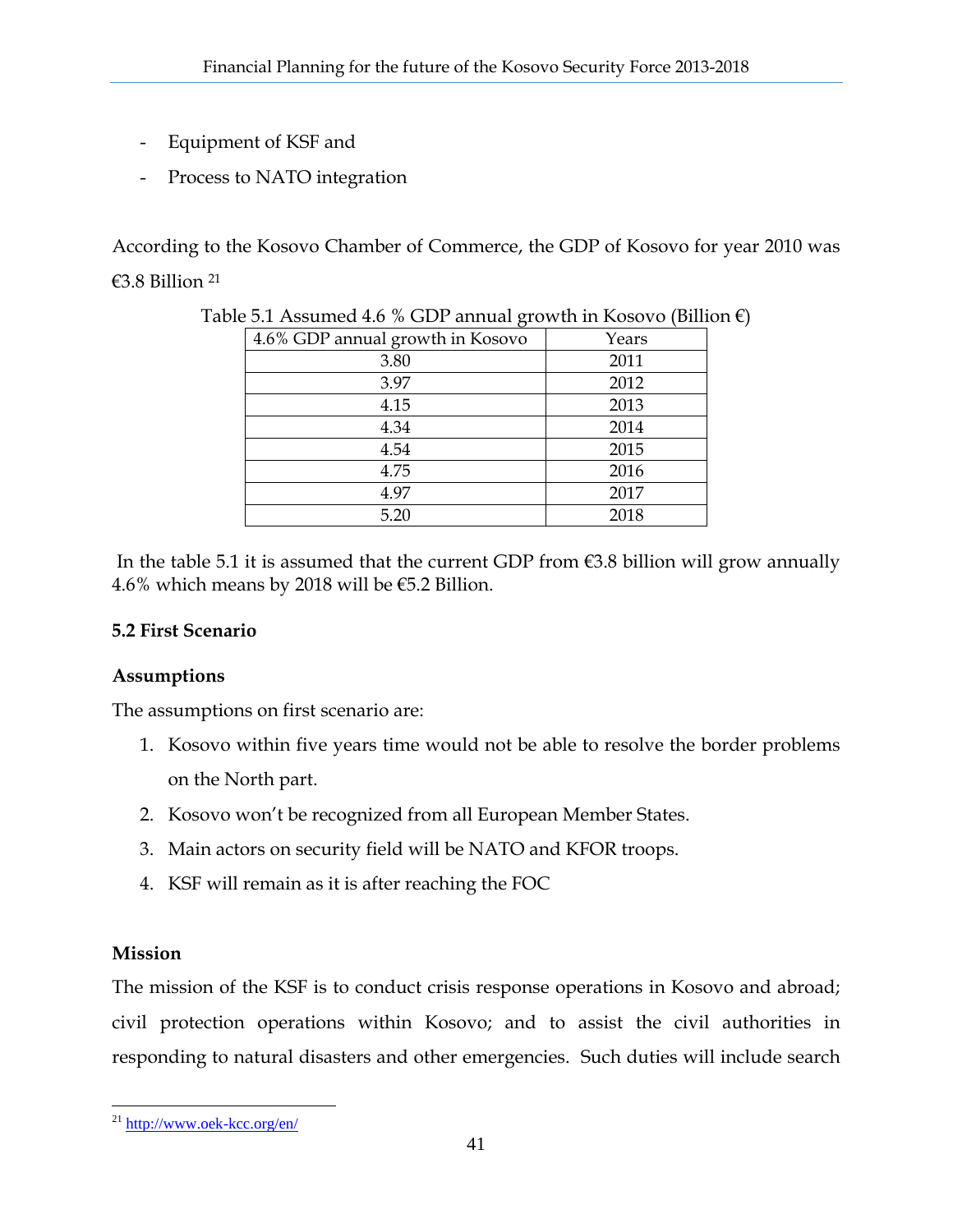- Equipment of KSF and
- Process to NATO integration

According to the Kosovo Chamber of Commerce, the GDP of Kosovo for year 2010 was €3.8 Billion [21]

Table 5.1 Assumed 4.6 % GDP annual growth in Kosovo (Billion €)

| 4.6% GDP annual growth in Kosovo | Years |
|---|---|
| 3.80 | 2011 |
| 3.97 | 2012 |
| 4.15 | 2013 |
| 4.34 | 2014 |
| 4.54 | 2015 |
| 4.75 | 2016 |
| 4.97 | 2017 |
| 5.20 | 2018 |

In the table 5.1 it is assumed that the current GDP from €3.8 billion will grow annually 4.6% which means by 2018 will be €5.2 Billion.

### 5.2 First Scenario

**Assumptions**

The assumptions on first scenario are:

1. Kosovo within five years time would not be able to resolve the border problems on the North part.
2. Kosovo won't be recognized from all European Member States.
3. Main actors on security field will be NATO and KFOR troops.
4. KSF will remain as it is after reaching the FOC

**Mission**

The mission of the KSF is to conduct crisis response operations in Kosovo and abroad; civil protection operations within Kosovo; and to assist the civil authorities in responding to natural disasters and other emergencies. Such duties will include search

[21] http://www.oek-kcc.org/en/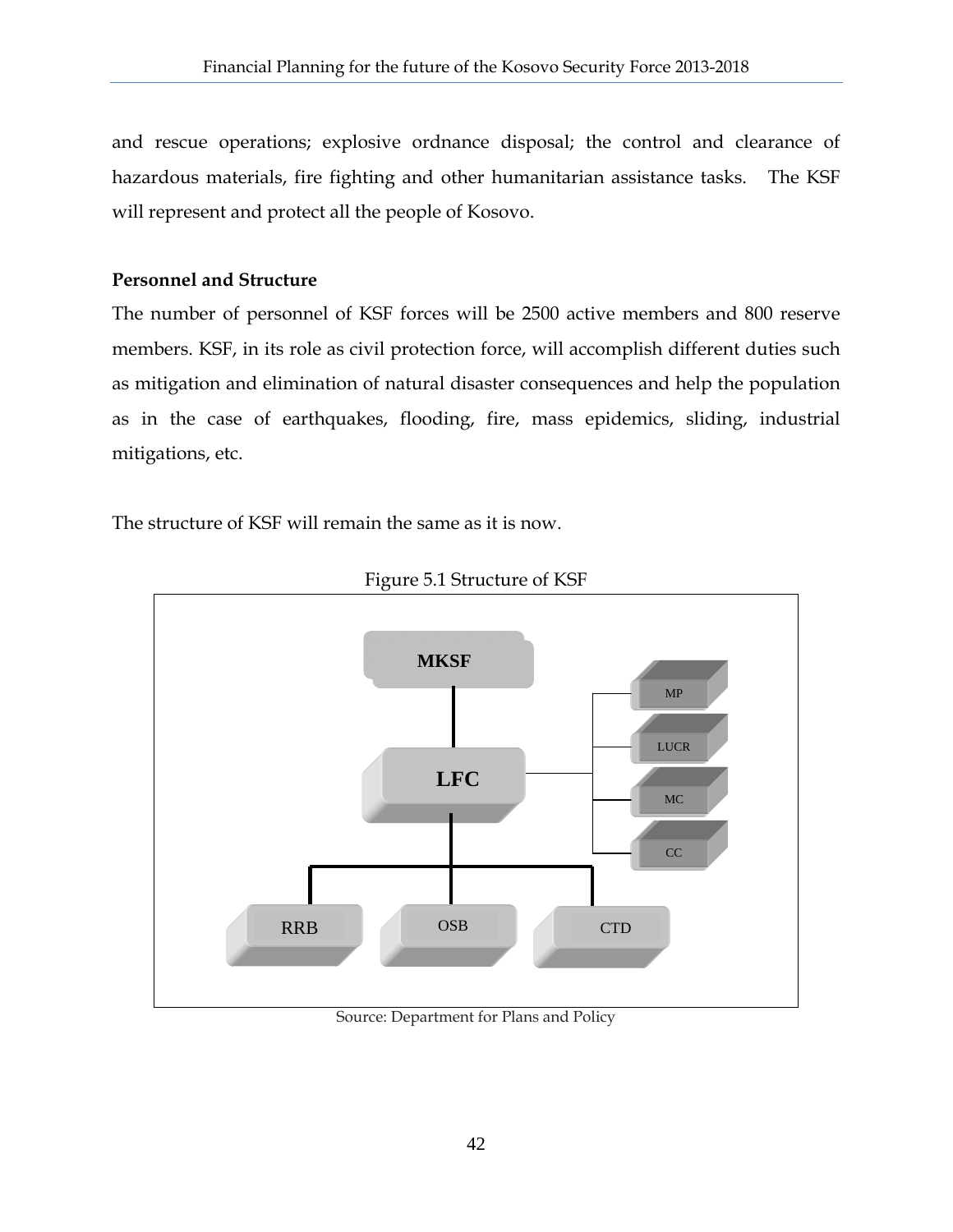and rescue operations; explosive ordnance disposal; the control and clearance of hazardous materials, fire fighting and other humanitarian assistance tasks. The KSF will represent and protect all the people of Kosovo.

**Personnel and Structure**

The number of personnel of KSF forces will be 2500 active members and 800 reserve members. KSF, in its role as civil protection force, will accomplish different duties such as mitigation and elimination of natural disaster consequences and help the population as in the case of earthquakes, flooding, fire, mass epidemics, sliding, industrial mitigations, etc.

The structure of KSF will remain the same as it is now.

Figure 5.1 Structure of KSF

MKSF

LFC

MP

LUCR

MC

CC

RRB

OSB

CTD

Source: Department for Plans and Policy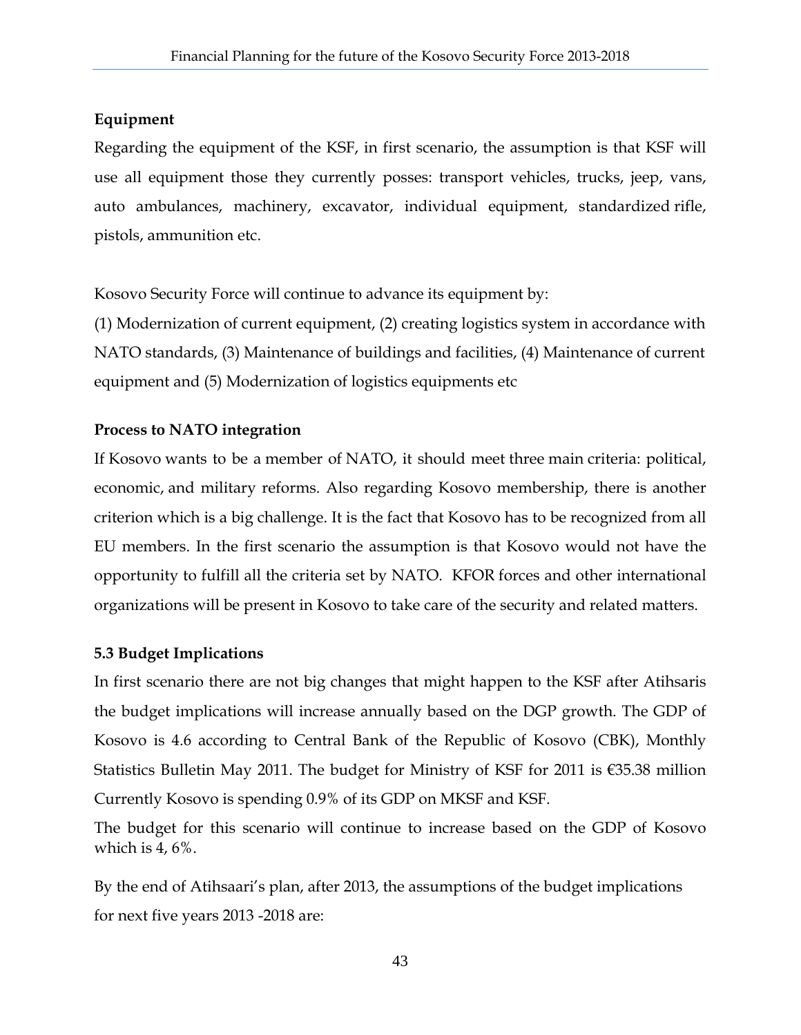**Equipment**

Regarding the equipment of the KSF, in first scenario, the assumption is that KSF will use all equipment those they currently posses: transport vehicles, trucks, jeep, vans, auto ambulances, machinery, excavator, individual equipment, standardized rifle, pistols, ammunition etc.

Kosovo Security Force will continue to advance its equipment by:

(1) Modernization of current equipment, (2) creating logistics system in accordance with NATO standards, (3) Maintenance of buildings and facilities, (4) Maintenance of current equipment and (5) Modernization of logistics equipments etc

**Process to NATO integration**

If Kosovo wants to be a member of NATO, it should meet three main criteria: political, economic, and military reforms. Also regarding Kosovo membership, there is another criterion which is a big challenge. It is the fact that Kosovo has to be recognized from all EU members. In the first scenario the assumption is that Kosovo would not have the opportunity to fulfill all the criteria set by NATO. KFOR forces and other international organizations will be present in Kosovo to take care of the security and related matters.

**5.3 Budget Implications**

In first scenario there are not big changes that might happen to the KSF after Atihsaris the budget implications will increase annually based on the DGP growth. The GDP of Kosovo is 4.6 according to Central Bank of the Republic of Kosovo (CBK), Monthly Statistics Bulletin May 2011. The budget for Ministry of KSF for 2011 is €35.38 million Currently Kosovo is spending 0.9% of its GDP on MKSF and KSF.

The budget for this scenario will continue to increase based on the GDP of Kosovo which is 4, 6%.

By the end of Atihsaari's plan, after 2013, the assumptions of the budget implications for next five years 2013 -2018 are: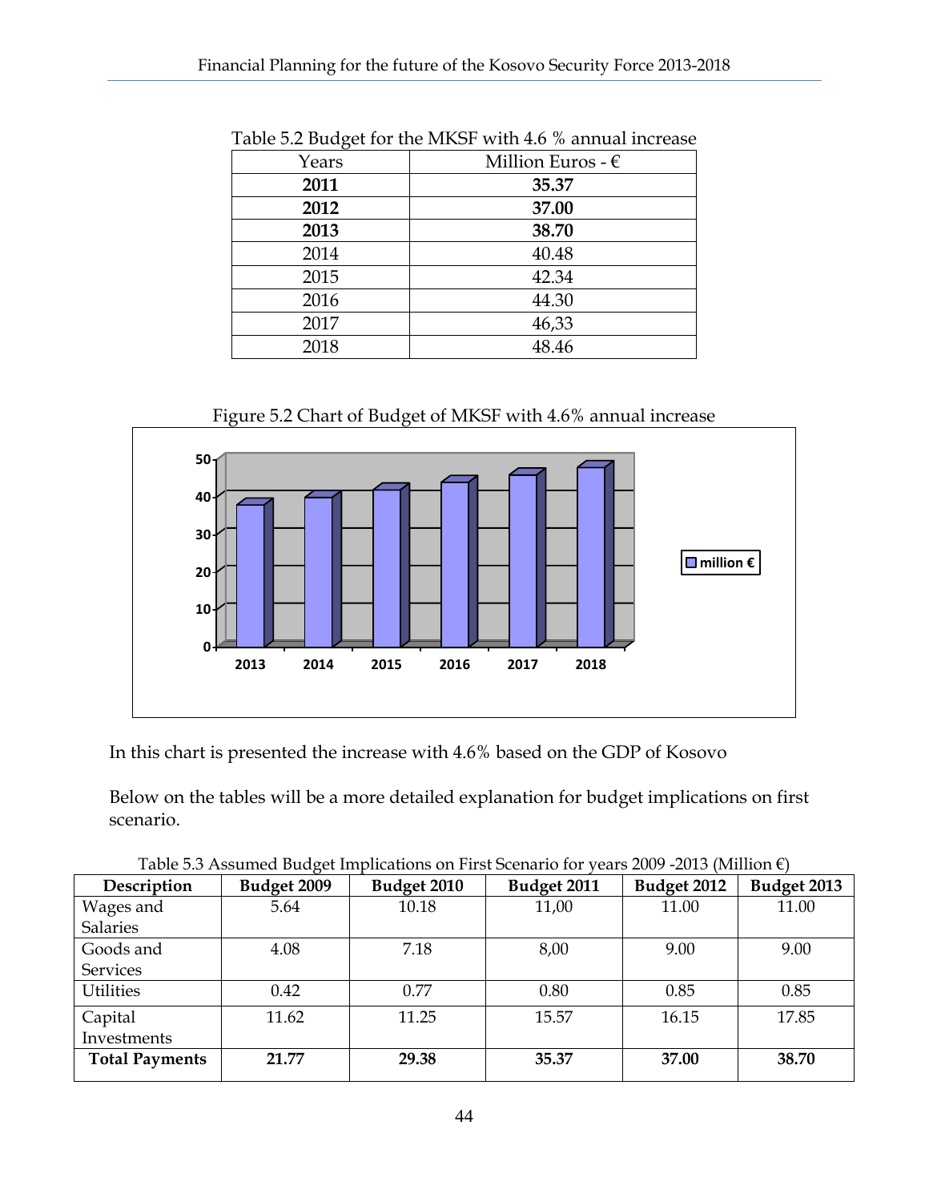Table 5.2 Budget for the MKSF with 4.6 % annual increase

| Years | Million Euros - € |
|---|---|
| **2011** | **35.37** |
| **2012** | **37.00** |
| **2013** | **38.70** |
| 2014 | 40.48 |
| 2015 | 42.34 |
| 2016 | 44.30 |
| 2017 | 46,33 |
| 2018 | 48.46 |

Figure 5.2 Chart of Budget of MKSF with 4.6% annual increase

In this chart is presented the increase with 4.6% based on the GDP of Kosovo

Below on the tables will be a more detailed explanation for budget implications on first scenario.

Table 5.3 Assumed Budget Implications on First Scenario for years 2009 -2013 (Million €)

| Description | Budget 2009 | Budget 2010 | Budget 2011 | Budget 2012 | Budget 2013 |
|---|---|---|---|---|---|
| Wages and Salaries | 5.64 | 10.18 | 11,00 | 11.00 | 11.00 |
| Goods and Services | 4.08 | 7.18 | 8,00 | 9.00 | 9.00 |
| Utilities | 0.42 | 0.77 | 0.80 | 0.85 | 0.85 |
| Capital Investments | 11.62 | 11.25 | 15.57 | 16.15 | 17.85 |
| **Total Payments** | **21.77** | **29.38** | **35.37** | **37.00** | **38.70** |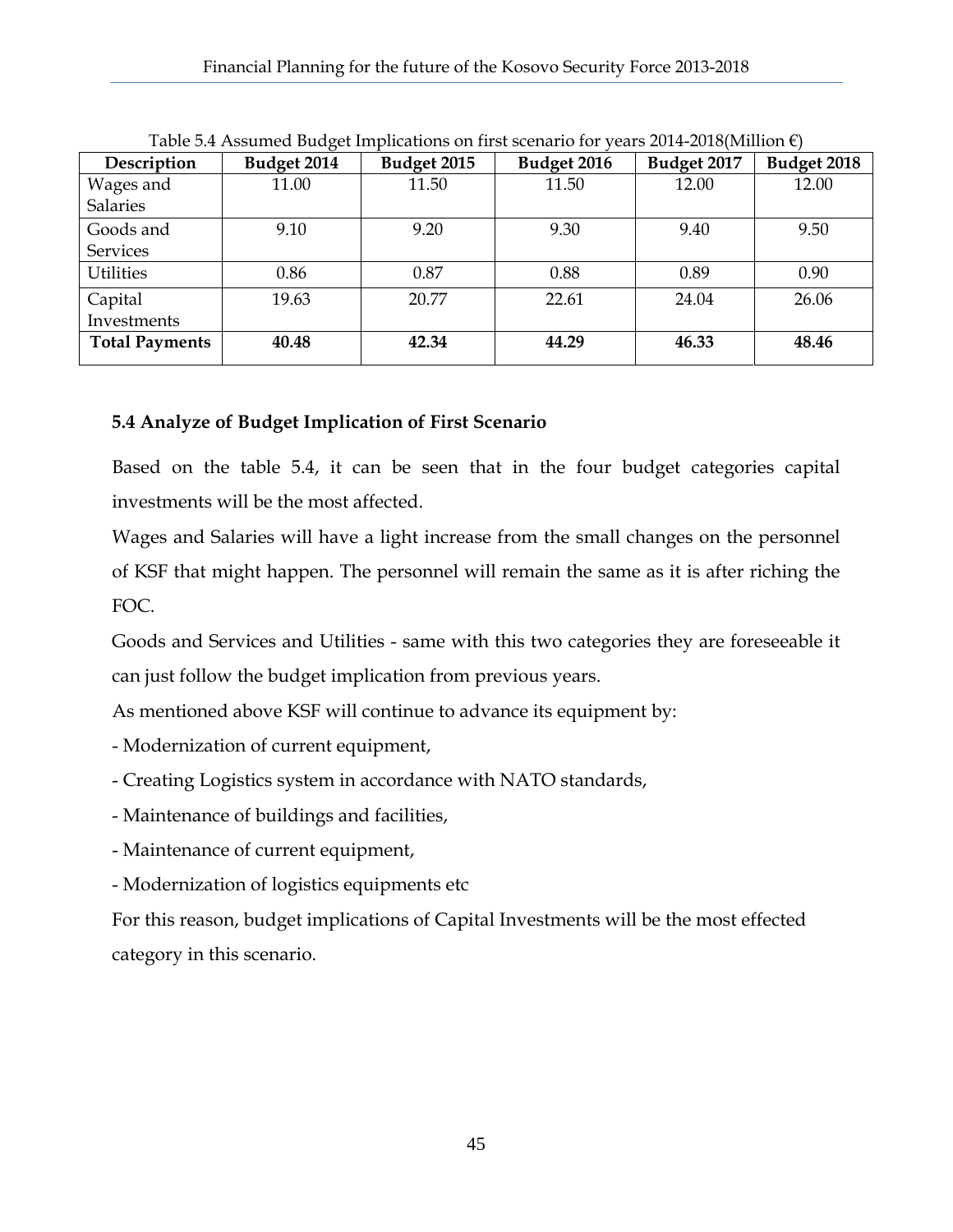Table 5.4 Assumed Budget Implications on first scenario for years 2014-2018(Million €)

| Description | Budget 2014 | Budget 2015 | Budget 2016 | Budget 2017 | Budget 2018 |
|---|---|---|---|---|---|
| Wages and Salaries | 11.00 | 11.50 | 11.50 | 12.00 | 12.00 |
| Goods and Services | 9.10 | 9.20 | 9.30 | 9.40 | 9.50 |
| Utilities | 0.86 | 0.87 | 0.88 | 0.89 | 0.90 |
| Capital Investments | 19.63 | 20.77 | 22.61 | 24.04 | 26.06 |
| **Total Payments** | **40.48** | **42.34** | **44.29** | **46.33** | **48.46** |

### 5.4 Analyze of Budget Implication of First Scenario

Based on the table 5.4, it can be seen that in the four budget categories capital investments will be the most affected.

Wages and Salaries will have a light increase from the small changes on the personnel of KSF that might happen. The personnel will remain the same as it is after riching the FOC.

Goods and Services and Utilities - same with this two categories they are foreseeable it can just follow the budget implication from previous years.

As mentioned above KSF will continue to advance its equipment by:

- Modernization of current equipment,
- Creating Logistics system in accordance with NATO standards,
- Maintenance of buildings and facilities,
- Maintenance of current equipment,
- Modernization of logistics equipments etc

For this reason, budget implications of Capital Investments will be the most effected category in this scenario.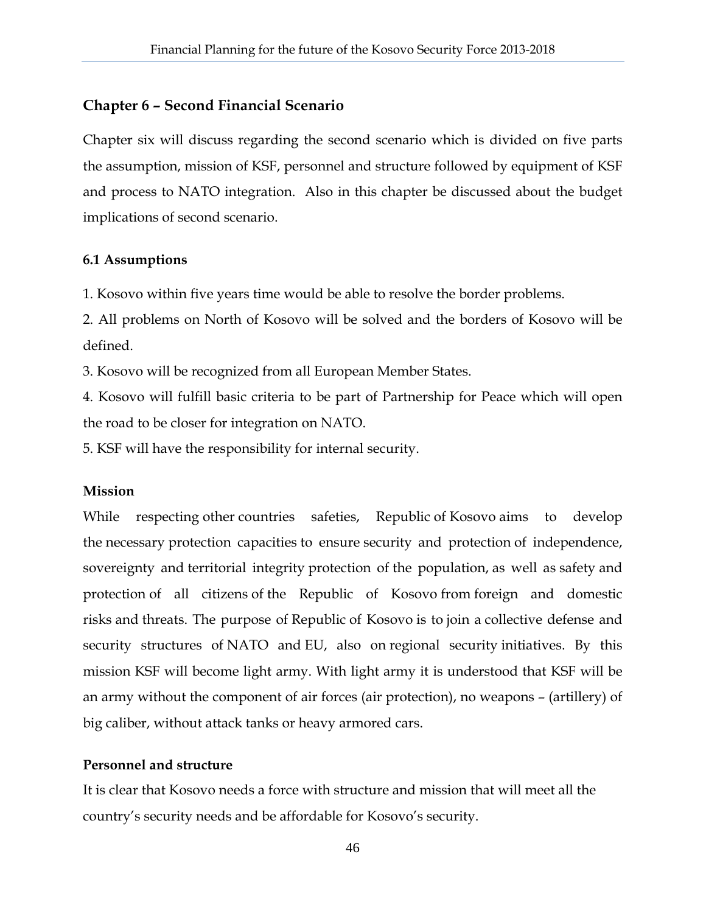## Chapter 6 – Second Financial Scenario

Chapter six will discuss regarding the second scenario which is divided on five parts the assumption, mission of KSF, personnel and structure followed by equipment of KSF and process to NATO integration. Also in this chapter be discussed about the budget implications of second scenario.

### 6.1 Assumptions

1. Kosovo within five years time would be able to resolve the border problems.
2. All problems on North of Kosovo will be solved and the borders of Kosovo will be defined.
3. Kosovo will be recognized from all European Member States.
4. Kosovo will fulfill basic criteria to be part of Partnership for Peace which will open the road to be closer for integration on NATO.
5. KSF will have the responsibility for internal security.

**Mission**

While respecting other countries safeties, Republic of Kosovo aims to develop the necessary protection capacities to ensure security and protection of independence, sovereignty and territorial integrity protection of the population, as well as safety and protection of all citizens of the Republic of Kosovo from foreign and domestic risks and threats. The purpose of Republic of Kosovo is to join a collective defense and security structures of NATO and EU, also on regional security initiatives. By this mission KSF will become light army. With light army it is understood that KSF will be an army without the component of air forces (air protection), no weapons – (artillery) of big caliber, without attack tanks or heavy armored cars.

**Personnel and structure**

It is clear that Kosovo needs a force with structure and mission that will meet all the country's security needs and be affordable for Kosovo's security.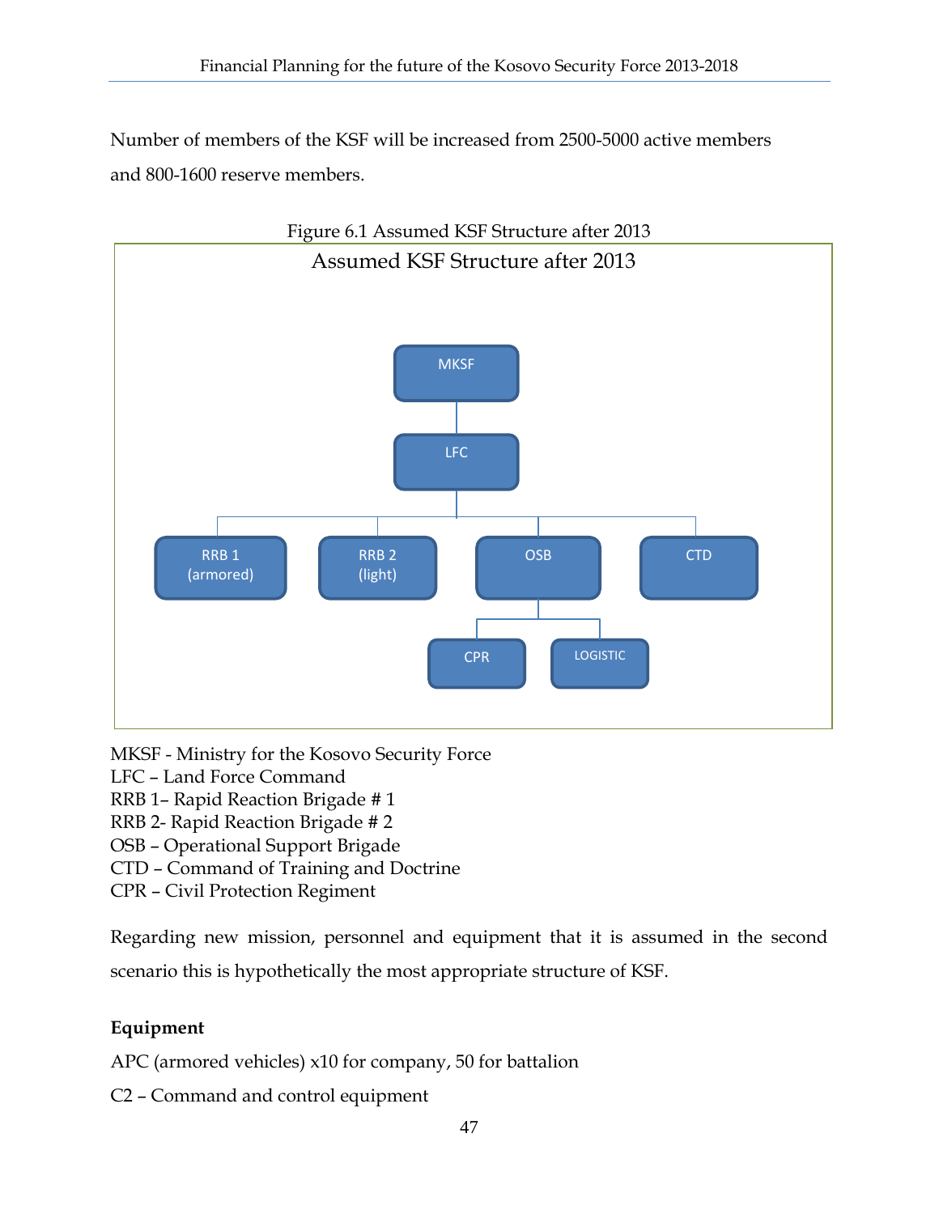Number of members of the KSF will be increased from 2500-5000 active members and 800-1600 reserve members.

Figure 6.1 Assumed KSF Structure after 2013

MKSF - Ministry for the Kosovo Security Force
LFC – Land Force Command
RRB 1– Rapid Reaction Brigade # 1
RRB 2- Rapid Reaction Brigade # 2
OSB – Operational Support Brigade
CTD – Command of Training and Doctrine
CPR – Civil Protection Regiment

Regarding new mission, personnel and equipment that it is assumed in the second scenario this is hypothetically the most appropriate structure of KSF.

**Equipment**

APC (armored vehicles) x10 for company, 50 for battalion

C2 – Command and control equipment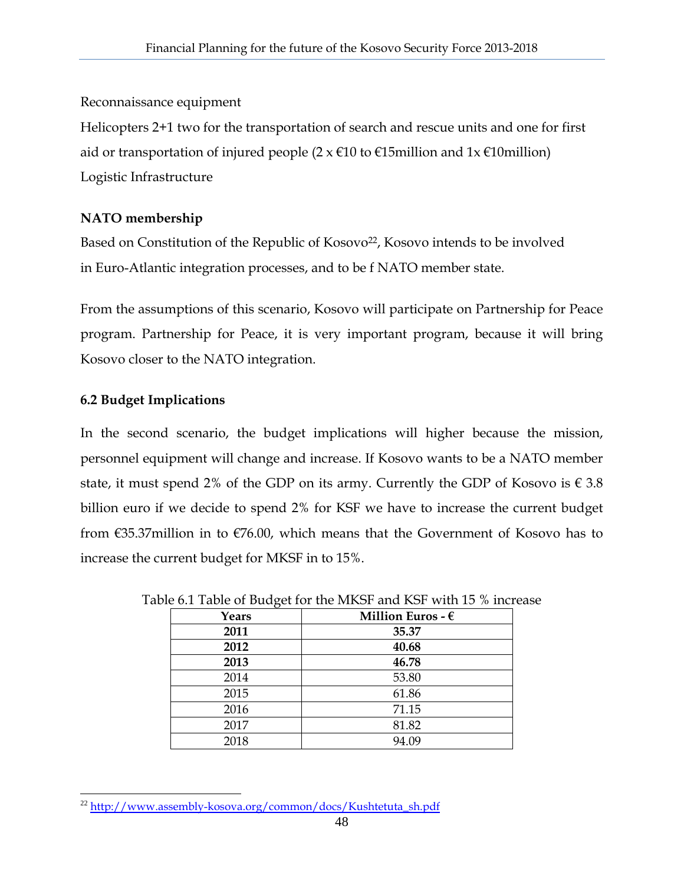Reconnaissance equipment

Helicopters 2+1 two for the transportation of search and rescue units and one for first aid or transportation of injured people (2 x €10 to €15million and 1x €10million)

Logistic Infrastructure

**NATO membership**

Based on Constitution of the Republic of Kosovo[22], Kosovo intends to be involved in Euro-Atlantic integration processes, and to be f NATO member state.

From the assumptions of this scenario, Kosovo will participate on Partnership for Peace program. Partnership for Peace, it is very important program, because it will bring Kosovo closer to the NATO integration.

### 6.2 Budget Implications

In the second scenario, the budget implications will higher because the mission, personnel equipment will change and increase. If Kosovo wants to be a NATO member state, it must spend 2% of the GDP on its army. Currently the GDP of Kosovo is € 3.8 billion euro if we decide to spend 2% for KSF we have to increase the current budget from €35.37million in to €76.00, which means that the Government of Kosovo has to increase the current budget for MKSF in to 15%.

Table 6.1 Table of Budget for the MKSF and KSF with 15 % increase

| **Years** | **Million Euros - €** |
|---|---|
| **2011** | **35.37** |
| **2012** | **40.68** |
| **2013** | **46.78** |
| 2014 | 53.80 |
| 2015 | 61.86 |
| 2016 | 71.15 |
| 2017 | 81.82 |
| 2018 | 94.09 |

[22] http://www.assembly-kosova.org/common/docs/Kushtetuta_sh.pdf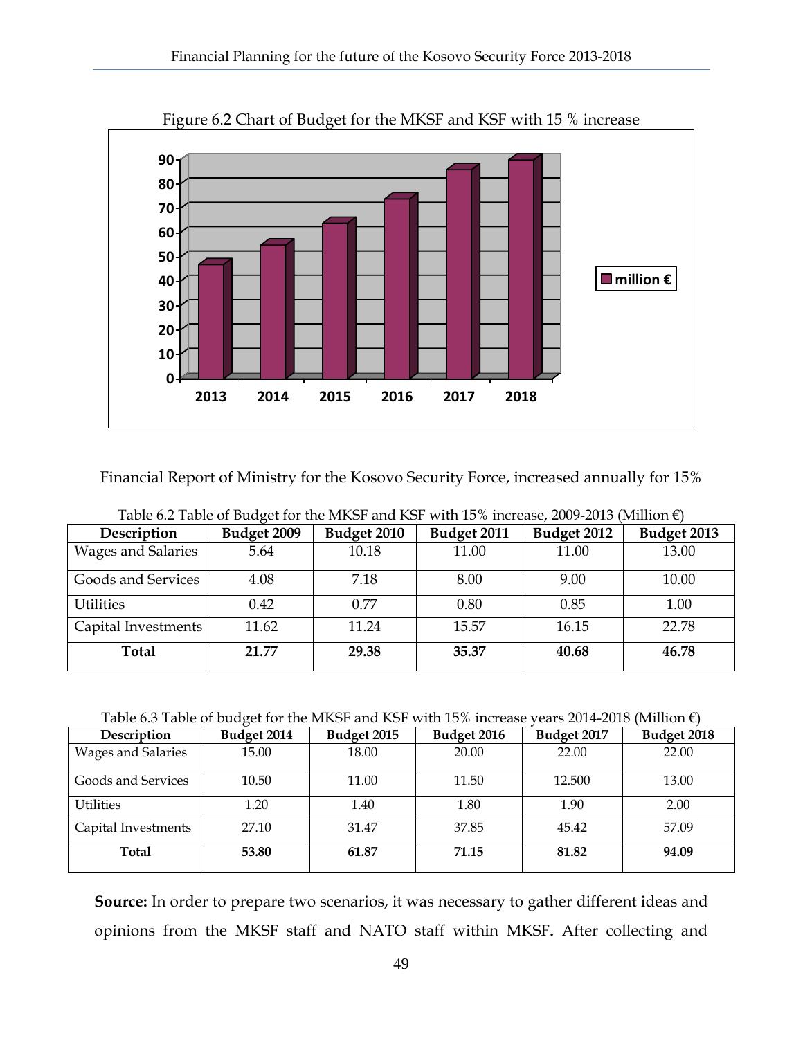Figure 6.2 Chart of Budget for the MKSF and KSF with 15 % increase

Financial Report of Ministry for the Kosovo Security Force, increased annually for 15%

Table 6.2 Table of Budget for the MKSF and KSF with 15% increase, 2009-2013 (Million €)

| Description | Budget 2009 | Budget 2010 | Budget 2011 | Budget 2012 | Budget 2013 |
|---|---|---|---|---|---|
| Wages and Salaries | 5.64 | 10.18 | 11.00 | 11.00 | 13.00 |
| Goods and Services | 4.08 | 7.18 | 8.00 | 9.00 | 10.00 |
| Utilities | 0.42 | 0.77 | 0.80 | 0.85 | 1.00 |
| Capital Investments | 11.62 | 11.24 | 15.57 | 16.15 | 22.78 |
| **Total** | **21.77** | **29.38** | **35.37** | **40.68** | **46.78** |

Table 6.3 Table of budget for the MKSF and KSF with 15% increase years 2014-2018 (Million €)

| Description | Budget 2014 | Budget 2015 | Budget 2016 | Budget 2017 | Budget 2018 |
|---|---|---|---|---|---|
| Wages and Salaries | 15.00 | 18.00 | 20.00 | 22.00 | 22.00 |
| Goods and Services | 10.50 | 11.00 | 11.50 | 12.500 | 13.00 |
| Utilities | 1.20 | 1.40 | 1.80 | 1.90 | 2.00 |
| Capital Investments | 27.10 | 31.47 | 37.85 | 45.42 | 57.09 |
| **Total** | **53.80** | **61.87** | **71.15** | **81.82** | **94.09** |

**Source:** In order to prepare two scenarios, it was necessary to gather different ideas and opinions from the MKSF staff and NATO staff within MKSF**.** After collecting and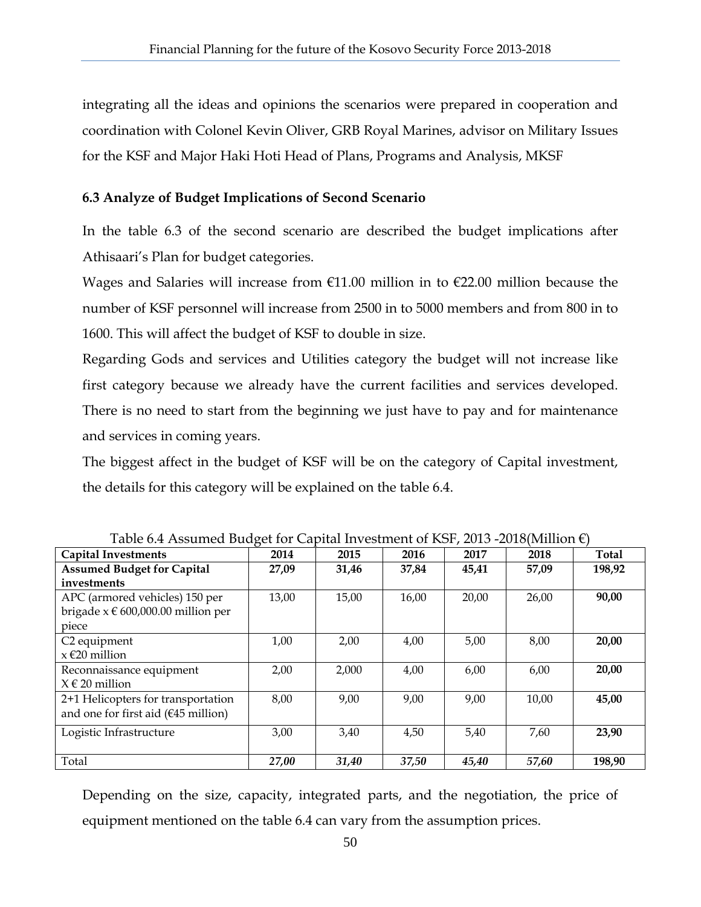integrating all the ideas and opinions the scenarios were prepared in cooperation and coordination with Colonel Kevin Oliver, GRB Royal Marines, advisor on Military Issues for the KSF and Major Haki Hoti Head of Plans, Programs and Analysis, MKSF

### 6.3 Analyze of Budget Implications of Second Scenario

In the table 6.3 of the second scenario are described the budget implications after Athisaari's Plan for budget categories.

Wages and Salaries will increase from €11.00 million in to €22.00 million because the number of KSF personnel will increase from 2500 in to 5000 members and from 800 in to 1600. This will affect the budget of KSF to double in size.

Regarding Gods and services and Utilities category the budget will not increase like first category because we already have the current facilities and services developed. There is no need to start from the beginning we just have to pay and for maintenance and services in coming years.

The biggest affect in the budget of KSF will be on the category of Capital investment, the details for this category will be explained on the table 6.4.

Table 6.4 Assumed Budget for Capital Investment of KSF, 2013 -2018(Million €)

| **Capital Investments** | **2014** | **2015** | **2016** | **2017** | **2018** | **Total** |
|---|---|---|---|---|---|---|
| **Assumed Budget for Capital investments** | **27,09** | **31,46** | **37,84** | **45,41** | **57,09** | **198,92** |
| APC (armored vehicles) 150 per brigade x € 600,000.00 million per piece | 13,00 | 15,00 | 16,00 | 20,00 | 26,00 | **90,00** |
| C2 equipment x €20 million | 1,00 | 2,00 | 4,00 | 5,00 | 8,00 | **20,00** |
| Reconnaissance equipment X € 20 million | 2,00 | 2,000 | 4,00 | 6,00 | 6,00 | **20,00** |
| 2+1 Helicopters for transportation and one for first aid (€45 million) | 8,00 | 9,00 | 9,00 | 9,00 | 10,00 | **45,00** |
| Logistic Infrastructure | 3,00 | 3,40 | 4,50 | 5,40 | 7,60 | **23,90** |
| Total | ***27,00*** | ***31,40*** | ***37,50*** | ***45,40*** | ***57,60*** | **198,90** |

Depending on the size, capacity, integrated parts, and the negotiation, the price of equipment mentioned on the table 6.4 can vary from the assumption prices.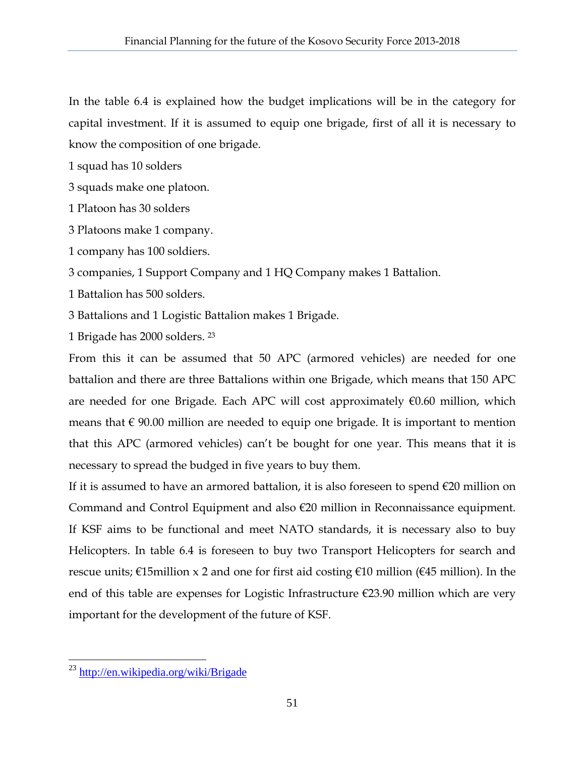In the table 6.4 is explained how the budget implications will be in the category for capital investment. If it is assumed to equip one brigade, first of all it is necessary to know the composition of one brigade.

1 squad has 10 solders

3 squads make one platoon.

1 Platoon has 30 solders

3 Platoons make 1 company.

1 company has 100 soldiers.

3 companies, 1 Support Company and 1 HQ Company makes 1 Battalion.

1 Battalion has 500 solders.

3 Battalions and 1 Logistic Battalion makes 1 Brigade.

1 Brigade has 2000 solders. [23]

From this it can be assumed that 50 APC (armored vehicles) are needed for one battalion and there are three Battalions within one Brigade, which means that 150 APC are needed for one Brigade. Each APC will cost approximately €0.60 million, which means that € 90.00 million are needed to equip one brigade. It is important to mention that this APC (armored vehicles) can't be bought for one year. This means that it is necessary to spread the budged in five years to buy them.

If it is assumed to have an armored battalion, it is also foreseen to spend €20 million on Command and Control Equipment and also €20 million in Reconnaissance equipment. If KSF aims to be functional and meet NATO standards, it is necessary also to buy Helicopters. In table 6.4 is foreseen to buy two Transport Helicopters for search and rescue units; €15million x 2 and one for first aid costing €10 million (€45 million). In the end of this table are expenses for Logistic Infrastructure €23.90 million which are very important for the development of the future of KSF.

---

[23] http://en.wikipedia.org/wiki/Brigade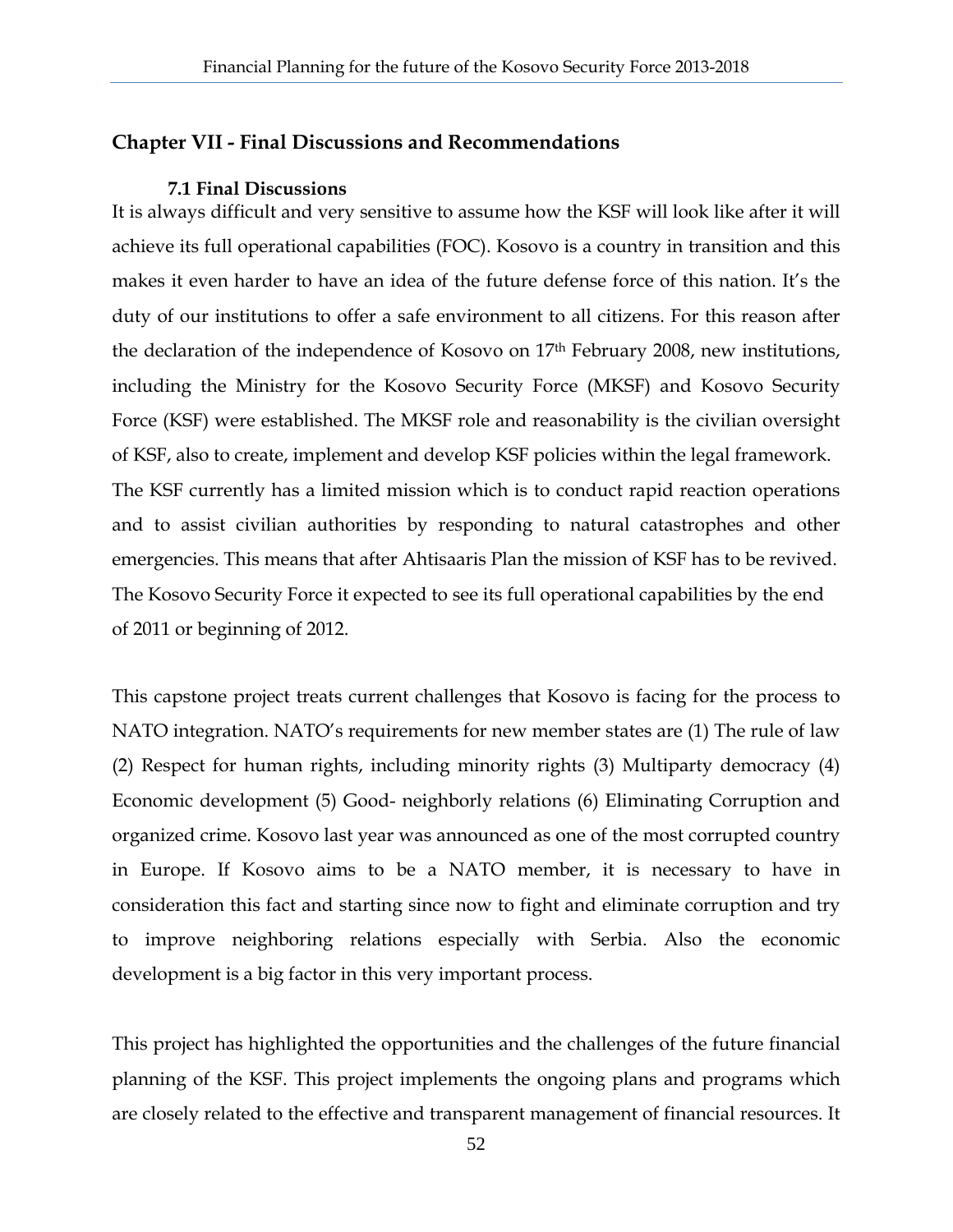## Chapter VII - Final Discussions and Recommendations

### 7.1 Final Discussions

It is always difficult and very sensitive to assume how the KSF will look like after it will achieve its full operational capabilities (FOC). Kosovo is a country in transition and this makes it even harder to have an idea of the future defense force of this nation. It's the duty of our institutions to offer a safe environment to all citizens. For this reason after the declaration of the independence of Kosovo on 17th February 2008, new institutions, including the Ministry for the Kosovo Security Force (MKSF) and Kosovo Security Force (KSF) were established. The MKSF role and reasonability is the civilian oversight of KSF, also to create, implement and develop KSF policies within the legal framework. The KSF currently has a limited mission which is to conduct rapid reaction operations and to assist civilian authorities by responding to natural catastrophes and other emergencies. This means that after Ahtisaaris Plan the mission of KSF has to be revived. The Kosovo Security Force it expected to see its full operational capabilities by the end of 2011 or beginning of 2012.

This capstone project treats current challenges that Kosovo is facing for the process to NATO integration. NATO's requirements for new member states are (1) The rule of law (2) Respect for human rights, including minority rights (3) Multiparty democracy (4) Economic development (5) Good- neighborly relations (6) Eliminating Corruption and organized crime. Kosovo last year was announced as one of the most corrupted country in Europe. If Kosovo aims to be a NATO member, it is necessary to have in consideration this fact and starting since now to fight and eliminate corruption and try to improve neighboring relations especially with Serbia. Also the economic development is a big factor in this very important process.

This project has highlighted the opportunities and the challenges of the future financial planning of the KSF. This project implements the ongoing plans and programs which are closely related to the effective and transparent management of financial resources. It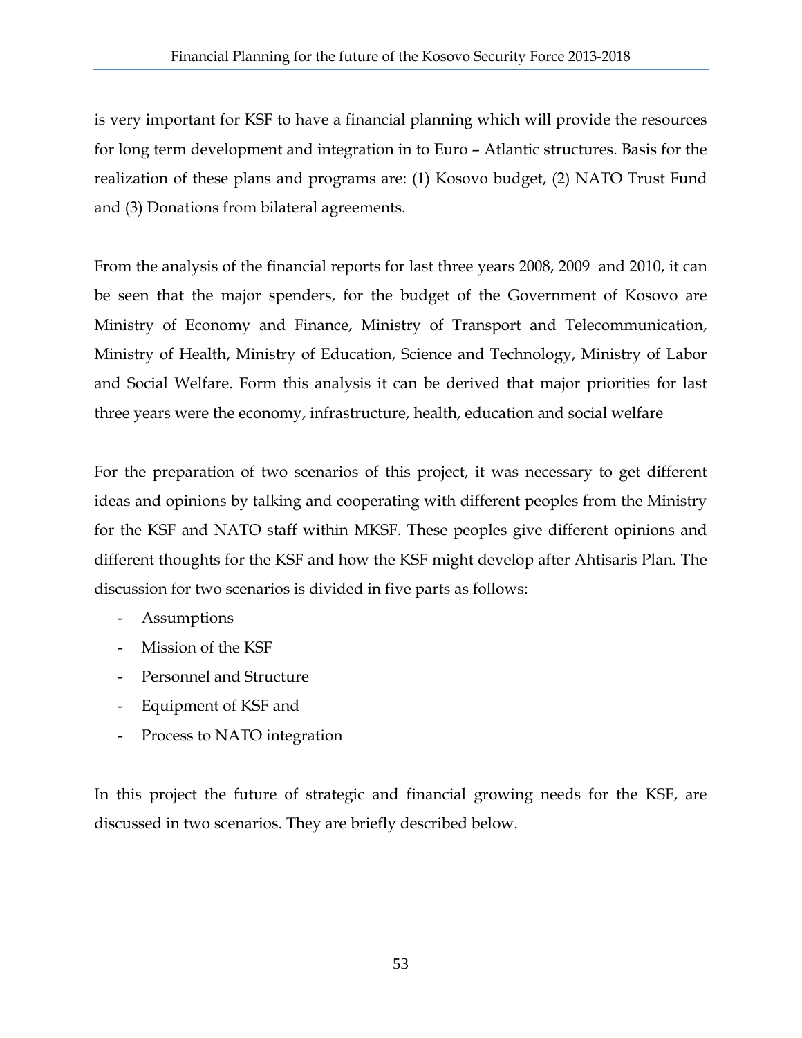is very important for KSF to have a financial planning which will provide the resources for long term development and integration in to Euro – Atlantic structures. Basis for the realization of these plans and programs are: (1) Kosovo budget, (2) NATO Trust Fund and (3) Donations from bilateral agreements.

From the analysis of the financial reports for last three years 2008, 2009 and 2010, it can be seen that the major spenders, for the budget of the Government of Kosovo are Ministry of Economy and Finance, Ministry of Transport and Telecommunication, Ministry of Health, Ministry of Education, Science and Technology, Ministry of Labor and Social Welfare. Form this analysis it can be derived that major priorities for last three years were the economy, infrastructure, health, education and social welfare

For the preparation of two scenarios of this project, it was necessary to get different ideas and opinions by talking and cooperating with different peoples from the Ministry for the KSF and NATO staff within MKSF. These peoples give different opinions and different thoughts for the KSF and how the KSF might develop after Ahtisaris Plan. The discussion for two scenarios is divided in five parts as follows:

- Assumptions
- Mission of the KSF
- Personnel and Structure
- Equipment of KSF and
- Process to NATO integration

In this project the future of strategic and financial growing needs for the KSF, are discussed in two scenarios. They are briefly described below.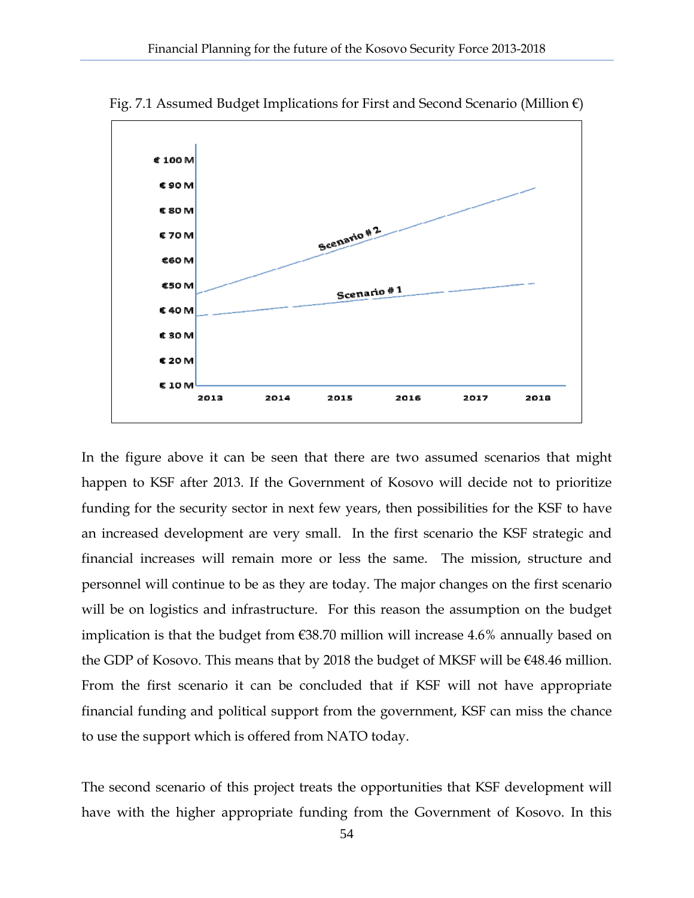Fig. 7.1 Assumed Budget Implications for First and Second Scenario (Million €)

In the figure above it can be seen that there are two assumed scenarios that might happen to KSF after 2013. If the Government of Kosovo will decide not to prioritize funding for the security sector in next few years, then possibilities for the KSF to have an increased development are very small. In the first scenario the KSF strategic and financial increases will remain more or less the same. The mission, structure and personnel will continue to be as they are today. The major changes on the first scenario will be on logistics and infrastructure. For this reason the assumption on the budget implication is that the budget from €38.70 million will increase 4.6% annually based on the GDP of Kosovo. This means that by 2018 the budget of MKSF will be €48.46 million. From the first scenario it can be concluded that if KSF will not have appropriate financial funding and political support from the government, KSF can miss the chance to use the support which is offered from NATO today.

The second scenario of this project treats the opportunities that KSF development will have with the higher appropriate funding from the Government of Kosovo. In this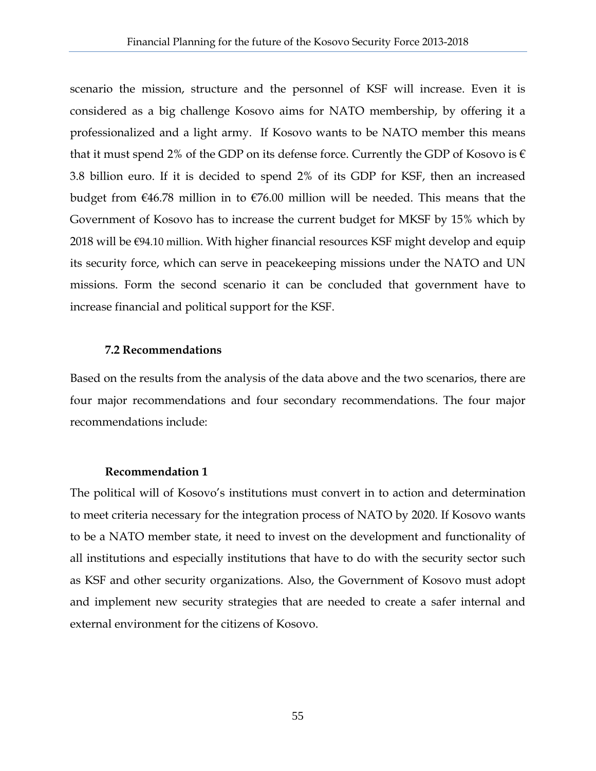scenario the mission, structure and the personnel of KSF will increase. Even it is considered as a big challenge Kosovo aims for NATO membership, by offering it a professionalized and a light army. If Kosovo wants to be NATO member this means that it must spend 2% of the GDP on its defense force. Currently the GDP of Kosovo is € 3.8 billion euro. If it is decided to spend 2% of its GDP for KSF, then an increased budget from €46.78 million in to €76.00 million will be needed. This means that the Government of Kosovo has to increase the current budget for MKSF by 15% which by 2018 will be €94.10 million. With higher financial resources KSF might develop and equip its security force, which can serve in peacekeeping missions under the NATO and UN missions. Form the second scenario it can be concluded that government have to increase financial and political support for the KSF.

### 7.2 Recommendations

Based on the results from the analysis of the data above and the two scenarios, there are four major recommendations and four secondary recommendations. The four major recommendations include:

**Recommendation 1**

The political will of Kosovo's institutions must convert in to action and determination to meet criteria necessary for the integration process of NATO by 2020. If Kosovo wants to be a NATO member state, it need to invest on the development and functionality of all institutions and especially institutions that have to do with the security sector such as KSF and other security organizations. Also, the Government of Kosovo must adopt and implement new security strategies that are needed to create a safer internal and external environment for the citizens of Kosovo.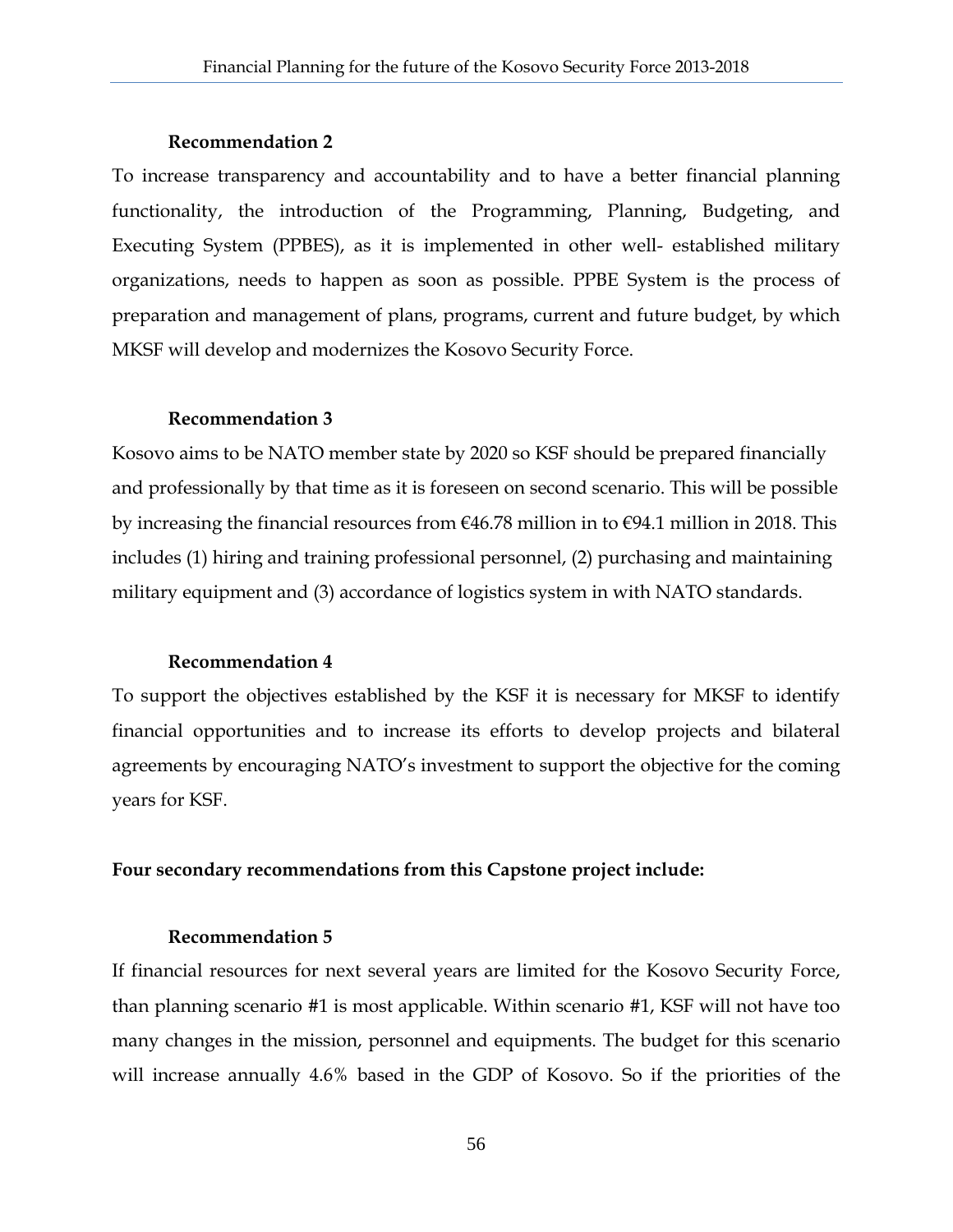**Recommendation 2**

To increase transparency and accountability and to have a better financial planning functionality, the introduction of the Programming, Planning, Budgeting, and Executing System (PPBES), as it is implemented in other well- established military organizations, needs to happen as soon as possible. PPBE System is the process of preparation and management of plans, programs, current and future budget, by which MKSF will develop and modernizes the Kosovo Security Force.

**Recommendation 3**

Kosovo aims to be NATO member state by 2020 so KSF should be prepared financially and professionally by that time as it is foreseen on second scenario. This will be possible by increasing the financial resources from €46.78 million in to €94.1 million in 2018. This includes (1) hiring and training professional personnel, (2) purchasing and maintaining military equipment and (3) accordance of logistics system in with NATO standards.

**Recommendation 4**

To support the objectives established by the KSF it is necessary for MKSF to identify financial opportunities and to increase its efforts to develop projects and bilateral agreements by encouraging NATO's investment to support the objective for the coming years for KSF.

**Four secondary recommendations from this Capstone project include:**

**Recommendation 5**

If financial resources for next several years are limited for the Kosovo Security Force, than planning scenario #1 is most applicable. Within scenario #1, KSF will not have too many changes in the mission, personnel and equipments. The budget for this scenario will increase annually 4.6% based in the GDP of Kosovo. So if the priorities of the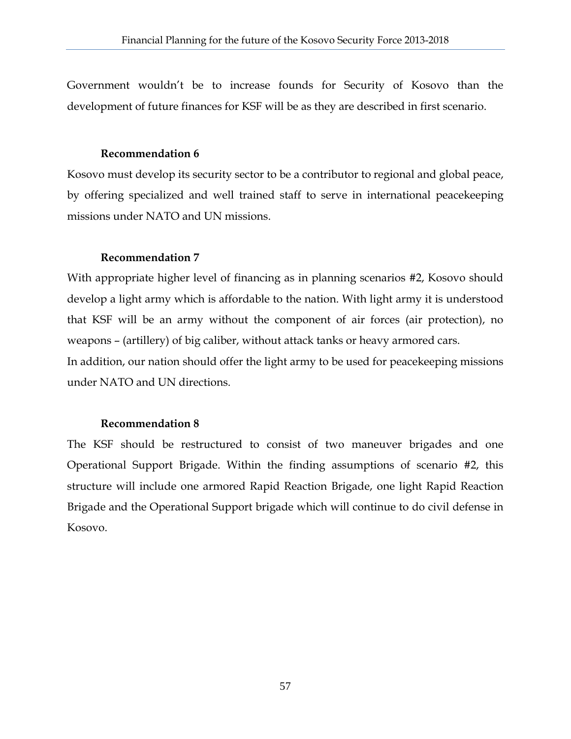Government wouldn't be to increase founds for Security of Kosovo than the development of future finances for KSF will be as they are described in first scenario.

**Recommendation 6**

Kosovo must develop its security sector to be a contributor to regional and global peace, by offering specialized and well trained staff to serve in international peacekeeping missions under NATO and UN missions.

**Recommendation 7**

With appropriate higher level of financing as in planning scenarios #2, Kosovo should develop a light army which is affordable to the nation. With light army it is understood that KSF will be an army without the component of air forces (air protection), no weapons – (artillery) of big caliber, without attack tanks or heavy armored cars.
In addition, our nation should offer the light army to be used for peacekeeping missions under NATO and UN directions.

**Recommendation 8**

The KSF should be restructured to consist of two maneuver brigades and one Operational Support Brigade. Within the finding assumptions of scenario #2, this structure will include one armored Rapid Reaction Brigade, one light Rapid Reaction Brigade and the Operational Support brigade which will continue to do civil defense in Kosovo.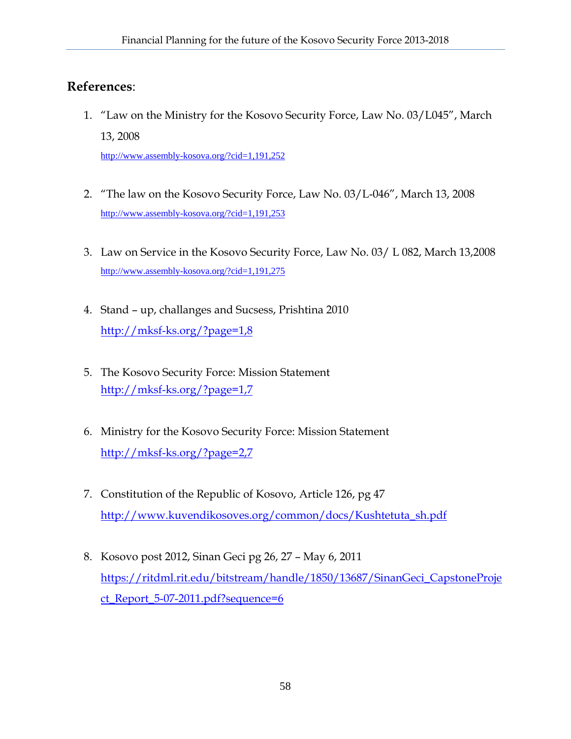**References**:

1. "Law on the Ministry for the Kosovo Security Force, Law No. 03/L045", March 13, 2008
   http://www.assembly-kosova.org/?cid=1,191,252

2. "The law on the Kosovo Security Force, Law No. 03/L-046", March 13, 2008
   http://www.assembly-kosova.org/?cid=1,191,253

3. Law on Service in the Kosovo Security Force, Law No. 03/ L 082, March 13,2008
   http://www.assembly-kosova.org/?cid=1,191,275

4. Stand – up, challanges and Sucsess, Prishtina 2010
   http://mksf-ks.org/?page=1,8

5. The Kosovo Security Force: Mission Statement
   http://mksf-ks.org/?page=1,7

6. Ministry for the Kosovo Security Force: Mission Statement
   http://mksf-ks.org/?page=2,7

7. Constitution of the Republic of Kosovo, Article 126, pg 47
   http://www.kuvendikosoves.org/common/docs/Kushtetuta_sh.pdf

8. Kosovo post 2012, Sinan Geci pg 26, 27 – May 6, 2011
   https://ritdml.rit.edu/bitstream/handle/1850/13687/SinanGeci_CapstoneProject_Report_5-07-2011.pdf?sequence=6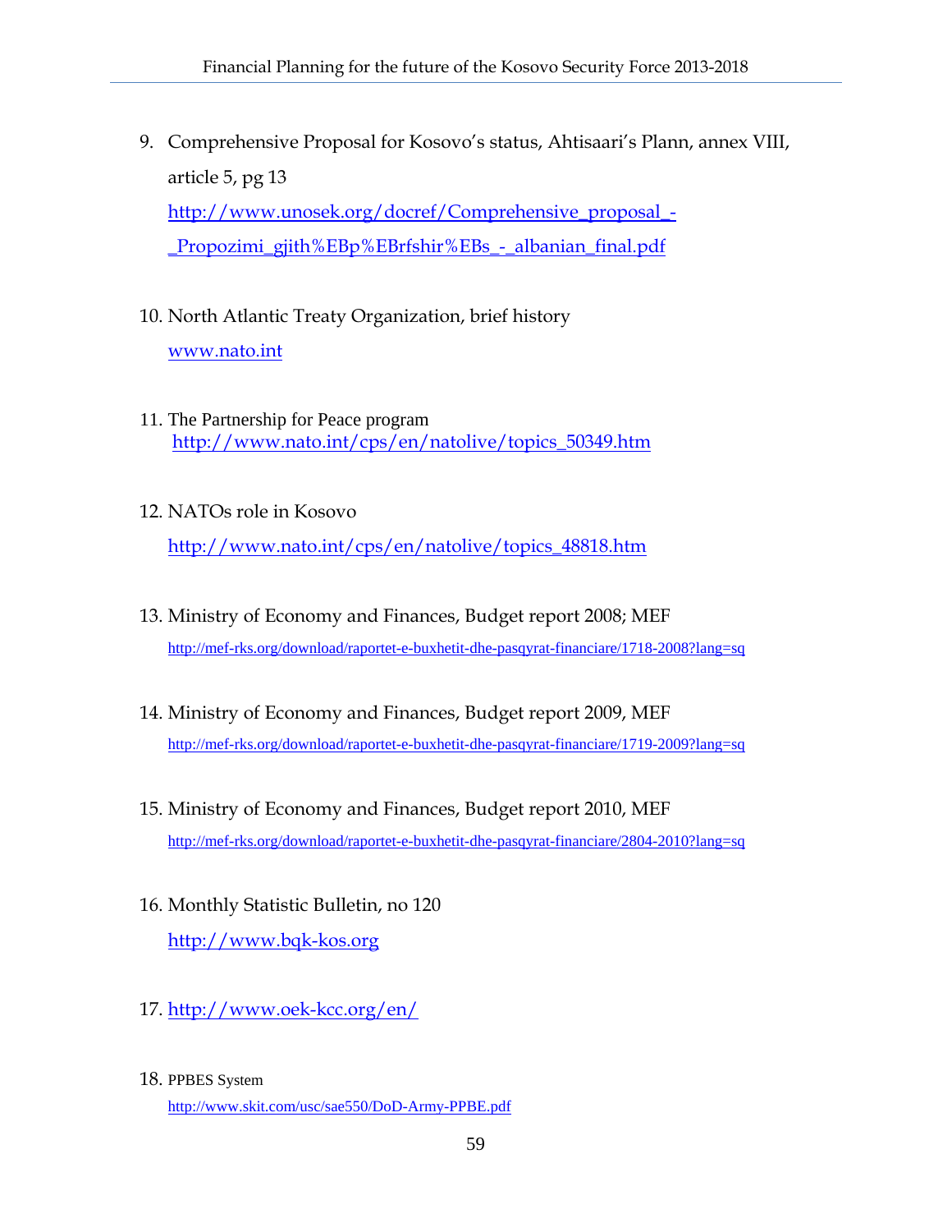9. Comprehensive Proposal for Kosovo's status, Ahtisaari's Plann, annex VIII, article 5, pg 13
   http://www.unosek.org/docref/Comprehensive_proposal_-_Propozimi_gjith%EBp%EBrfshir%EBs_-_albanian_final.pdf

10. North Atlantic Treaty Organization, brief history
    www.nato.int

11. The Partnership for Peace program
    http://www.nato.int/cps/en/natolive/topics_50349.htm

12. NATOs role in Kosovo
    http://www.nato.int/cps/en/natolive/topics_48818.htm

13. Ministry of Economy and Finances, Budget report 2008; MEF
    http://mef-rks.org/download/raportet-e-buxhetit-dhe-pasqyrat-financiare/1718-2008?lang=sq

14. Ministry of Economy and Finances, Budget report 2009, MEF
    http://mef-rks.org/download/raportet-e-buxhetit-dhe-pasqyrat-financiare/1719-2009?lang=sq

15. Ministry of Economy and Finances, Budget report 2010, MEF
    http://mef-rks.org/download/raportet-e-buxhetit-dhe-pasqyrat-financiare/2804-2010?lang=sq

16. Monthly Statistic Bulletin, no 120
    http://www.bqk-kos.org

17. http://www.oek-kcc.org/en/

18. PPBES System
    http://www.skit.com/usc/sae550/DoD-Army-PPBE.pdf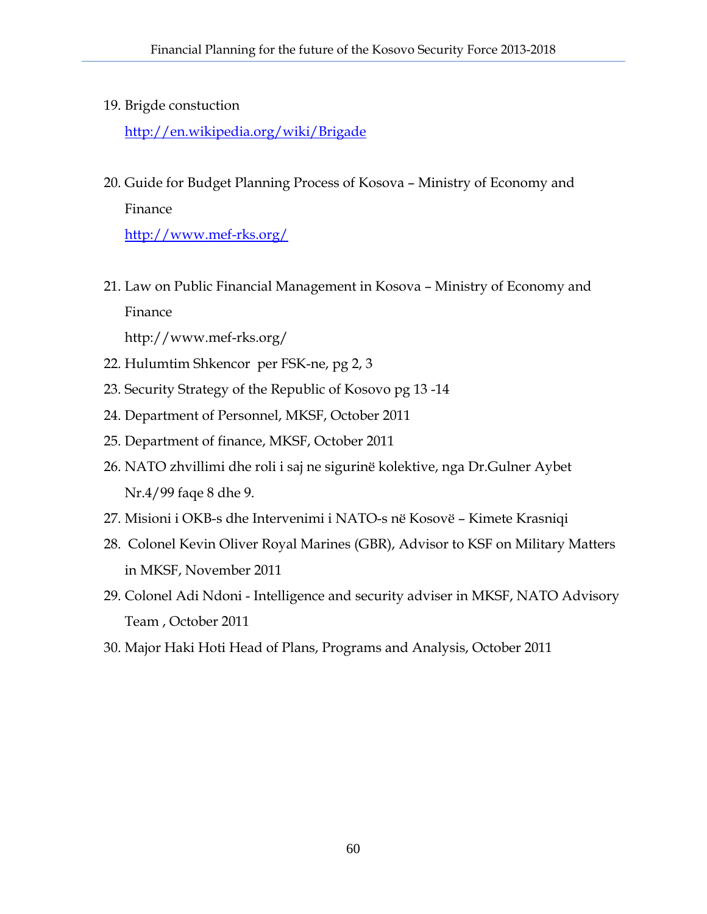19. Brigde constuction

    http://en.wikipedia.org/wiki/Brigade

20. Guide for Budget Planning Process of Kosova – Ministry of Economy and Finance

    http://www.mef-rks.org/

21. Law on Public Financial Management in Kosova – Ministry of Economy and Finance

    http://www.mef-rks.org/
22. Hulumtim Shkencor per FSK-ne, pg 2, 3
23. Security Strategy of the Republic of Kosovo pg 13 -14
24. Department of Personnel, MKSF, October 2011
25. Department of finance, MKSF, October 2011
26. NATO zhvillimi dhe roli i saj ne sigurinë kolektive, nga Dr.Gulner Aybet Nr.4/99 faqe 8 dhe 9.
27. Misioni i OKB-s dhe Intervenimi i NATO-s në Kosovë – Kimete Krasniqi
28. Colonel Kevin Oliver Royal Marines (GBR), Advisor to KSF on Military Matters in MKSF, November 2011
29. Colonel Adi Ndoni - Intelligence and security adviser in MKSF, NATO Advisory Team , October 2011
30. Major Haki Hoti Head of Plans, Programs and Analysis, October 2011